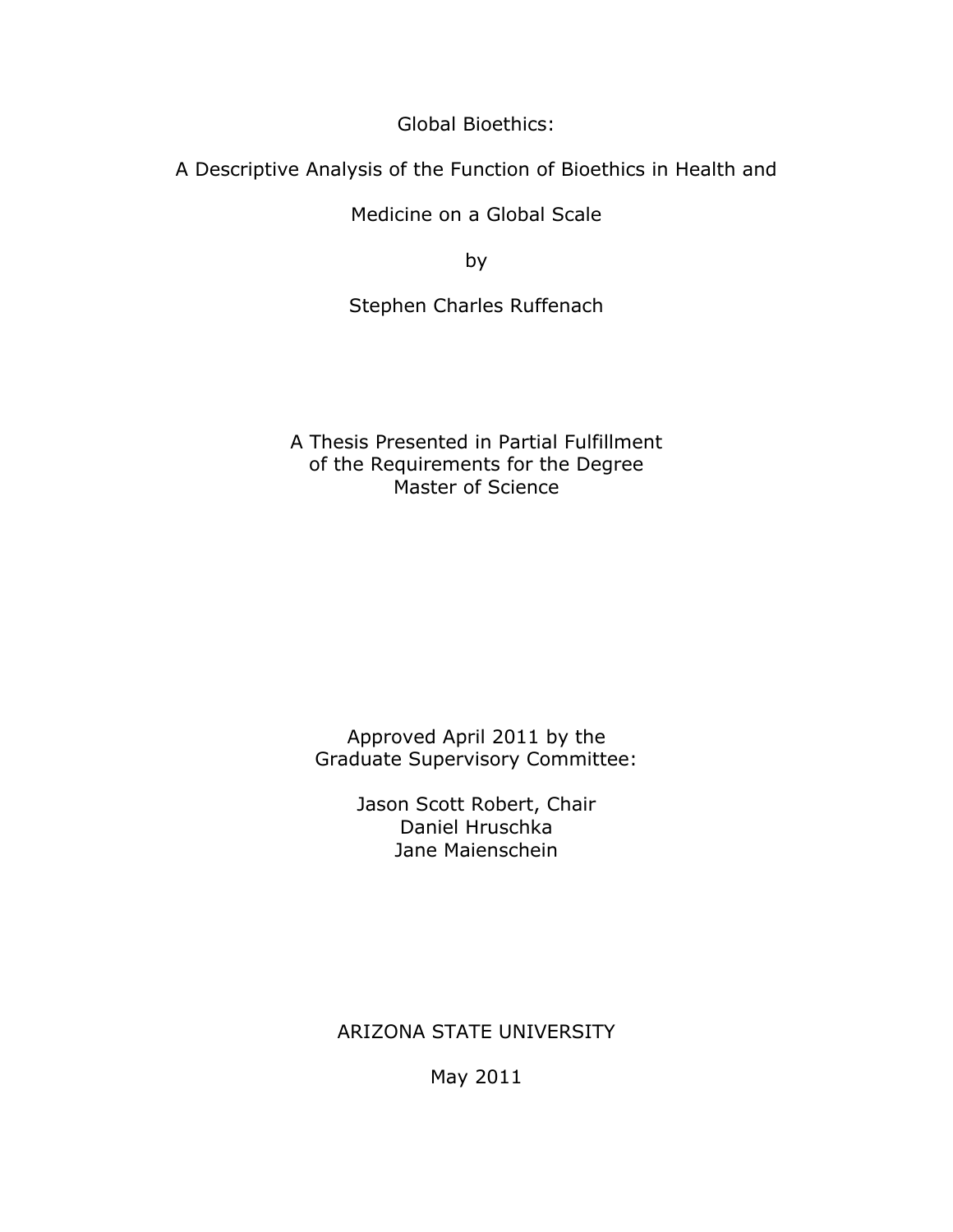# Global Bioethics:

## A Descriptive Analysis of the Function of Bioethics in Health and Medicine on a Global Scale

by

Stephen Charles Ruffenach

A Thesis Presented in Partial Fulfillment
of the Requirements for the Degree
Master of Science

Approved April 2011 by the
Graduate Supervisory Committee:

Jason Scott Robert, Chair
Daniel Hruschka
Jane Maienschein

ARIZONA STATE UNIVERSITY

May 2011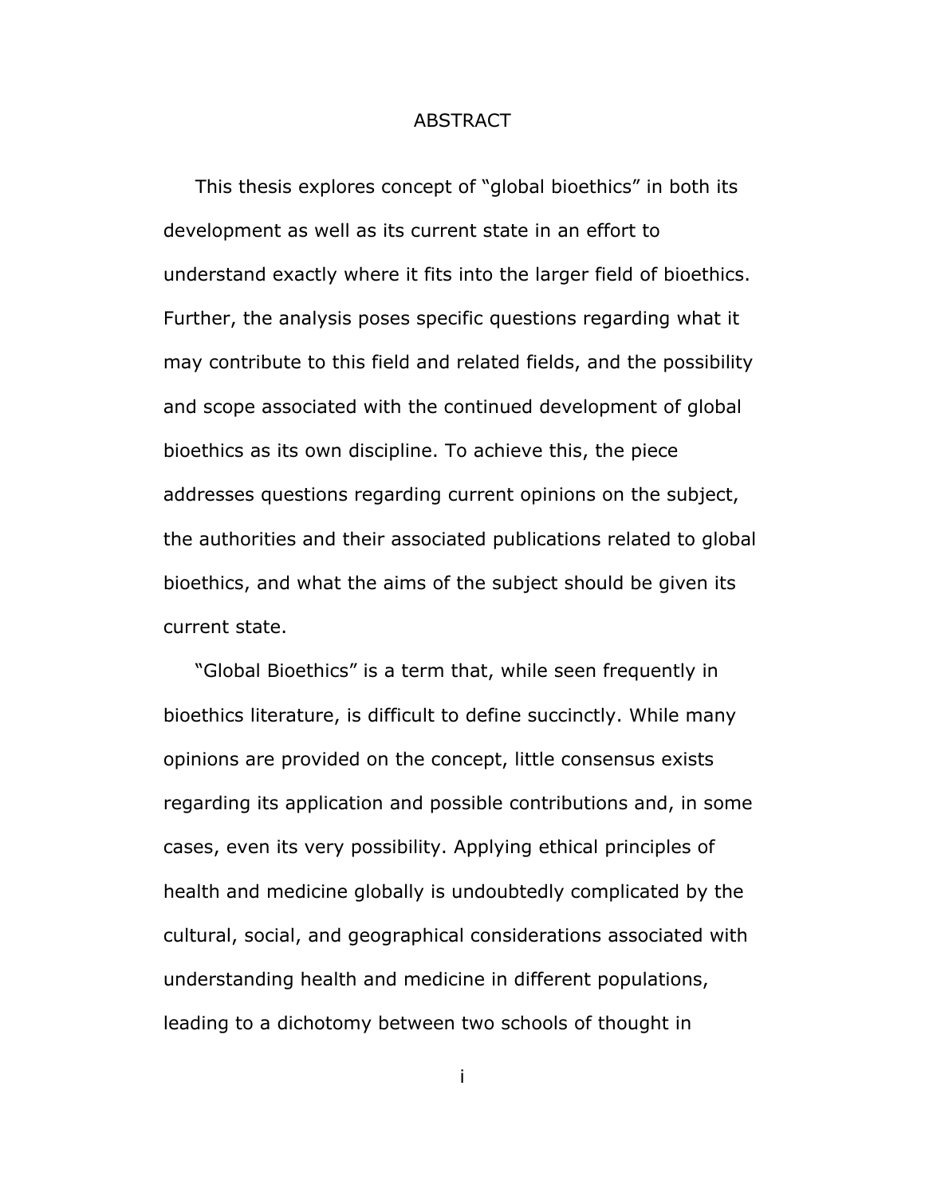# ABSTRACT

This thesis explores concept of "global bioethics" in both its development as well as its current state in an effort to understand exactly where it fits into the larger field of bioethics. Further, the analysis poses specific questions regarding what it may contribute to this field and related fields, and the possibility and scope associated with the continued development of global bioethics as its own discipline. To achieve this, the piece addresses questions regarding current opinions on the subject, the authorities and their associated publications related to global bioethics, and what the aims of the subject should be given its current state.

"Global Bioethics" is a term that, while seen frequently in bioethics literature, is difficult to define succinctly. While many opinions are provided on the concept, little consensus exists regarding its application and possible contributions and, in some cases, even its very possibility. Applying ethical principles of health and medicine globally is undoubtedly complicated by the cultural, social, and geographical considerations associated with understanding health and medicine in different populations, leading to a dichotomy between two schools of thought in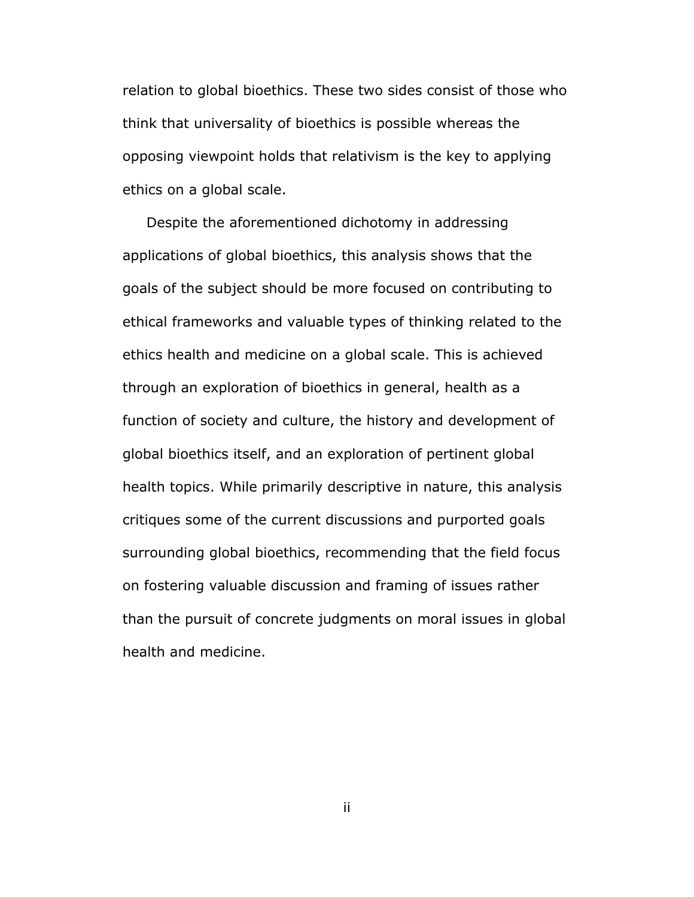relation to global bioethics. These two sides consist of those who think that universality of bioethics is possible whereas the opposing viewpoint holds that relativism is the key to applying ethics on a global scale.

Despite the aforementioned dichotomy in addressing applications of global bioethics, this analysis shows that the goals of the subject should be more focused on contributing to ethical frameworks and valuable types of thinking related to the ethics health and medicine on a global scale. This is achieved through an exploration of bioethics in general, health as a function of society and culture, the history and development of global bioethics itself, and an exploration of pertinent global health topics. While primarily descriptive in nature, this analysis critiques some of the current discussions and purported goals surrounding global bioethics, recommending that the field focus on fostering valuable discussion and framing of issues rather than the pursuit of concrete judgments on moral issues in global health and medicine.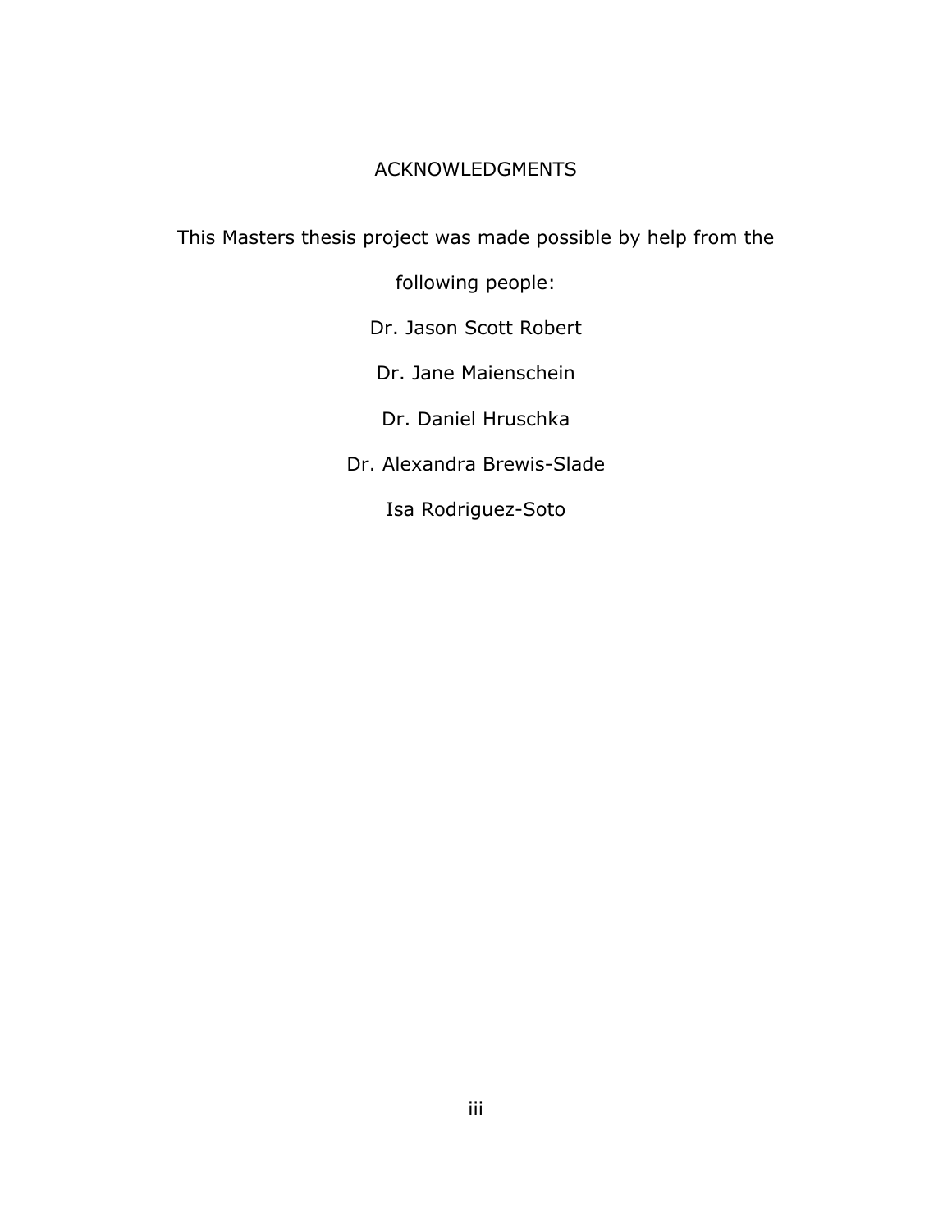# ACKNOWLEDGMENTS

This Masters thesis project was made possible by help from the following people:

Dr. Jason Scott Robert

Dr. Jane Maienschein

Dr. Daniel Hruschka

Dr. Alexandra Brewis-Slade

Isa Rodriguez-Soto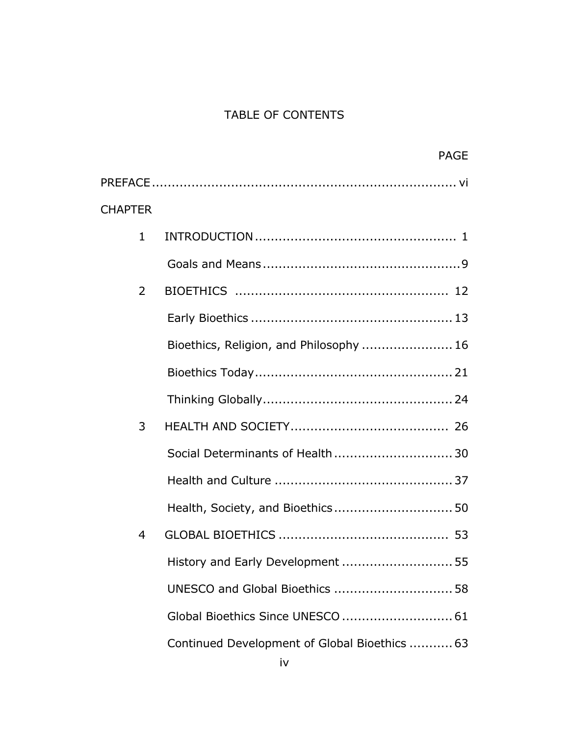# TABLE OF CONTENTS

| | | PAGE |
|---|---|---|
| PREFACE | | vi |
| CHAPTER | | |
| 1 | INTRODUCTION | 1 |
| | Goals and Means | 9 |
| 2 | BIOETHICS | 12 |
| | Early Bioethics | 13 |
| | Bioethics, Religion, and Philosophy | 16 |
| | Bioethics Today | 21 |
| | Thinking Globally | 24 |
| 3 | HEALTH AND SOCIETY | 26 |
| | Social Determinants of Health | 30 |
| | Health and Culture | 37 |
| | Health, Society, and Bioethics | 50 |
| 4 | GLOBAL BIOETHICS | 53 |
| | History and Early Development | 55 |
| | UNESCO and Global Bioethics | 58 |
| | Global Bioethics Since UNESCO | 61 |
| | Continued Development of Global Bioethics | 63 |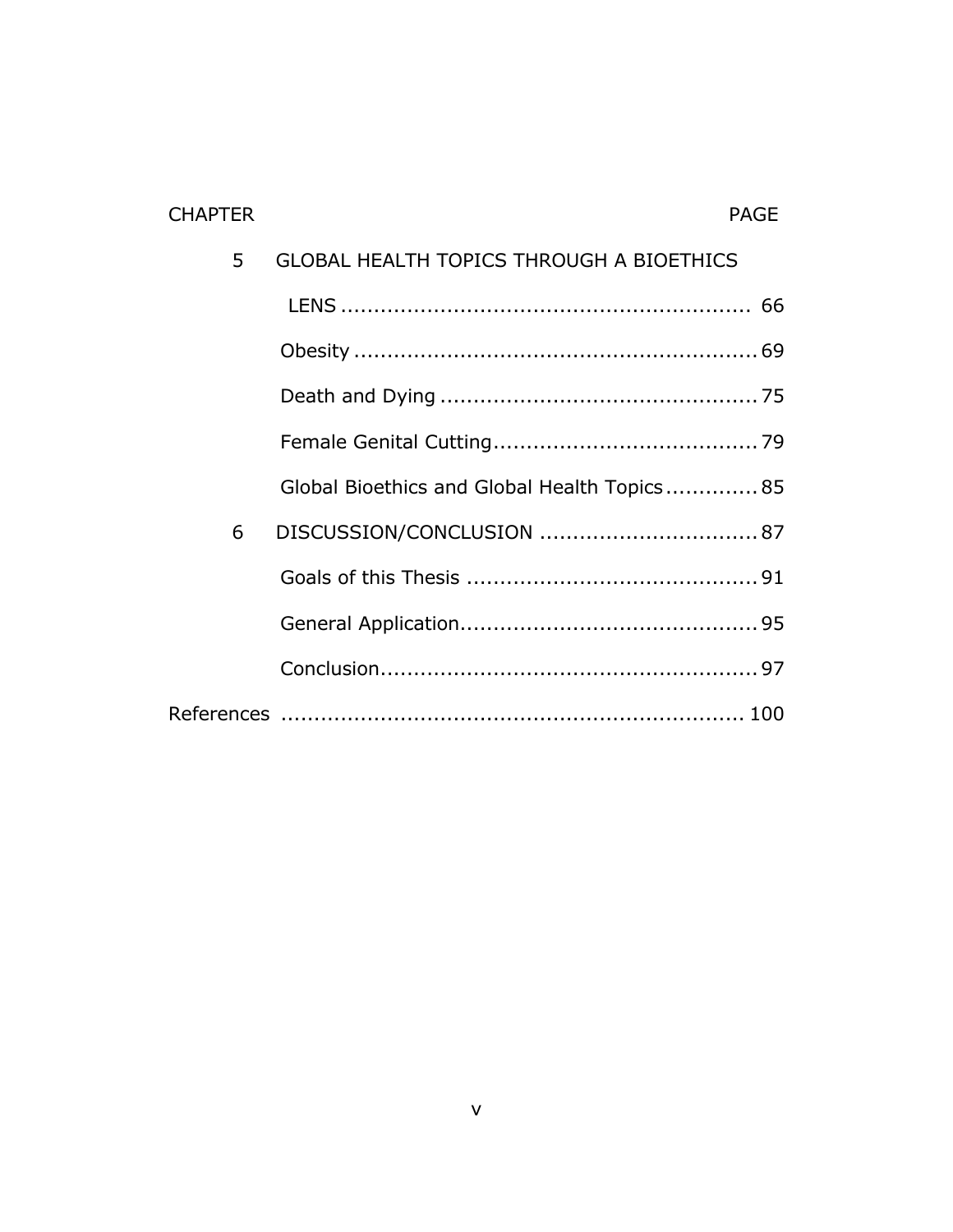| CHAPTER | | PAGE |
|---|---|---|
| 5 | GLOBAL HEALTH TOPICS THROUGH A BIOETHICS LENS | 66 |
| | Obesity | 69 |
| | Death and Dying | 75 |
| | Female Genital Cutting | 79 |
| | Global Bioethics and Global Health Topics | 85 |
| 6 | DISCUSSION/CONCLUSION | 87 |
| | Goals of this Thesis | 91 |
| | General Application | 95 |
| | Conclusion | 97 |
| References | | 100 |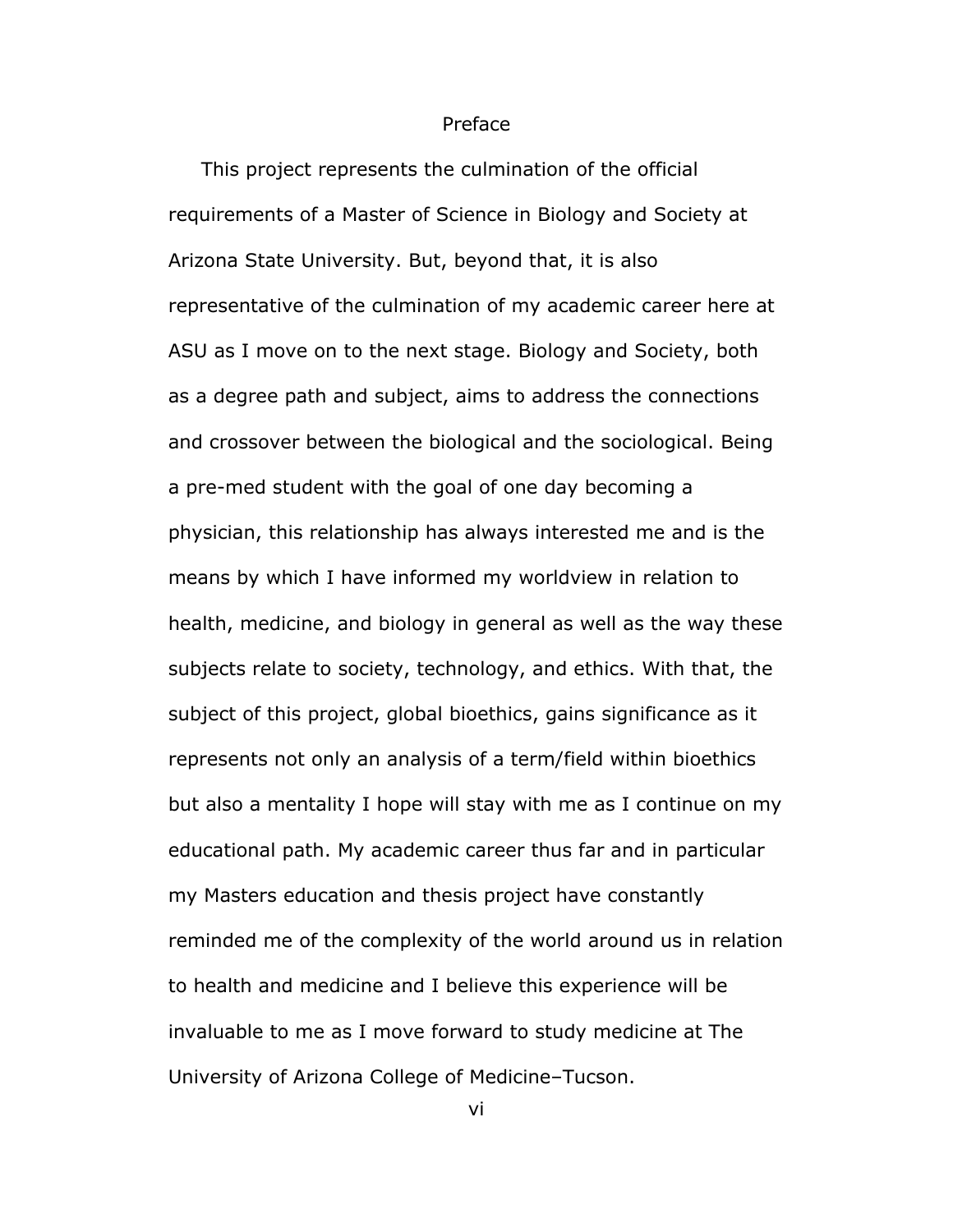# Preface

This project represents the culmination of the official requirements of a Master of Science in Biology and Society at Arizona State University. But, beyond that, it is also representative of the culmination of my academic career here at ASU as I move on to the next stage. Biology and Society, both as a degree path and subject, aims to address the connections and crossover between the biological and the sociological. Being a pre-med student with the goal of one day becoming a physician, this relationship has always interested me and is the means by which I have informed my worldview in relation to health, medicine, and biology in general as well as the way these subjects relate to society, technology, and ethics. With that, the subject of this project, global bioethics, gains significance as it represents not only an analysis of a term/field within bioethics but also a mentality I hope will stay with me as I continue on my educational path. My academic career thus far and in particular my Masters education and thesis project have constantly reminded me of the complexity of the world around us in relation to health and medicine and I believe this experience will be invaluable to me as I move forward to study medicine at The University of Arizona College of Medicine–Tucson.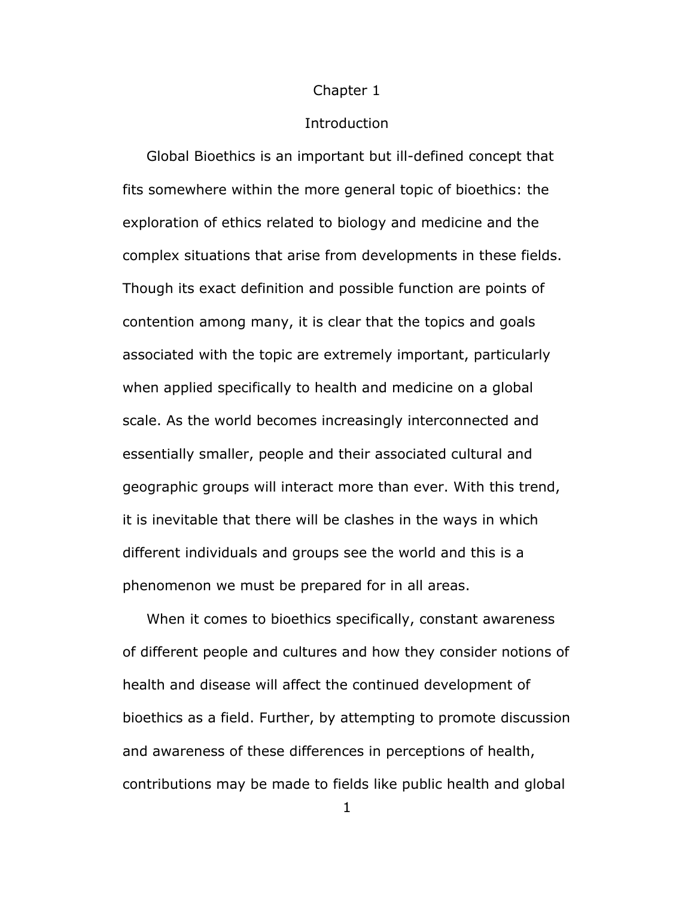# Chapter 1

## Introduction

Global Bioethics is an important but ill-defined concept that fits somewhere within the more general topic of bioethics: the exploration of ethics related to biology and medicine and the complex situations that arise from developments in these fields. Though its exact definition and possible function are points of contention among many, it is clear that the topics and goals associated with the topic are extremely important, particularly when applied specifically to health and medicine on a global scale. As the world becomes increasingly interconnected and essentially smaller, people and their associated cultural and geographic groups will interact more than ever. With this trend, it is inevitable that there will be clashes in the ways in which different individuals and groups see the world and this is a phenomenon we must be prepared for in all areas.

When it comes to bioethics specifically, constant awareness of different people and cultures and how they consider notions of health and disease will affect the continued development of bioethics as a field. Further, by attempting to promote discussion and awareness of these differences in perceptions of health, contributions may be made to fields like public health and global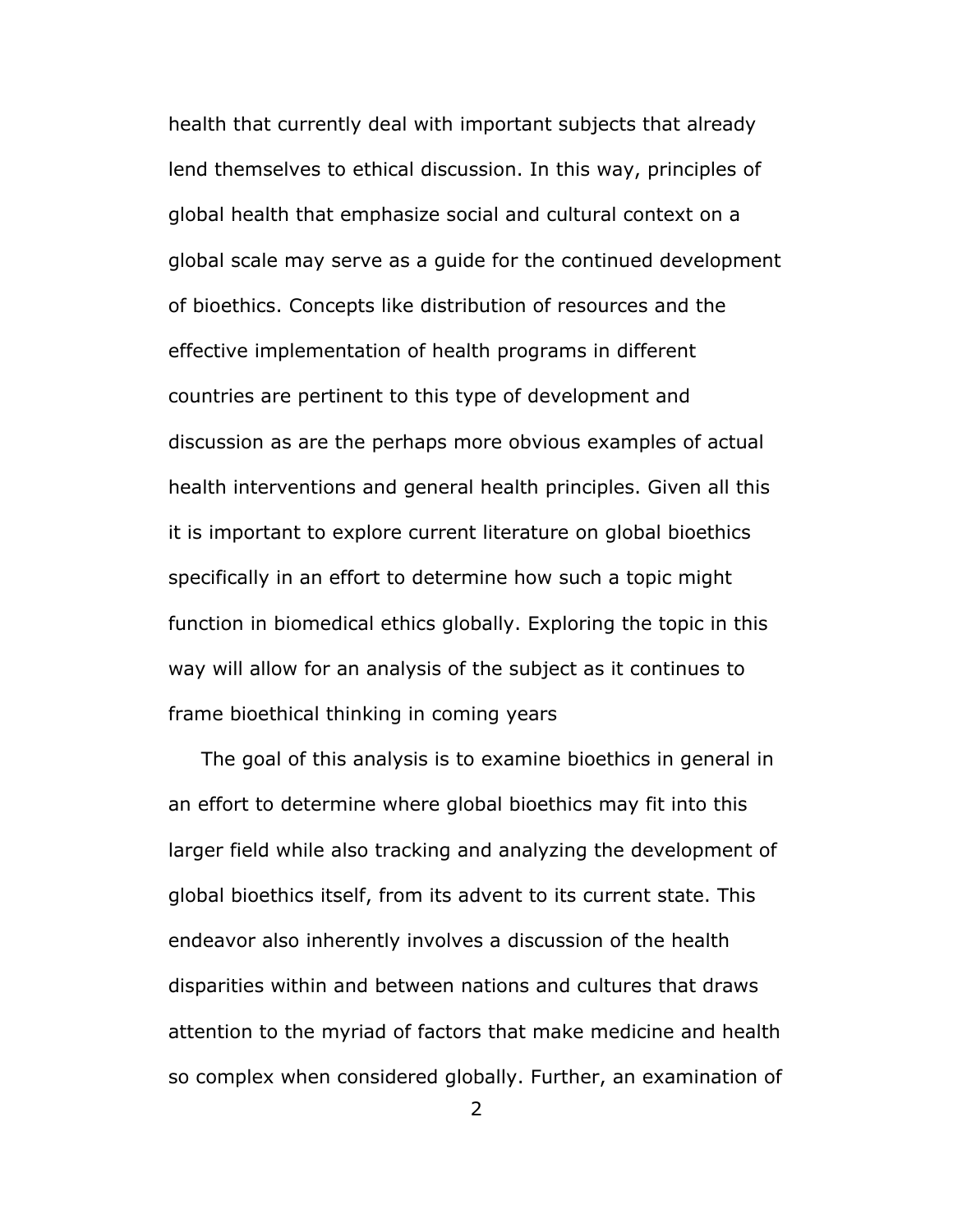health that currently deal with important subjects that already lend themselves to ethical discussion. In this way, principles of global health that emphasize social and cultural context on a global scale may serve as a guide for the continued development of bioethics. Concepts like distribution of resources and the effective implementation of health programs in different countries are pertinent to this type of development and discussion as are the perhaps more obvious examples of actual health interventions and general health principles. Given all this it is important to explore current literature on global bioethics specifically in an effort to determine how such a topic might function in biomedical ethics globally. Exploring the topic in this way will allow for an analysis of the subject as it continues to frame bioethical thinking in coming years

The goal of this analysis is to examine bioethics in general in an effort to determine where global bioethics may fit into this larger field while also tracking and analyzing the development of global bioethics itself, from its advent to its current state. This endeavor also inherently involves a discussion of the health disparities within and between nations and cultures that draws attention to the myriad of factors that make medicine and health so complex when considered globally. Further, an examination of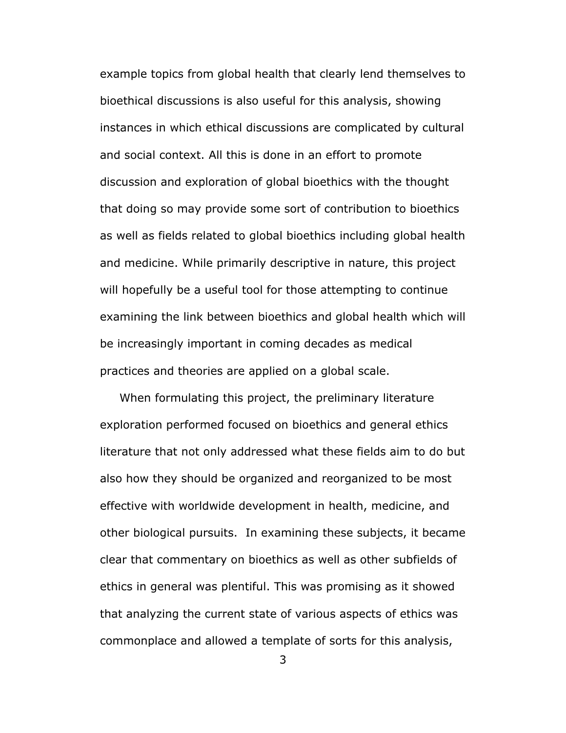example topics from global health that clearly lend themselves to bioethical discussions is also useful for this analysis, showing instances in which ethical discussions are complicated by cultural and social context. All this is done in an effort to promote discussion and exploration of global bioethics with the thought that doing so may provide some sort of contribution to bioethics as well as fields related to global bioethics including global health and medicine. While primarily descriptive in nature, this project will hopefully be a useful tool for those attempting to continue examining the link between bioethics and global health which will be increasingly important in coming decades as medical practices and theories are applied on a global scale.

When formulating this project, the preliminary literature exploration performed focused on bioethics and general ethics literature that not only addressed what these fields aim to do but also how they should be organized and reorganized to be most effective with worldwide development in health, medicine, and other biological pursuits. In examining these subjects, it became clear that commentary on bioethics as well as other subfields of ethics in general was plentiful. This was promising as it showed that analyzing the current state of various aspects of ethics was commonplace and allowed a template of sorts for this analysis,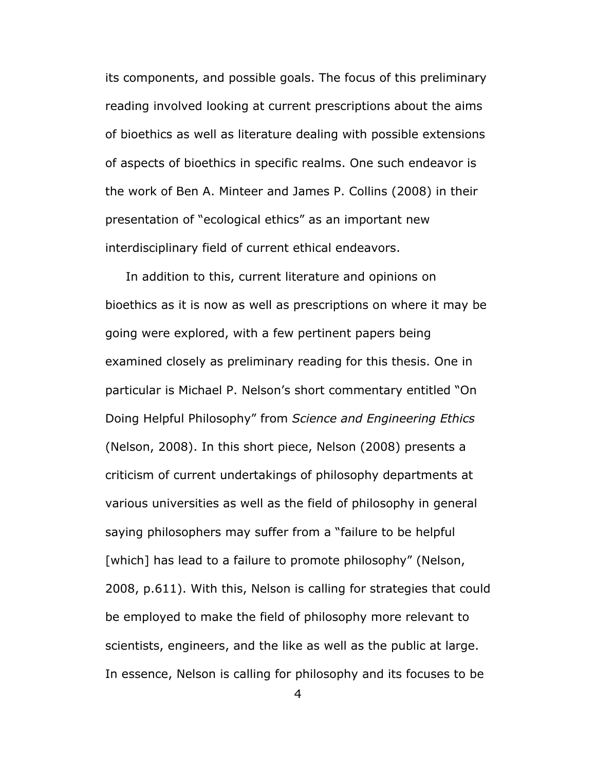its components, and possible goals. The focus of this preliminary reading involved looking at current prescriptions about the aims of bioethics as well as literature dealing with possible extensions of aspects of bioethics in specific realms. One such endeavor is the work of Ben A. Minteer and James P. Collins (2008) in their presentation of "ecological ethics" as an important new interdisciplinary field of current ethical endeavors.

In addition to this, current literature and opinions on bioethics as it is now as well as prescriptions on where it may be going were explored, with a few pertinent papers being examined closely as preliminary reading for this thesis. One in particular is Michael P. Nelson's short commentary entitled "On Doing Helpful Philosophy" from *Science and Engineering Ethics* (Nelson, 2008). In this short piece, Nelson (2008) presents a criticism of current undertakings of philosophy departments at various universities as well as the field of philosophy in general saying philosophers may suffer from a "failure to be helpful [which] has lead to a failure to promote philosophy" (Nelson, 2008, p.611). With this, Nelson is calling for strategies that could be employed to make the field of philosophy more relevant to scientists, engineers, and the like as well as the public at large. In essence, Nelson is calling for philosophy and its focuses to be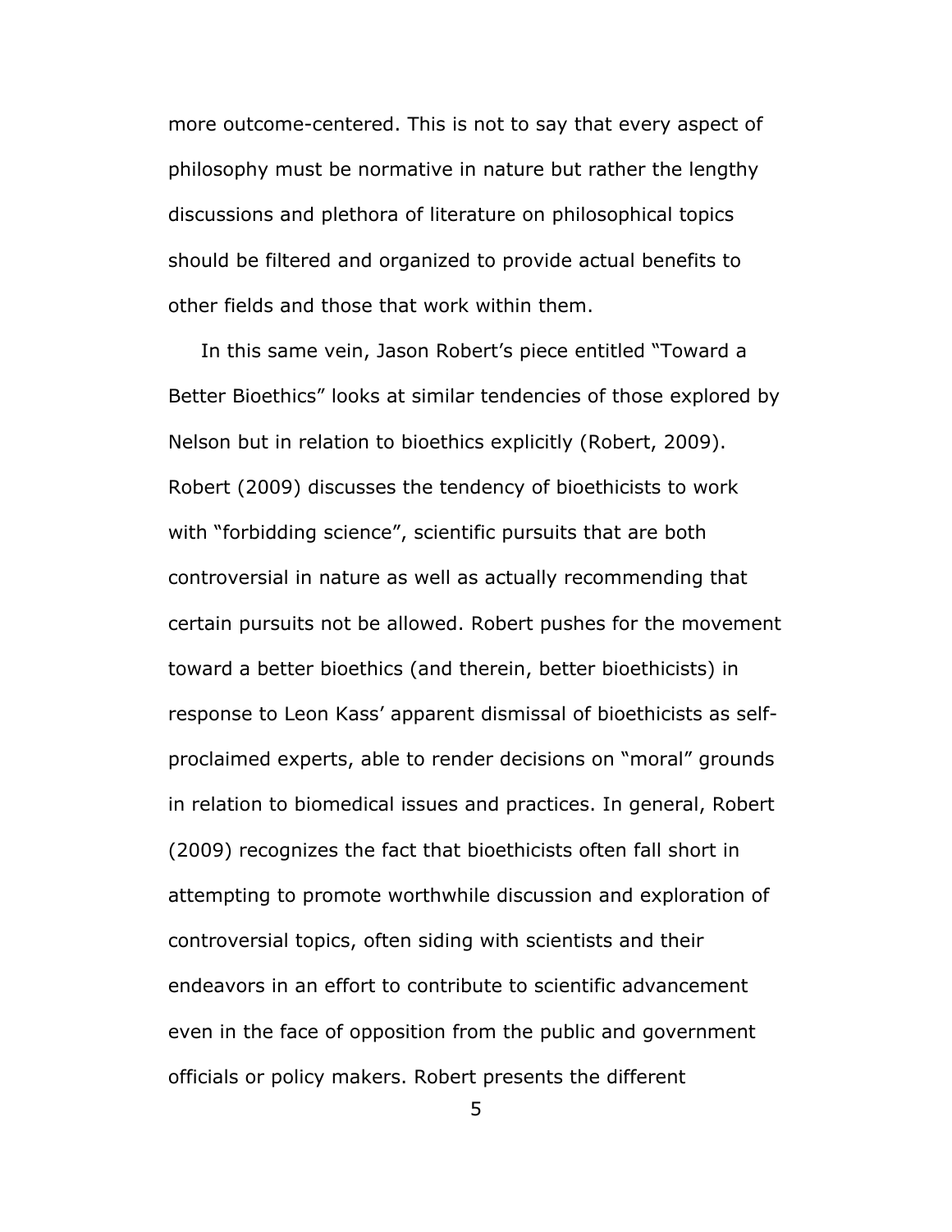more outcome-centered. This is not to say that every aspect of philosophy must be normative in nature but rather the lengthy discussions and plethora of literature on philosophical topics should be filtered and organized to provide actual benefits to other fields and those that work within them.

In this same vein, Jason Robert's piece entitled "Toward a Better Bioethics" looks at similar tendencies of those explored by Nelson but in relation to bioethics explicitly (Robert, 2009). Robert (2009) discusses the tendency of bioethicists to work with "forbidding science", scientific pursuits that are both controversial in nature as well as actually recommending that certain pursuits not be allowed. Robert pushes for the movement toward a better bioethics (and therein, better bioethicists) in response to Leon Kass' apparent dismissal of bioethicists as self-proclaimed experts, able to render decisions on "moral" grounds in relation to biomedical issues and practices. In general, Robert (2009) recognizes the fact that bioethicists often fall short in attempting to promote worthwhile discussion and exploration of controversial topics, often siding with scientists and their endeavors in an effort to contribute to scientific advancement even in the face of opposition from the public and government officials or policy makers. Robert presents the different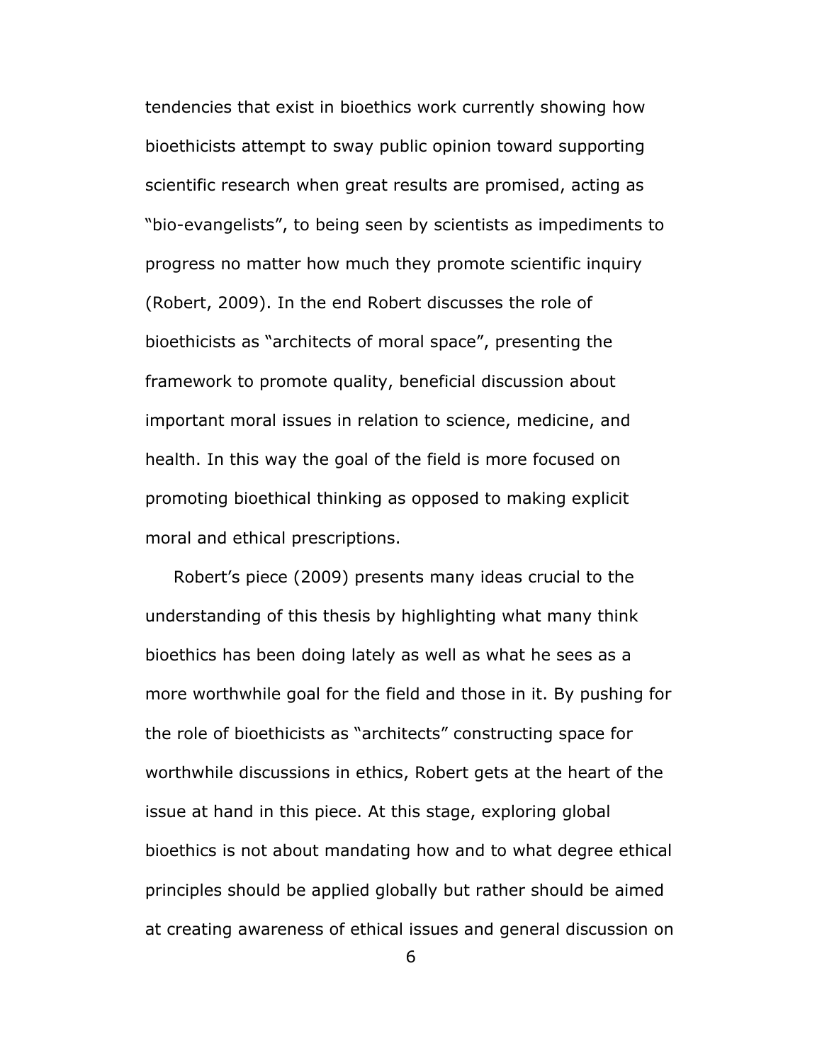tendencies that exist in bioethics work currently showing how bioethicists attempt to sway public opinion toward supporting scientific research when great results are promised, acting as "bio-evangelists", to being seen by scientists as impediments to progress no matter how much they promote scientific inquiry (Robert, 2009). In the end Robert discusses the role of bioethicists as "architects of moral space", presenting the framework to promote quality, beneficial discussion about important moral issues in relation to science, medicine, and health. In this way the goal of the field is more focused on promoting bioethical thinking as opposed to making explicit moral and ethical prescriptions.

Robert's piece (2009) presents many ideas crucial to the understanding of this thesis by highlighting what many think bioethics has been doing lately as well as what he sees as a more worthwhile goal for the field and those in it. By pushing for the role of bioethicists as "architects" constructing space for worthwhile discussions in ethics, Robert gets at the heart of the issue at hand in this piece. At this stage, exploring global bioethics is not about mandating how and to what degree ethical principles should be applied globally but rather should be aimed at creating awareness of ethical issues and general discussion on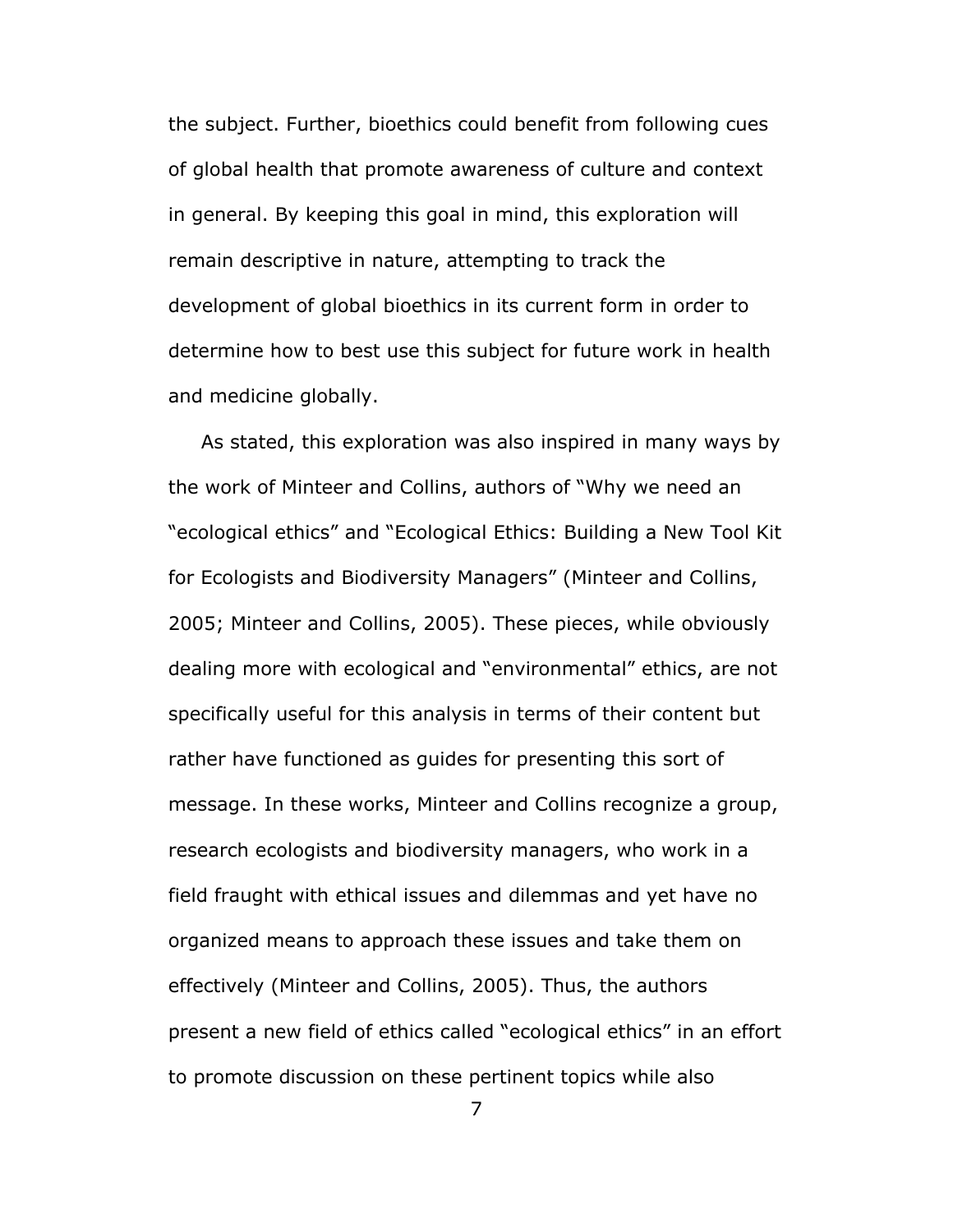the subject. Further, bioethics could benefit from following cues of global health that promote awareness of culture and context in general. By keeping this goal in mind, this exploration will remain descriptive in nature, attempting to track the development of global bioethics in its current form in order to determine how to best use this subject for future work in health and medicine globally.

As stated, this exploration was also inspired in many ways by the work of Minteer and Collins, authors of "Why we need an "ecological ethics" and "Ecological Ethics: Building a New Tool Kit for Ecologists and Biodiversity Managers" (Minteer and Collins, 2005; Minteer and Collins, 2005). These pieces, while obviously dealing more with ecological and "environmental" ethics, are not specifically useful for this analysis in terms of their content but rather have functioned as guides for presenting this sort of message. In these works, Minteer and Collins recognize a group, research ecologists and biodiversity managers, who work in a field fraught with ethical issues and dilemmas and yet have no organized means to approach these issues and take them on effectively (Minteer and Collins, 2005). Thus, the authors present a new field of ethics called "ecological ethics" in an effort to promote discussion on these pertinent topics while also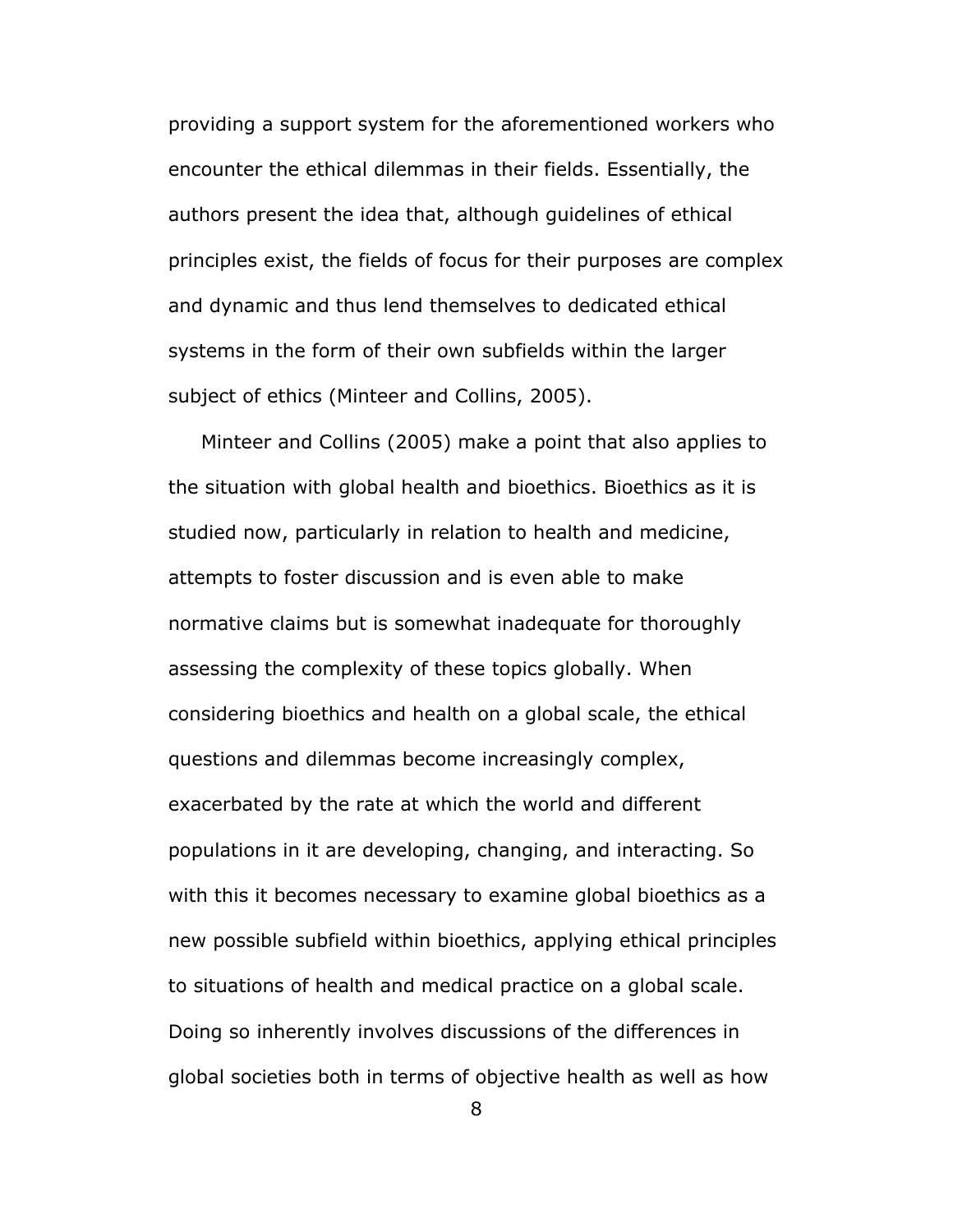providing a support system for the aforementioned workers who encounter the ethical dilemmas in their fields. Essentially, the authors present the idea that, although guidelines of ethical principles exist, the fields of focus for their purposes are complex and dynamic and thus lend themselves to dedicated ethical systems in the form of their own subfields within the larger subject of ethics (Minteer and Collins, 2005).

Minteer and Collins (2005) make a point that also applies to the situation with global health and bioethics. Bioethics as it is studied now, particularly in relation to health and medicine, attempts to foster discussion and is even able to make normative claims but is somewhat inadequate for thoroughly assessing the complexity of these topics globally. When considering bioethics and health on a global scale, the ethical questions and dilemmas become increasingly complex, exacerbated by the rate at which the world and different populations in it are developing, changing, and interacting. So with this it becomes necessary to examine global bioethics as a new possible subfield within bioethics, applying ethical principles to situations of health and medical practice on a global scale. Doing so inherently involves discussions of the differences in global societies both in terms of objective health as well as how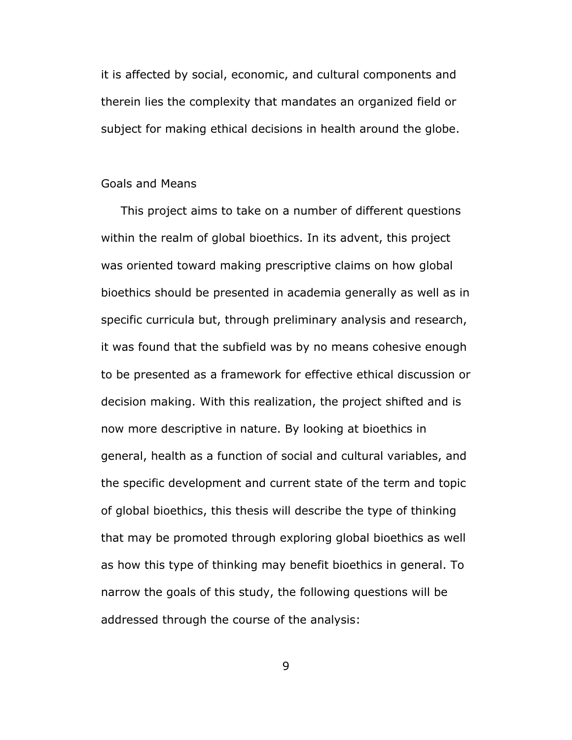it is affected by social, economic, and cultural components and therein lies the complexity that mandates an organized field or subject for making ethical decisions in health around the globe.

## Goals and Means

This project aims to take on a number of different questions within the realm of global bioethics. In its advent, this project was oriented toward making prescriptive claims on how global bioethics should be presented in academia generally as well as in specific curricula but, through preliminary analysis and research, it was found that the subfield was by no means cohesive enough to be presented as a framework for effective ethical discussion or decision making. With this realization, the project shifted and is now more descriptive in nature. By looking at bioethics in general, health as a function of social and cultural variables, and the specific development and current state of the term and topic of global bioethics, this thesis will describe the type of thinking that may be promoted through exploring global bioethics as well as how this type of thinking may benefit bioethics in general. To narrow the goals of this study, the following questions will be addressed through the course of the analysis: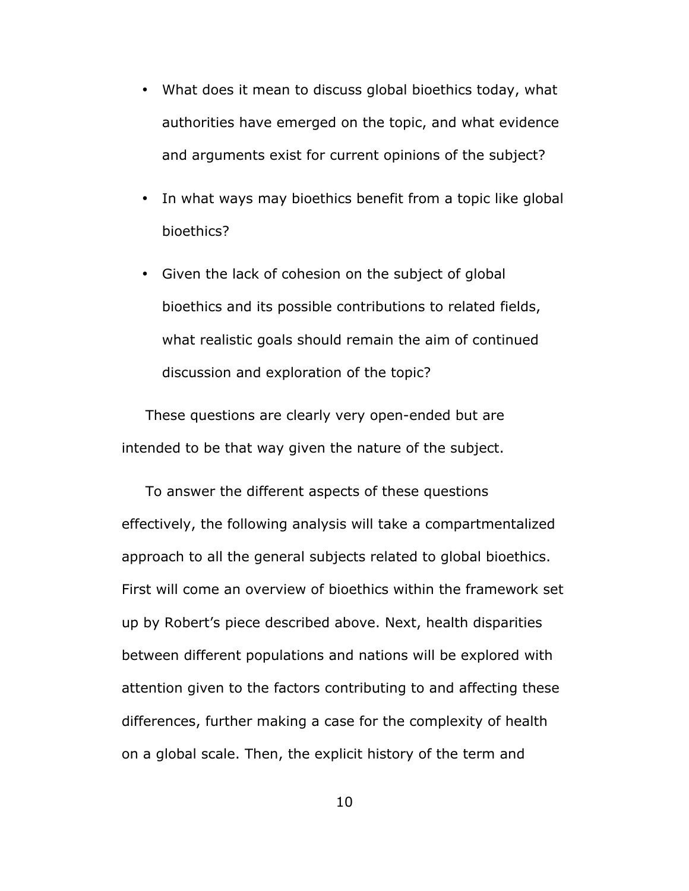- What does it mean to discuss global bioethics today, what authorities have emerged on the topic, and what evidence and arguments exist for current opinions of the subject?
- In what ways may bioethics benefit from a topic like global bioethics?
- Given the lack of cohesion on the subject of global bioethics and its possible contributions to related fields, what realistic goals should remain the aim of continued discussion and exploration of the topic?

These questions are clearly very open-ended but are intended to be that way given the nature of the subject.

To answer the different aspects of these questions effectively, the following analysis will take a compartmentalized approach to all the general subjects related to global bioethics. First will come an overview of bioethics within the framework set up by Robert's piece described above. Next, health disparities between different populations and nations will be explored with attention given to the factors contributing to and affecting these differences, further making a case for the complexity of health on a global scale. Then, the explicit history of the term and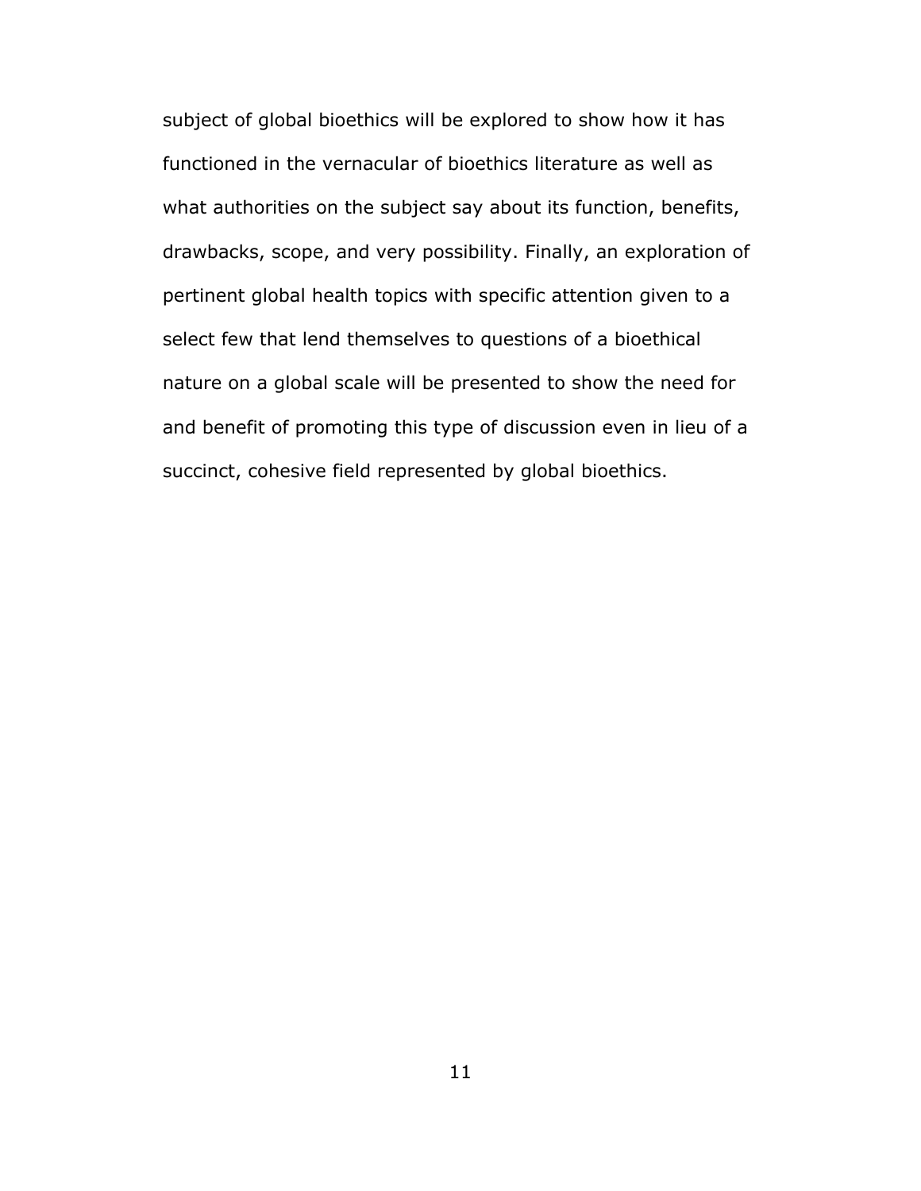subject of global bioethics will be explored to show how it has functioned in the vernacular of bioethics literature as well as what authorities on the subject say about its function, benefits, drawbacks, scope, and very possibility. Finally, an exploration of pertinent global health topics with specific attention given to a select few that lend themselves to questions of a bioethical nature on a global scale will be presented to show the need for and benefit of promoting this type of discussion even in lieu of a succinct, cohesive field represented by global bioethics.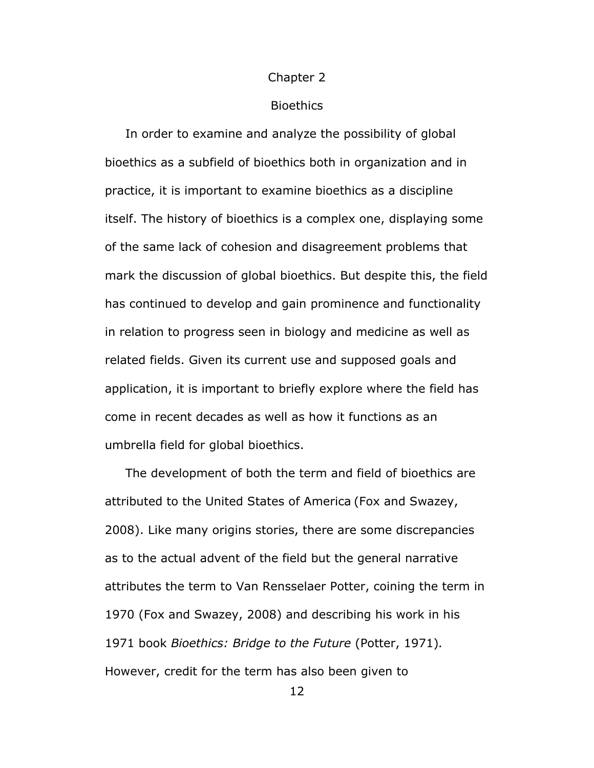# Chapter 2

## Bioethics

In order to examine and analyze the possibility of global bioethics as a subfield of bioethics both in organization and in practice, it is important to examine bioethics as a discipline itself. The history of bioethics is a complex one, displaying some of the same lack of cohesion and disagreement problems that mark the discussion of global bioethics. But despite this, the field has continued to develop and gain prominence and functionality in relation to progress seen in biology and medicine as well as related fields. Given its current use and supposed goals and application, it is important to briefly explore where the field has come in recent decades as well as how it functions as an umbrella field for global bioethics.

The development of both the term and field of bioethics are attributed to the United States of America (Fox and Swazey, 2008). Like many origins stories, there are some discrepancies as to the actual advent of the field but the general narrative attributes the term to Van Rensselaer Potter, coining the term in 1970 (Fox and Swazey, 2008) and describing his work in his 1971 book *Bioethics: Bridge to the Future* (Potter, 1971). However, credit for the term has also been given to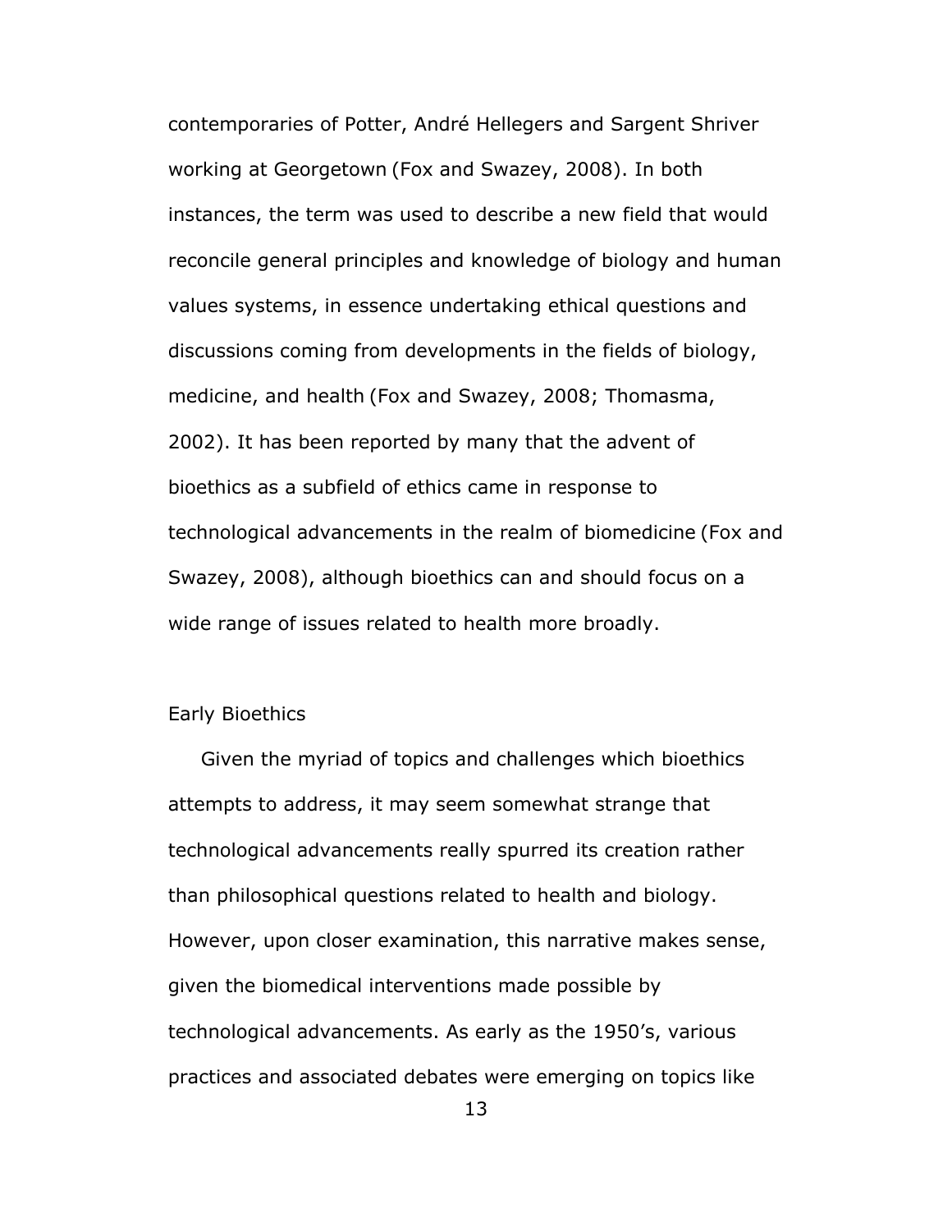contemporaries of Potter, André Hellegers and Sargent Shriver working at Georgetown (Fox and Swazey, 2008). In both instances, the term was used to describe a new field that would reconcile general principles and knowledge of biology and human values systems, in essence undertaking ethical questions and discussions coming from developments in the fields of biology, medicine, and health (Fox and Swazey, 2008; Thomasma, 2002). It has been reported by many that the advent of bioethics as a subfield of ethics came in response to technological advancements in the realm of biomedicine (Fox and Swazey, 2008), although bioethics can and should focus on a wide range of issues related to health more broadly.

## Early Bioethics

Given the myriad of topics and challenges which bioethics attempts to address, it may seem somewhat strange that technological advancements really spurred its creation rather than philosophical questions related to health and biology. However, upon closer examination, this narrative makes sense, given the biomedical interventions made possible by technological advancements. As early as the 1950's, various practices and associated debates were emerging on topics like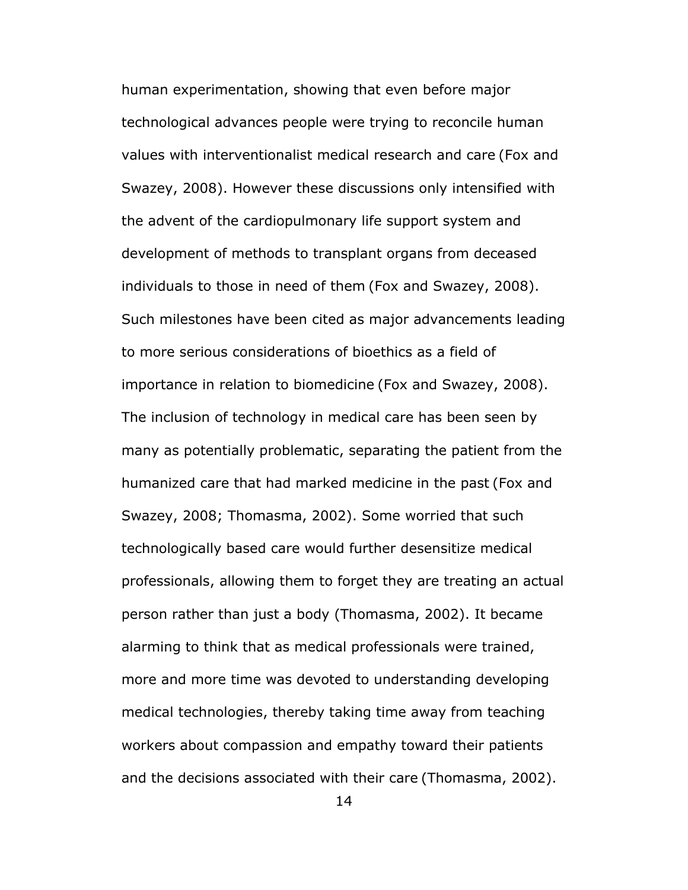human experimentation, showing that even before major technological advances people were trying to reconcile human values with interventionalist medical research and care (Fox and Swazey, 2008). However these discussions only intensified with the advent of the cardiopulmonary life support system and development of methods to transplant organs from deceased individuals to those in need of them (Fox and Swazey, 2008). Such milestones have been cited as major advancements leading to more serious considerations of bioethics as a field of importance in relation to biomedicine (Fox and Swazey, 2008). The inclusion of technology in medical care has been seen by many as potentially problematic, separating the patient from the humanized care that had marked medicine in the past (Fox and Swazey, 2008; Thomasma, 2002). Some worried that such technologically based care would further desensitize medical professionals, allowing them to forget they are treating an actual person rather than just a body (Thomasma, 2002). It became alarming to think that as medical professionals were trained, more and more time was devoted to understanding developing medical technologies, thereby taking time away from teaching workers about compassion and empathy toward their patients and the decisions associated with their care (Thomasma, 2002).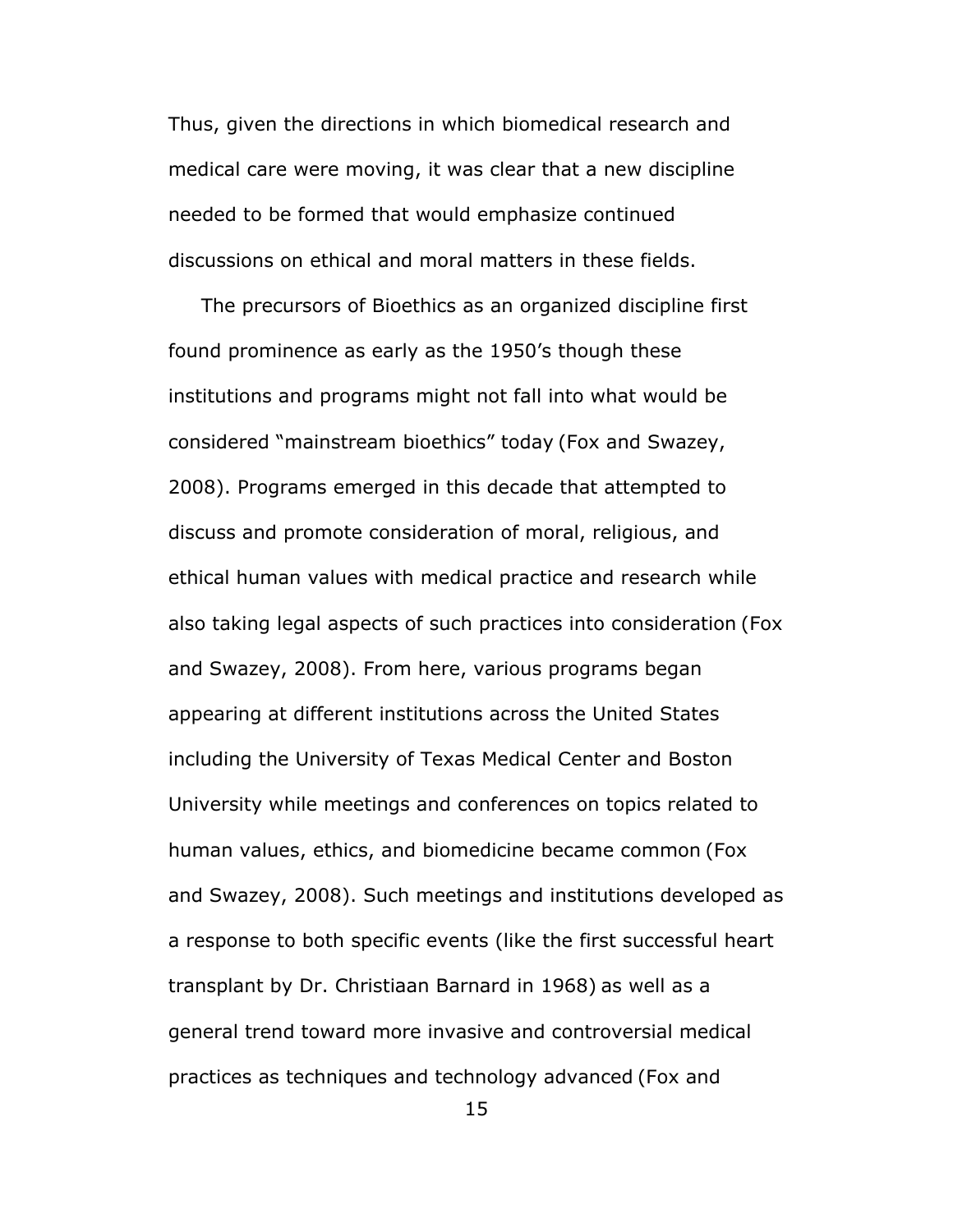Thus, given the directions in which biomedical research and medical care were moving, it was clear that a new discipline needed to be formed that would emphasize continued discussions on ethical and moral matters in these fields.

The precursors of Bioethics as an organized discipline first found prominence as early as the 1950's though these institutions and programs might not fall into what would be considered "mainstream bioethics" today (Fox and Swazey, 2008). Programs emerged in this decade that attempted to discuss and promote consideration of moral, religious, and ethical human values with medical practice and research while also taking legal aspects of such practices into consideration (Fox and Swazey, 2008). From here, various programs began appearing at different institutions across the United States including the University of Texas Medical Center and Boston University while meetings and conferences on topics related to human values, ethics, and biomedicine became common (Fox and Swazey, 2008). Such meetings and institutions developed as a response to both specific events (like the first successful heart transplant by Dr. Christiaan Barnard in 1968) as well as a general trend toward more invasive and controversial medical practices as techniques and technology advanced (Fox and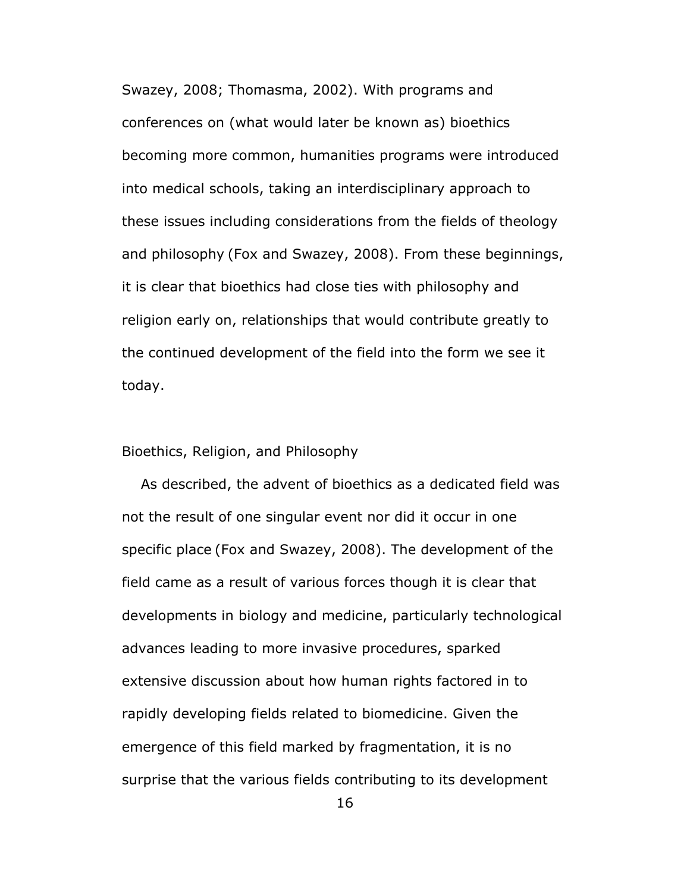Swazey, 2008; Thomasma, 2002). With programs and conferences on (what would later be known as) bioethics becoming more common, humanities programs were introduced into medical schools, taking an interdisciplinary approach to these issues including considerations from the fields of theology and philosophy (Fox and Swazey, 2008). From these beginnings, it is clear that bioethics had close ties with philosophy and religion early on, relationships that would contribute greatly to the continued development of the field into the form we see it today.

## Bioethics, Religion, and Philosophy

As described, the advent of bioethics as a dedicated field was not the result of one singular event nor did it occur in one specific place (Fox and Swazey, 2008). The development of the field came as a result of various forces though it is clear that developments in biology and medicine, particularly technological advances leading to more invasive procedures, sparked extensive discussion about how human rights factored in to rapidly developing fields related to biomedicine. Given the emergence of this field marked by fragmentation, it is no surprise that the various fields contributing to its development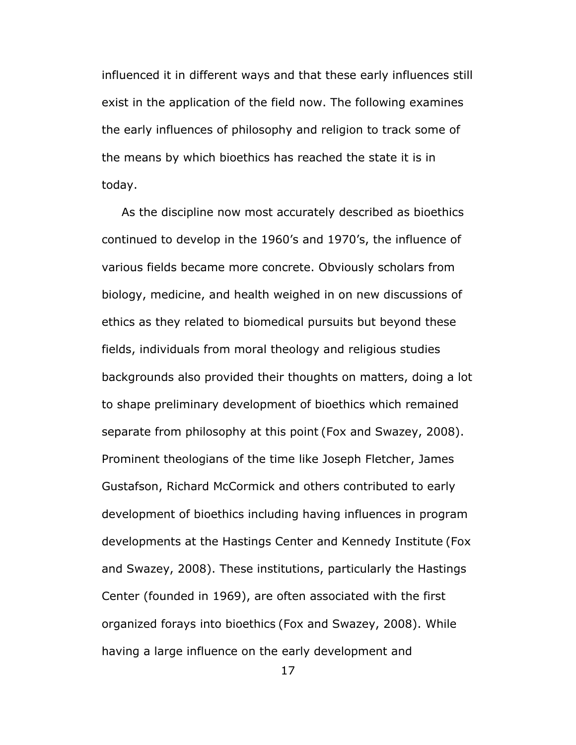influenced it in different ways and that these early influences still exist in the application of the field now. The following examines the early influences of philosophy and religion to track some of the means by which bioethics has reached the state it is in today.

As the discipline now most accurately described as bioethics continued to develop in the 1960's and 1970's, the influence of various fields became more concrete. Obviously scholars from biology, medicine, and health weighed in on new discussions of ethics as they related to biomedical pursuits but beyond these fields, individuals from moral theology and religious studies backgrounds also provided their thoughts on matters, doing a lot to shape preliminary development of bioethics which remained separate from philosophy at this point (Fox and Swazey, 2008). Prominent theologians of the time like Joseph Fletcher, James Gustafson, Richard McCormick and others contributed to early development of bioethics including having influences in program developments at the Hastings Center and Kennedy Institute (Fox and Swazey, 2008). These institutions, particularly the Hastings Center (founded in 1969), are often associated with the first organized forays into bioethics (Fox and Swazey, 2008). While having a large influence on the early development and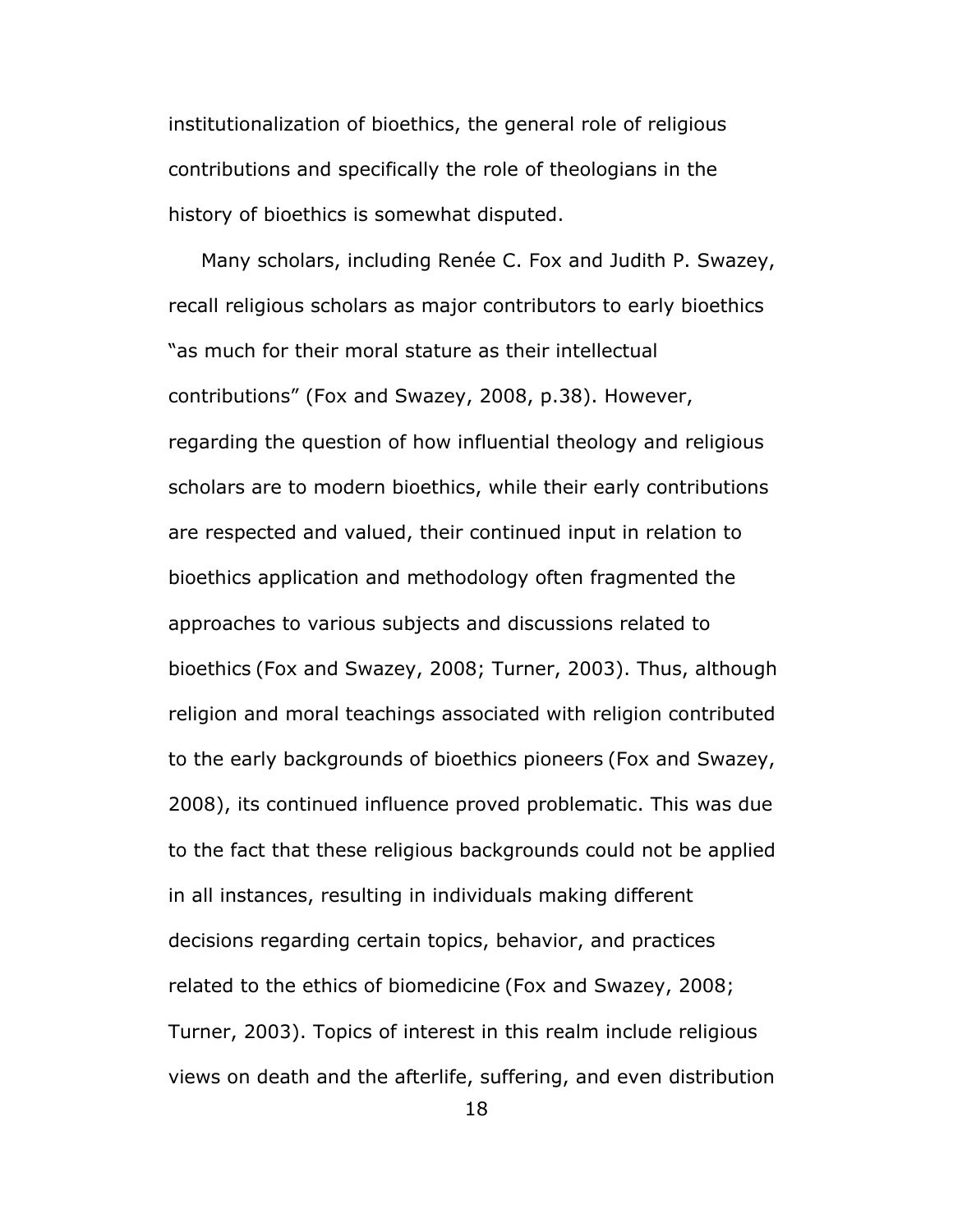institutionalization of bioethics, the general role of religious contributions and specifically the role of theologians in the history of bioethics is somewhat disputed.

Many scholars, including Renée C. Fox and Judith P. Swazey, recall religious scholars as major contributors to early bioethics "as much for their moral stature as their intellectual contributions" (Fox and Swazey, 2008, p.38). However, regarding the question of how influential theology and religious scholars are to modern bioethics, while their early contributions are respected and valued, their continued input in relation to bioethics application and methodology often fragmented the approaches to various subjects and discussions related to bioethics (Fox and Swazey, 2008; Turner, 2003). Thus, although religion and moral teachings associated with religion contributed to the early backgrounds of bioethics pioneers (Fox and Swazey, 2008), its continued influence proved problematic. This was due to the fact that these religious backgrounds could not be applied in all instances, resulting in individuals making different decisions regarding certain topics, behavior, and practices related to the ethics of biomedicine (Fox and Swazey, 2008; Turner, 2003). Topics of interest in this realm include religious views on death and the afterlife, suffering, and even distribution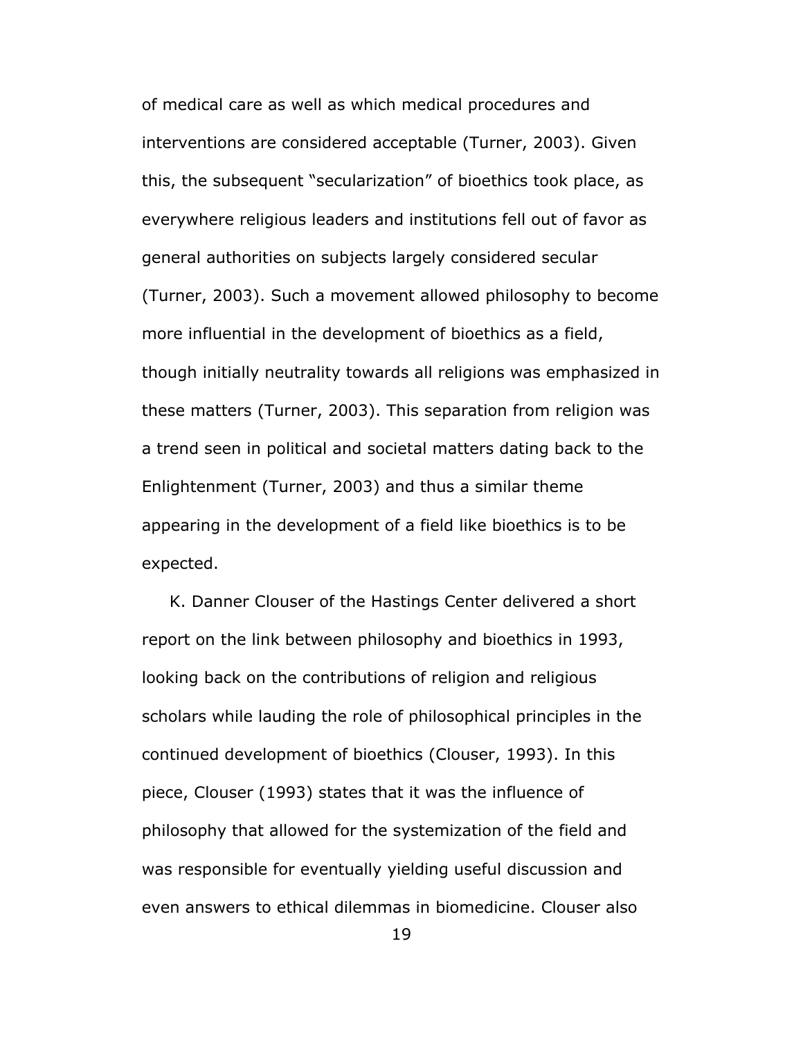of medical care as well as which medical procedures and interventions are considered acceptable (Turner, 2003). Given this, the subsequent "secularization" of bioethics took place, as everywhere religious leaders and institutions fell out of favor as general authorities on subjects largely considered secular (Turner, 2003). Such a movement allowed philosophy to become more influential in the development of bioethics as a field, though initially neutrality towards all religions was emphasized in these matters (Turner, 2003). This separation from religion was a trend seen in political and societal matters dating back to the Enlightenment (Turner, 2003) and thus a similar theme appearing in the development of a field like bioethics is to be expected.

K. Danner Clouser of the Hastings Center delivered a short report on the link between philosophy and bioethics in 1993, looking back on the contributions of religion and religious scholars while lauding the role of philosophical principles in the continued development of bioethics (Clouser, 1993). In this piece, Clouser (1993) states that it was the influence of philosophy that allowed for the systemization of the field and was responsible for eventually yielding useful discussion and even answers to ethical dilemmas in biomedicine. Clouser also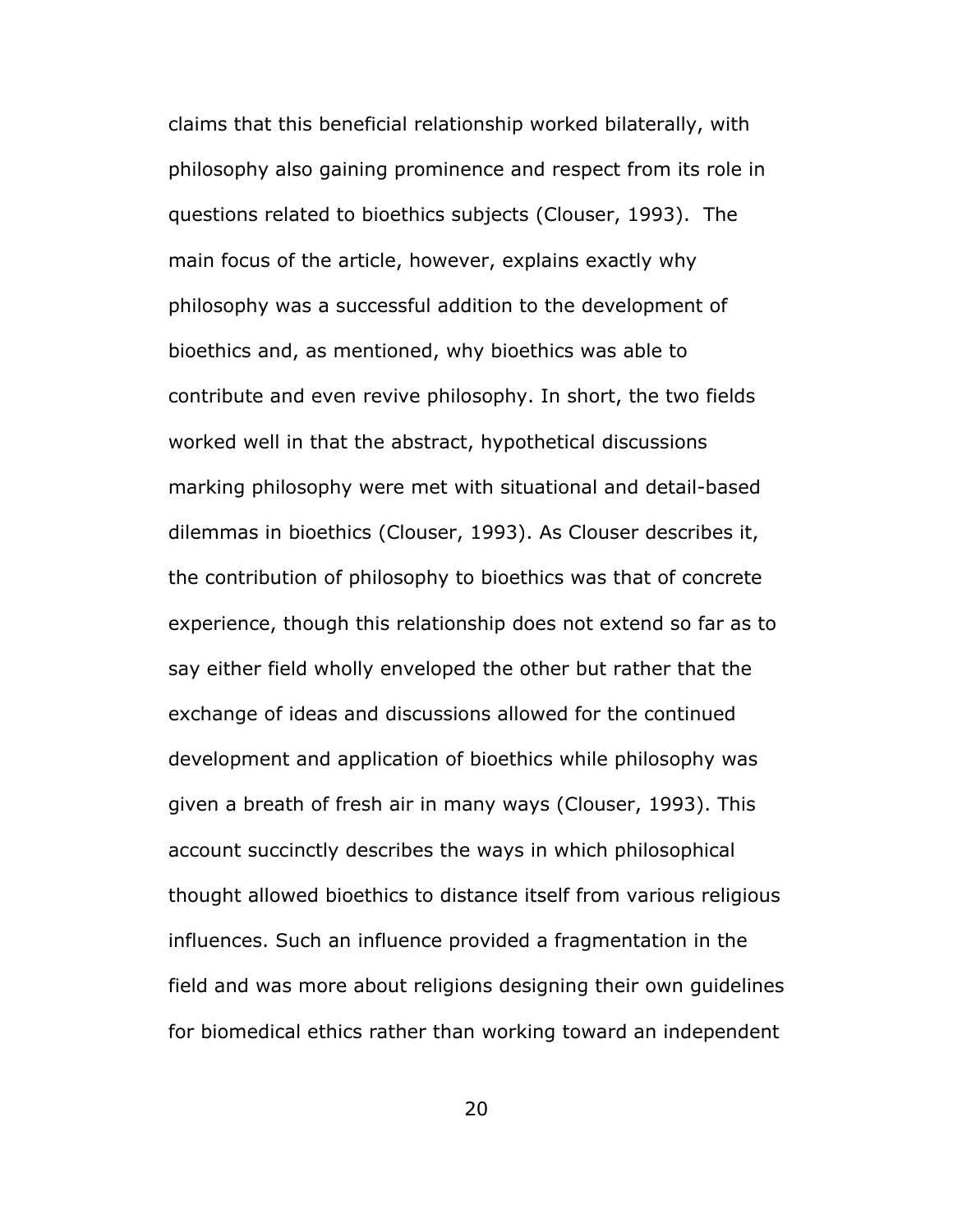claims that this beneficial relationship worked bilaterally, with philosophy also gaining prominence and respect from its role in questions related to bioethics subjects (Clouser, 1993). The main focus of the article, however, explains exactly why philosophy was a successful addition to the development of bioethics and, as mentioned, why bioethics was able to contribute and even revive philosophy. In short, the two fields worked well in that the abstract, hypothetical discussions marking philosophy were met with situational and detail-based dilemmas in bioethics (Clouser, 1993). As Clouser describes it, the contribution of philosophy to bioethics was that of concrete experience, though this relationship does not extend so far as to say either field wholly enveloped the other but rather that the exchange of ideas and discussions allowed for the continued development and application of bioethics while philosophy was given a breath of fresh air in many ways (Clouser, 1993). This account succinctly describes the ways in which philosophical thought allowed bioethics to distance itself from various religious influences. Such an influence provided a fragmentation in the field and was more about religions designing their own guidelines for biomedical ethics rather than working toward an independent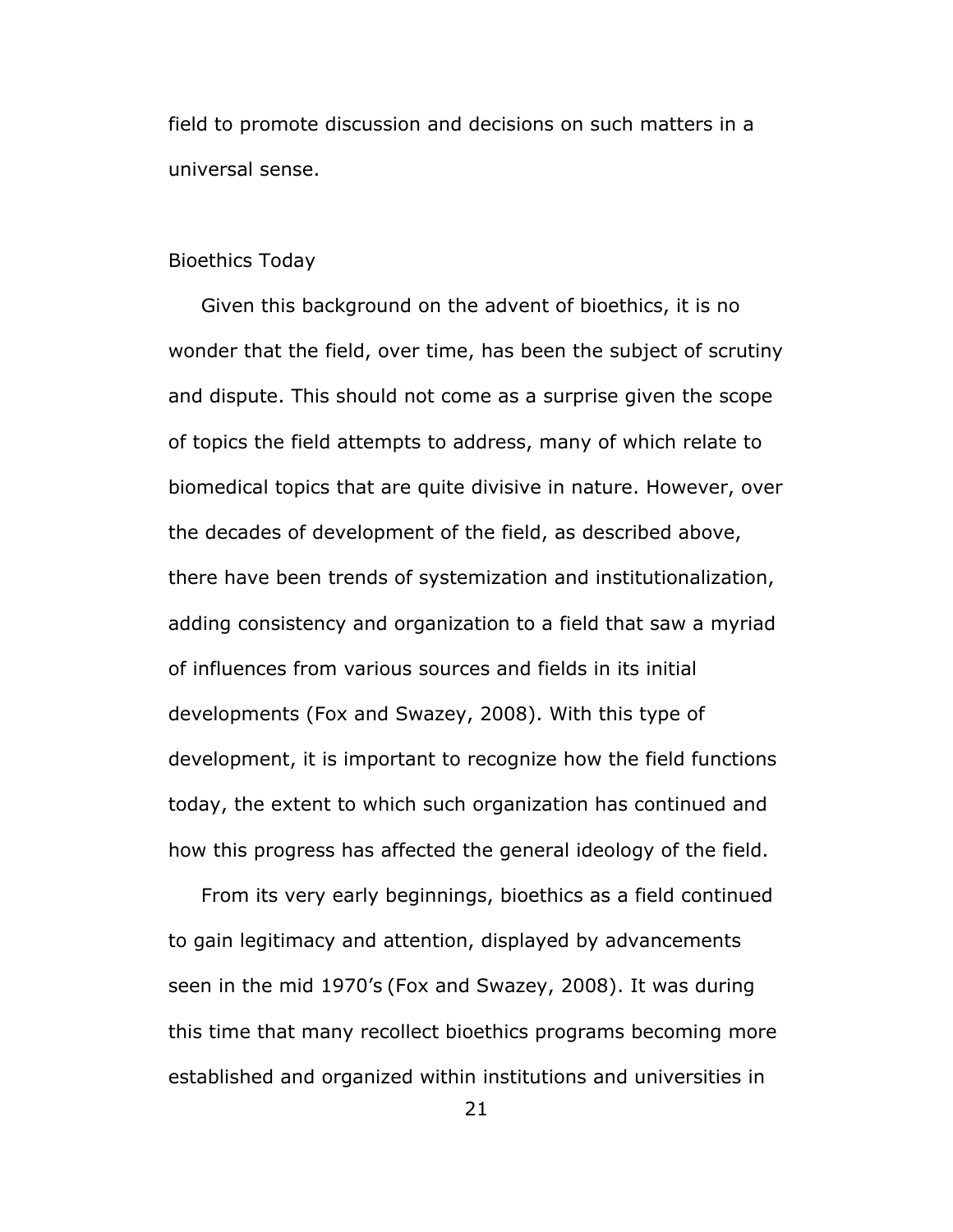field to promote discussion and decisions on such matters in a universal sense.

## Bioethics Today

Given this background on the advent of bioethics, it is no wonder that the field, over time, has been the subject of scrutiny and dispute. This should not come as a surprise given the scope of topics the field attempts to address, many of which relate to biomedical topics that are quite divisive in nature. However, over the decades of development of the field, as described above, there have been trends of systemization and institutionalization, adding consistency and organization to a field that saw a myriad of influences from various sources and fields in its initial developments (Fox and Swazey, 2008). With this type of development, it is important to recognize how the field functions today, the extent to which such organization has continued and how this progress has affected the general ideology of the field.

From its very early beginnings, bioethics as a field continued to gain legitimacy and attention, displayed by advancements seen in the mid 1970's (Fox and Swazey, 2008). It was during this time that many recollect bioethics programs becoming more established and organized within institutions and universities in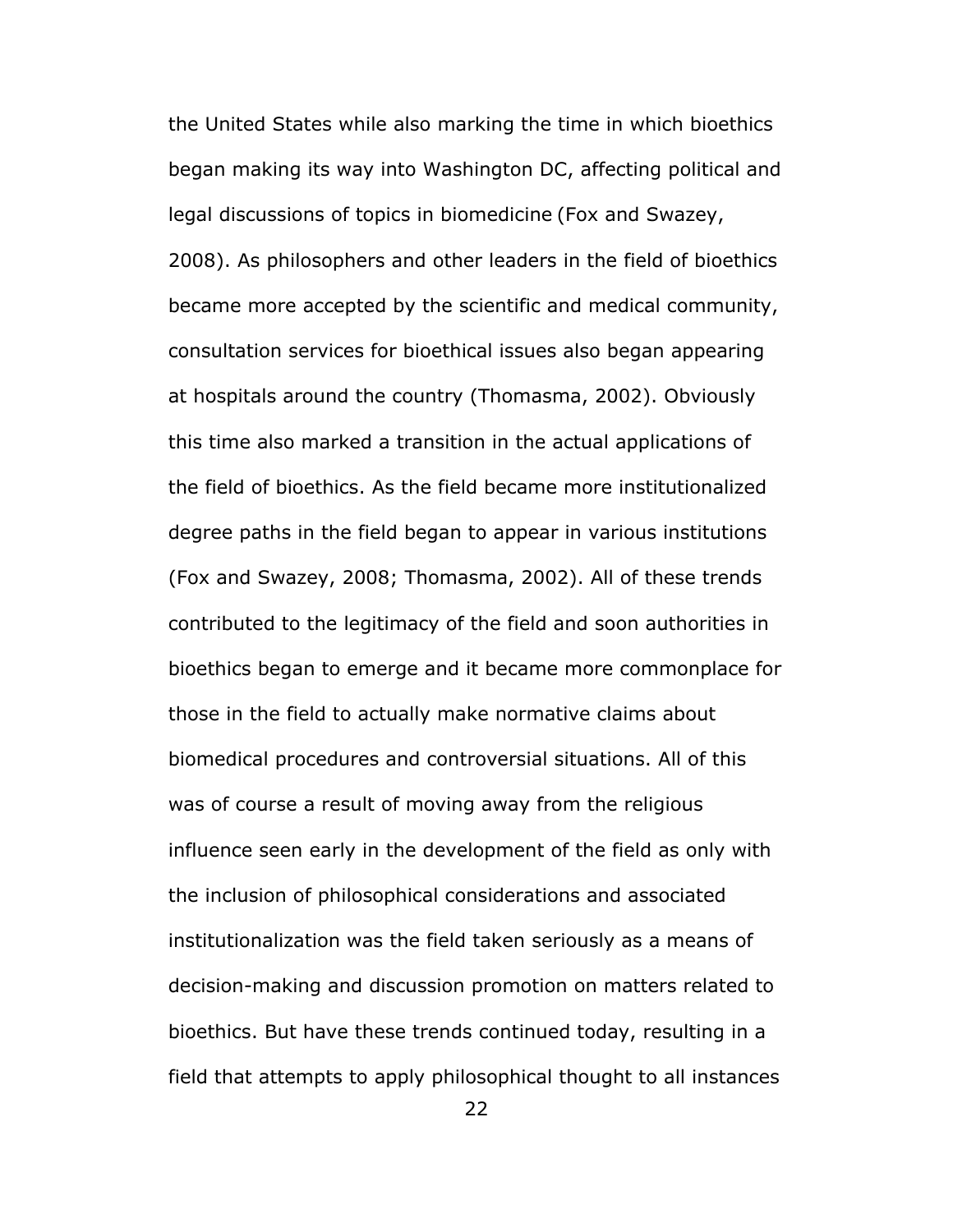the United States while also marking the time in which bioethics began making its way into Washington DC, affecting political and legal discussions of topics in biomedicine (Fox and Swazey, 2008). As philosophers and other leaders in the field of bioethics became more accepted by the scientific and medical community, consultation services for bioethical issues also began appearing at hospitals around the country (Thomasma, 2002). Obviously this time also marked a transition in the actual applications of the field of bioethics. As the field became more institutionalized degree paths in the field began to appear in various institutions (Fox and Swazey, 2008; Thomasma, 2002). All of these trends contributed to the legitimacy of the field and soon authorities in bioethics began to emerge and it became more commonplace for those in the field to actually make normative claims about biomedical procedures and controversial situations. All of this was of course a result of moving away from the religious influence seen early in the development of the field as only with the inclusion of philosophical considerations and associated institutionalization was the field taken seriously as a means of decision-making and discussion promotion on matters related to bioethics. But have these trends continued today, resulting in a field that attempts to apply philosophical thought to all instances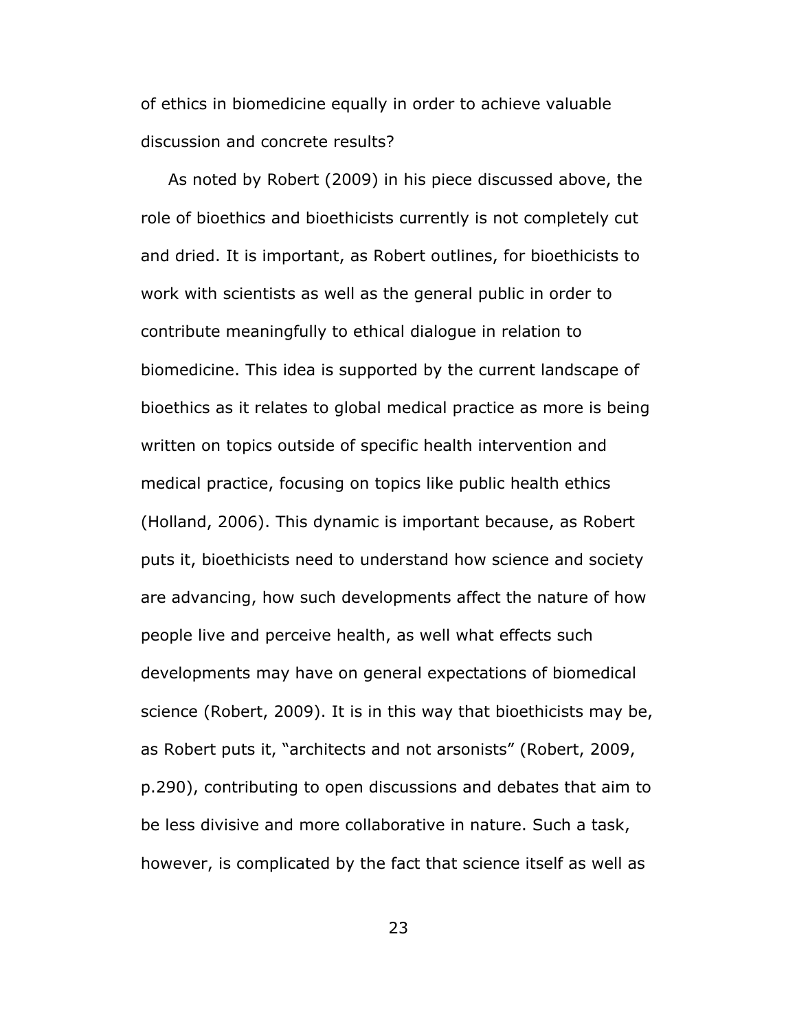of ethics in biomedicine equally in order to achieve valuable discussion and concrete results?

As noted by Robert (2009) in his piece discussed above, the role of bioethics and bioethicists currently is not completely cut and dried. It is important, as Robert outlines, for bioethicists to work with scientists as well as the general public in order to contribute meaningfully to ethical dialogue in relation to biomedicine. This idea is supported by the current landscape of bioethics as it relates to global medical practice as more is being written on topics outside of specific health intervention and medical practice, focusing on topics like public health ethics (Holland, 2006). This dynamic is important because, as Robert puts it, bioethicists need to understand how science and society are advancing, how such developments affect the nature of how people live and perceive health, as well what effects such developments may have on general expectations of biomedical science (Robert, 2009). It is in this way that bioethicists may be, as Robert puts it, "architects and not arsonists" (Robert, 2009, p.290), contributing to open discussions and debates that aim to be less divisive and more collaborative in nature. Such a task, however, is complicated by the fact that science itself as well as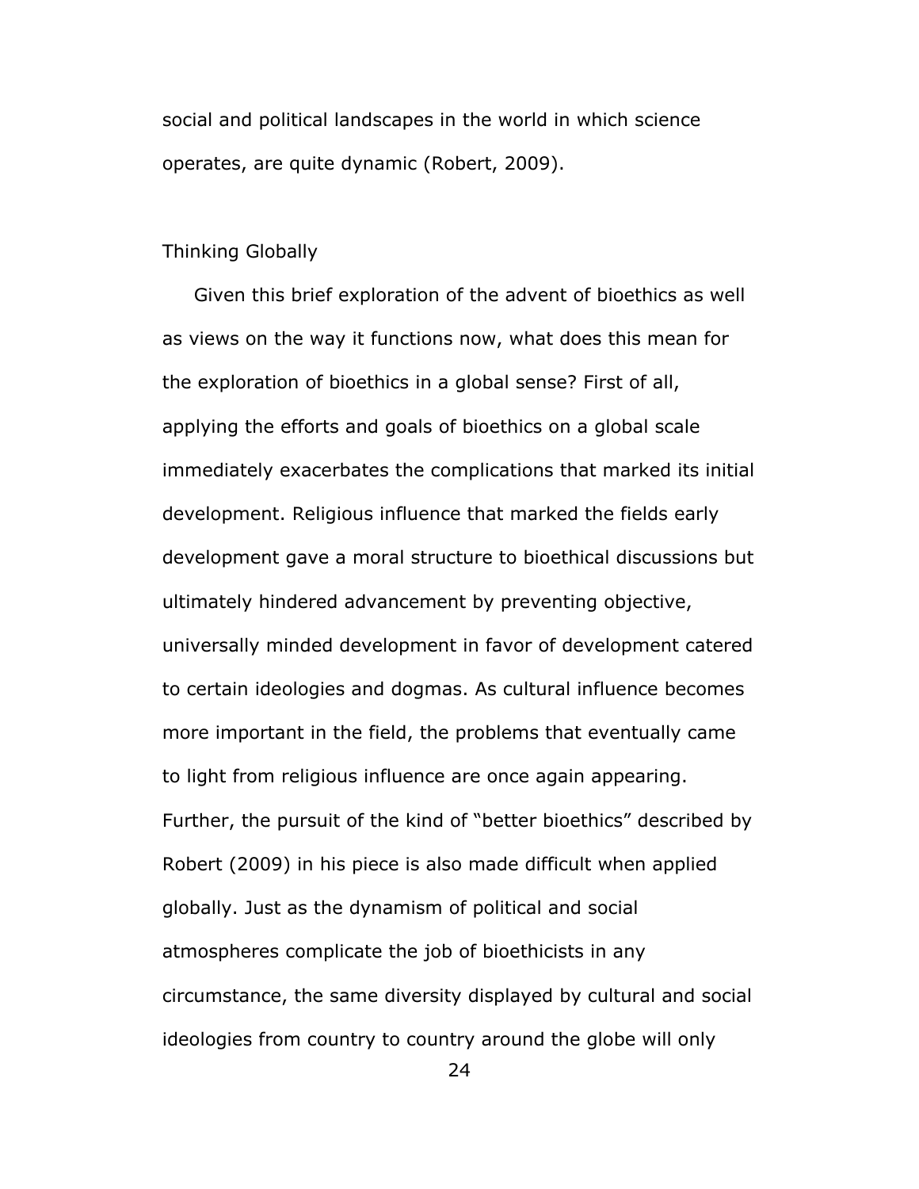social and political landscapes in the world in which science operates, are quite dynamic (Robert, 2009).

## Thinking Globally

Given this brief exploration of the advent of bioethics as well as views on the way it functions now, what does this mean for the exploration of bioethics in a global sense? First of all, applying the efforts and goals of bioethics on a global scale immediately exacerbates the complications that marked its initial development. Religious influence that marked the fields early development gave a moral structure to bioethical discussions but ultimately hindered advancement by preventing objective, universally minded development in favor of development catered to certain ideologies and dogmas. As cultural influence becomes more important in the field, the problems that eventually came to light from religious influence are once again appearing. Further, the pursuit of the kind of "better bioethics" described by Robert (2009) in his piece is also made difficult when applied globally. Just as the dynamism of political and social atmospheres complicate the job of bioethicists in any circumstance, the same diversity displayed by cultural and social ideologies from country to country around the globe will only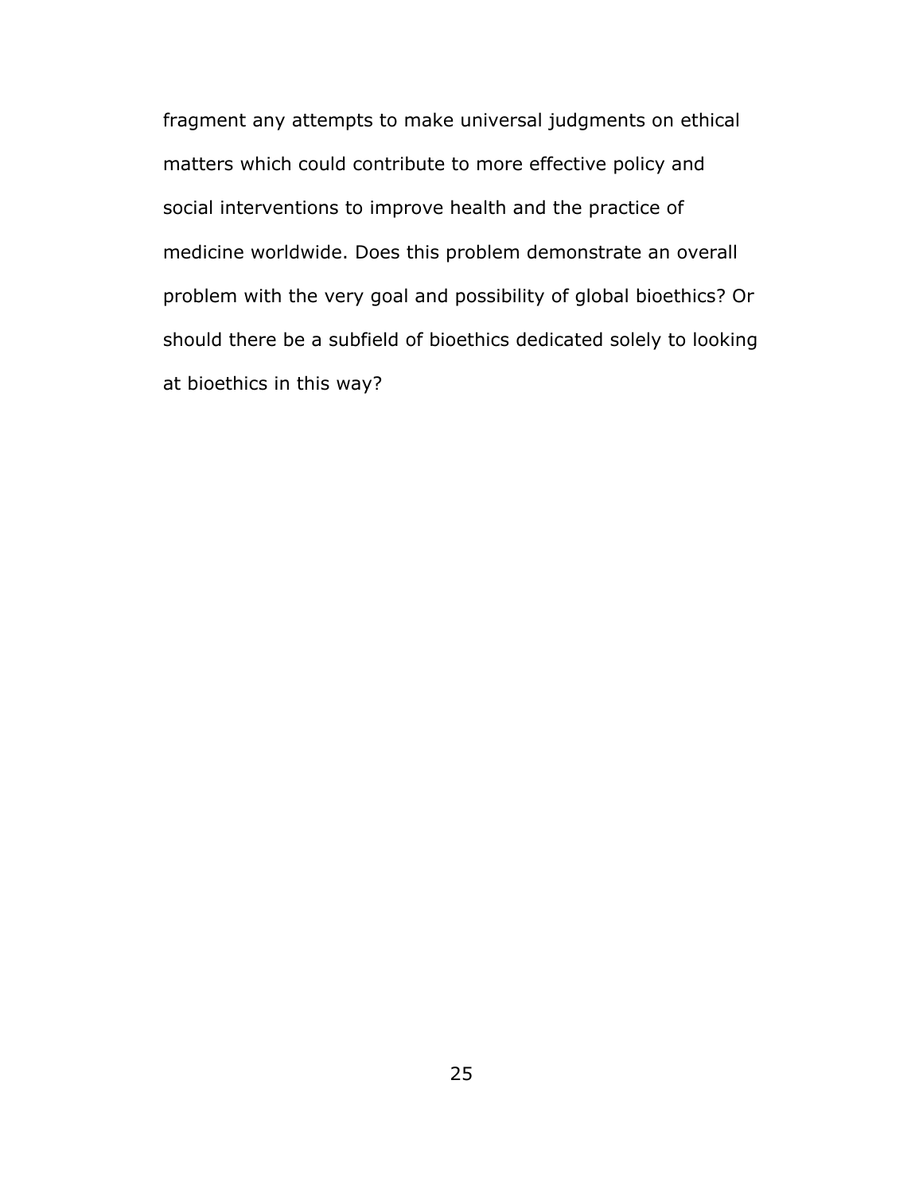fragment any attempts to make universal judgments on ethical matters which could contribute to more effective policy and social interventions to improve health and the practice of medicine worldwide. Does this problem demonstrate an overall problem with the very goal and possibility of global bioethics? Or should there be a subfield of bioethics dedicated solely to looking at bioethics in this way?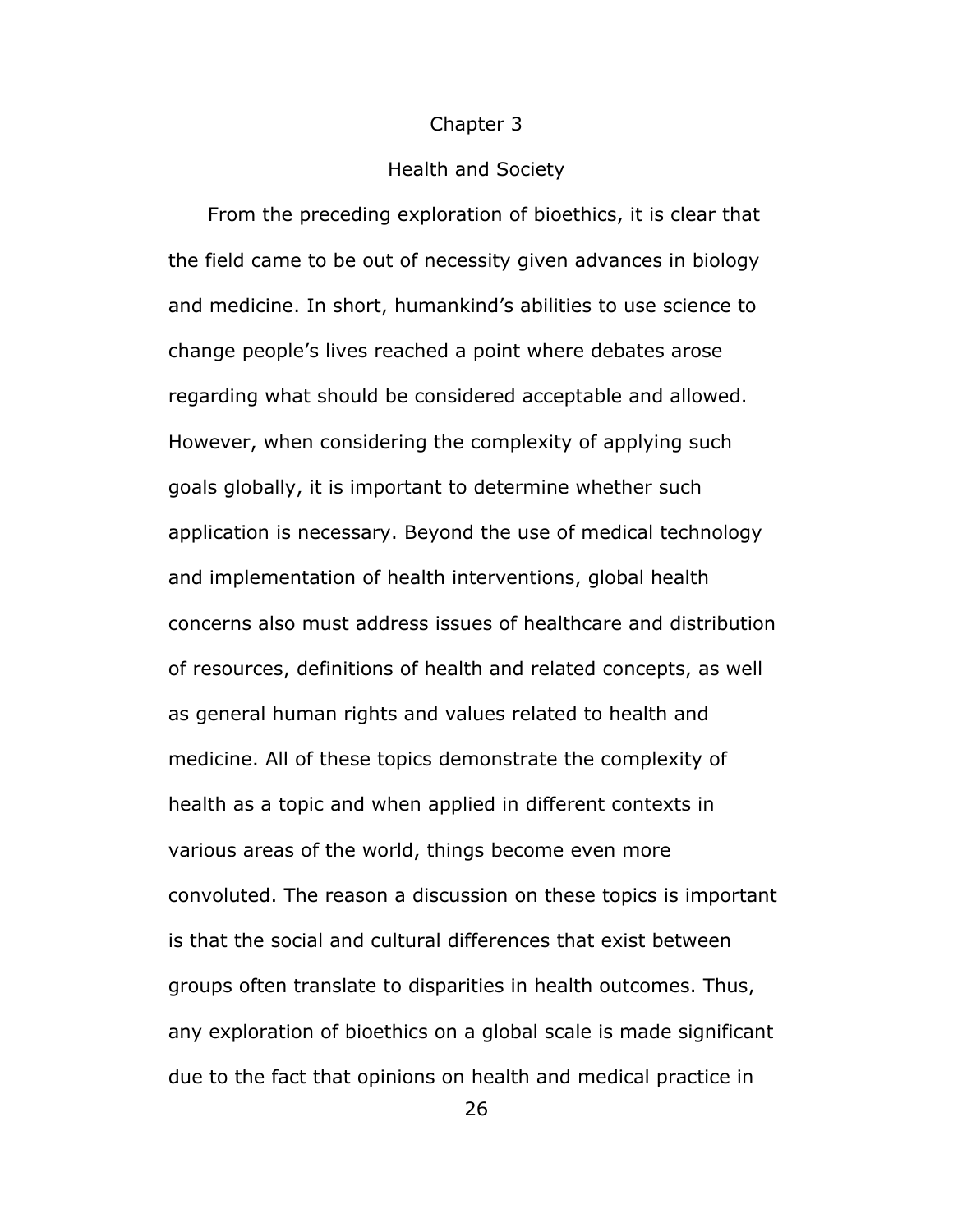# Chapter 3

## Health and Society

From the preceding exploration of bioethics, it is clear that the field came to be out of necessity given advances in biology and medicine. In short, humankind's abilities to use science to change people's lives reached a point where debates arose regarding what should be considered acceptable and allowed. However, when considering the complexity of applying such goals globally, it is important to determine whether such application is necessary. Beyond the use of medical technology and implementation of health interventions, global health concerns also must address issues of healthcare and distribution of resources, definitions of health and related concepts, as well as general human rights and values related to health and medicine. All of these topics demonstrate the complexity of health as a topic and when applied in different contexts in various areas of the world, things become even more convoluted. The reason a discussion on these topics is important is that the social and cultural differences that exist between groups often translate to disparities in health outcomes. Thus, any exploration of bioethics on a global scale is made significant due to the fact that opinions on health and medical practice in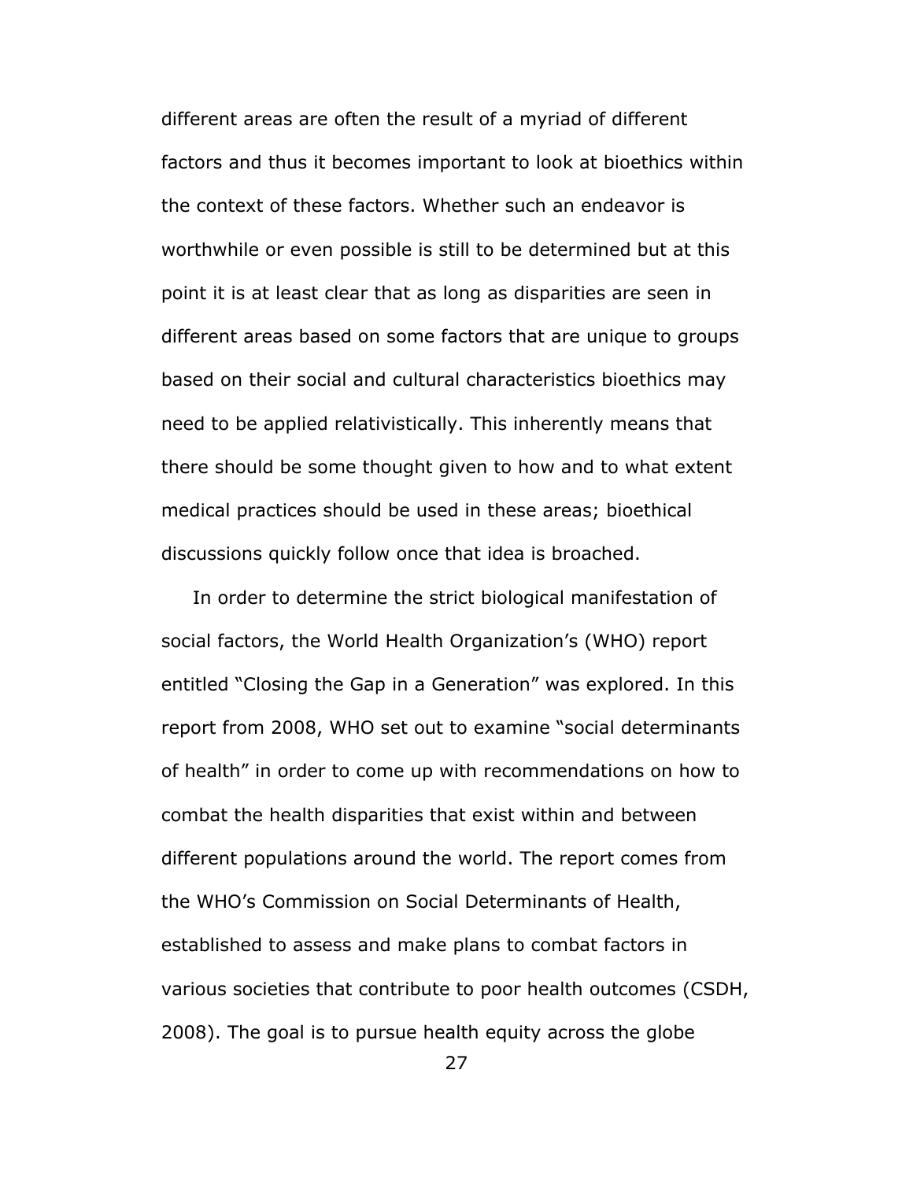different areas are often the result of a myriad of different factors and thus it becomes important to look at bioethics within the context of these factors. Whether such an endeavor is worthwhile or even possible is still to be determined but at this point it is at least clear that as long as disparities are seen in different areas based on some factors that are unique to groups based on their social and cultural characteristics bioethics may need to be applied relativistically. This inherently means that there should be some thought given to how and to what extent medical practices should be used in these areas; bioethical discussions quickly follow once that idea is broached.

In order to determine the strict biological manifestation of social factors, the World Health Organization's (WHO) report entitled "Closing the Gap in a Generation" was explored. In this report from 2008, WHO set out to examine "social determinants of health" in order to come up with recommendations on how to combat the health disparities that exist within and between different populations around the world. The report comes from the WHO's Commission on Social Determinants of Health, established to assess and make plans to combat factors in various societies that contribute to poor health outcomes (CSDH, 2008). The goal is to pursue health equity across the globe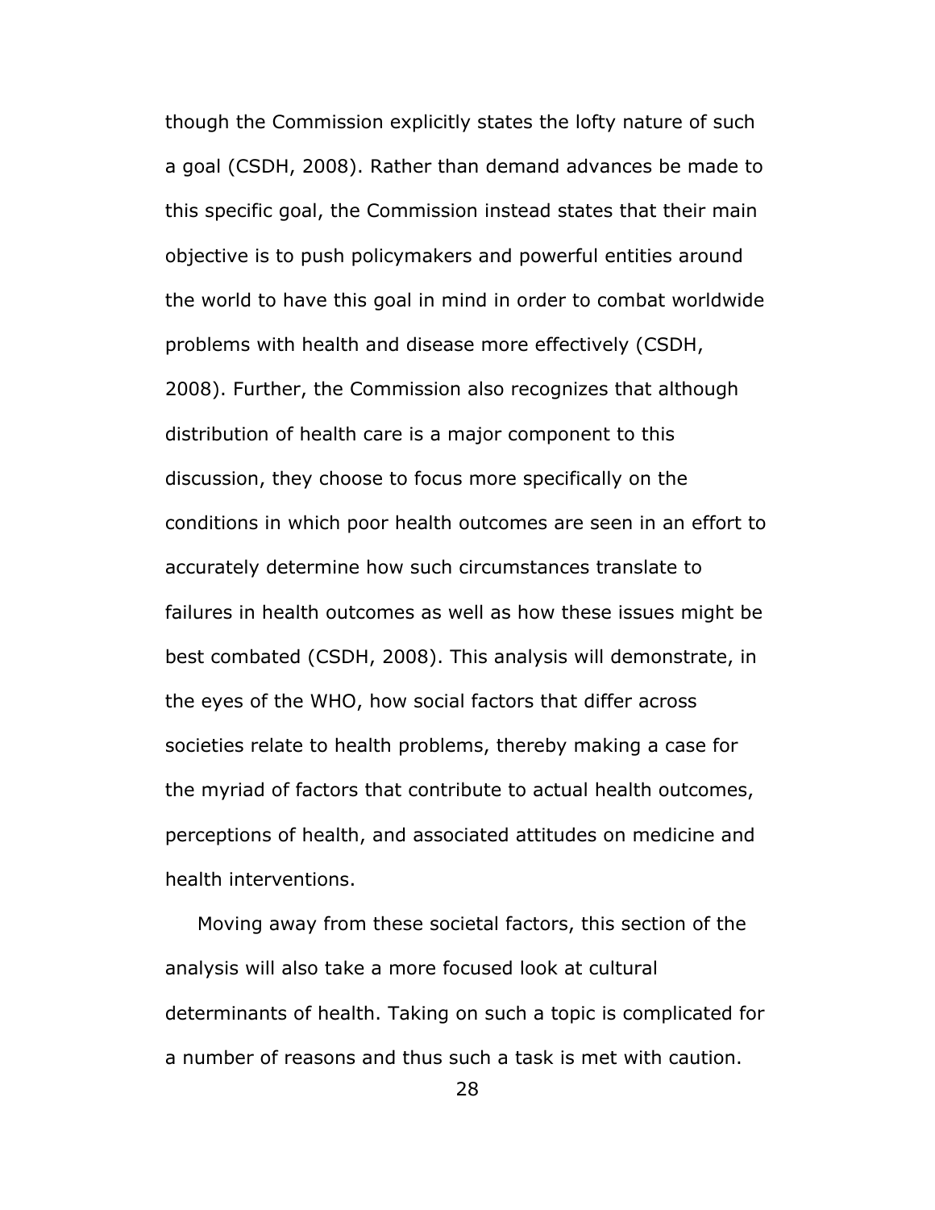though the Commission explicitly states the lofty nature of such a goal (CSDH, 2008). Rather than demand advances be made to this specific goal, the Commission instead states that their main objective is to push policymakers and powerful entities around the world to have this goal in mind in order to combat worldwide problems with health and disease more effectively (CSDH, 2008). Further, the Commission also recognizes that although distribution of health care is a major component to this discussion, they choose to focus more specifically on the conditions in which poor health outcomes are seen in an effort to accurately determine how such circumstances translate to failures in health outcomes as well as how these issues might be best combated (CSDH, 2008). This analysis will demonstrate, in the eyes of the WHO, how social factors that differ across societies relate to health problems, thereby making a case for the myriad of factors that contribute to actual health outcomes, perceptions of health, and associated attitudes on medicine and health interventions.

Moving away from these societal factors, this section of the analysis will also take a more focused look at cultural determinants of health. Taking on such a topic is complicated for a number of reasons and thus such a task is met with caution.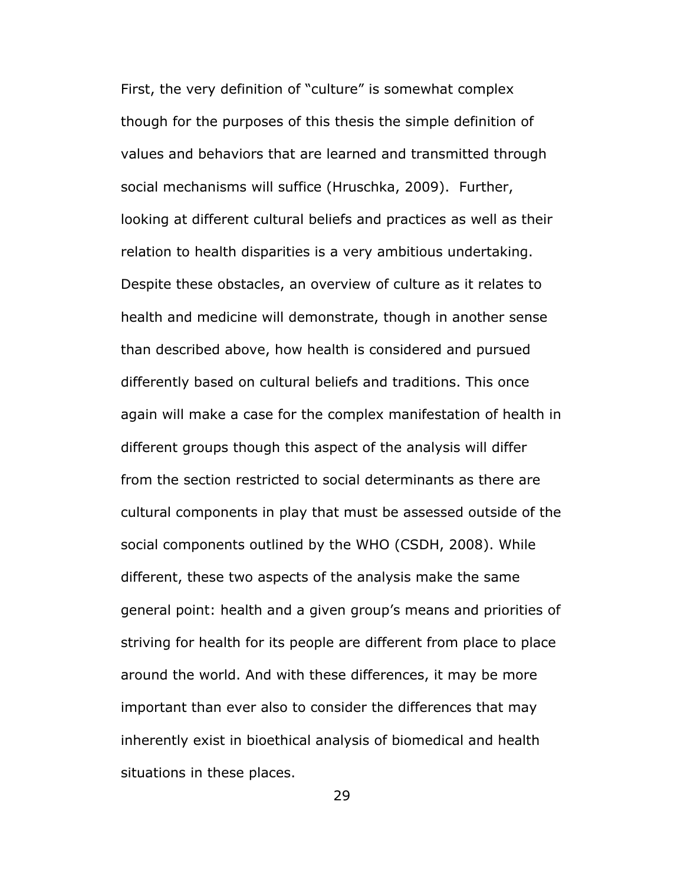First, the very definition of "culture" is somewhat complex though for the purposes of this thesis the simple definition of values and behaviors that are learned and transmitted through social mechanisms will suffice (Hruschka, 2009). Further, looking at different cultural beliefs and practices as well as their relation to health disparities is a very ambitious undertaking. Despite these obstacles, an overview of culture as it relates to health and medicine will demonstrate, though in another sense than described above, how health is considered and pursued differently based on cultural beliefs and traditions. This once again will make a case for the complex manifestation of health in different groups though this aspect of the analysis will differ from the section restricted to social determinants as there are cultural components in play that must be assessed outside of the social components outlined by the WHO (CSDH, 2008). While different, these two aspects of the analysis make the same general point: health and a given group's means and priorities of striving for health for its people are different from place to place around the world. And with these differences, it may be more important than ever also to consider the differences that may inherently exist in bioethical analysis of biomedical and health situations in these places.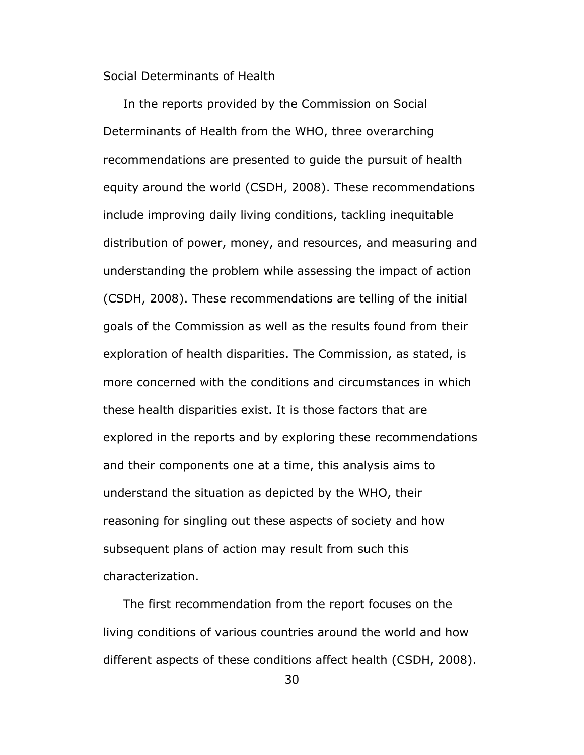## Social Determinants of Health

In the reports provided by the Commission on Social Determinants of Health from the WHO, three overarching recommendations are presented to guide the pursuit of health equity around the world (CSDH, 2008). These recommendations include improving daily living conditions, tackling inequitable distribution of power, money, and resources, and measuring and understanding the problem while assessing the impact of action (CSDH, 2008). These recommendations are telling of the initial goals of the Commission as well as the results found from their exploration of health disparities. The Commission, as stated, is more concerned with the conditions and circumstances in which these health disparities exist. It is those factors that are explored in the reports and by exploring these recommendations and their components one at a time, this analysis aims to understand the situation as depicted by the WHO, their reasoning for singling out these aspects of society and how subsequent plans of action may result from such this characterization.

The first recommendation from the report focuses on the living conditions of various countries around the world and how different aspects of these conditions affect health (CSDH, 2008).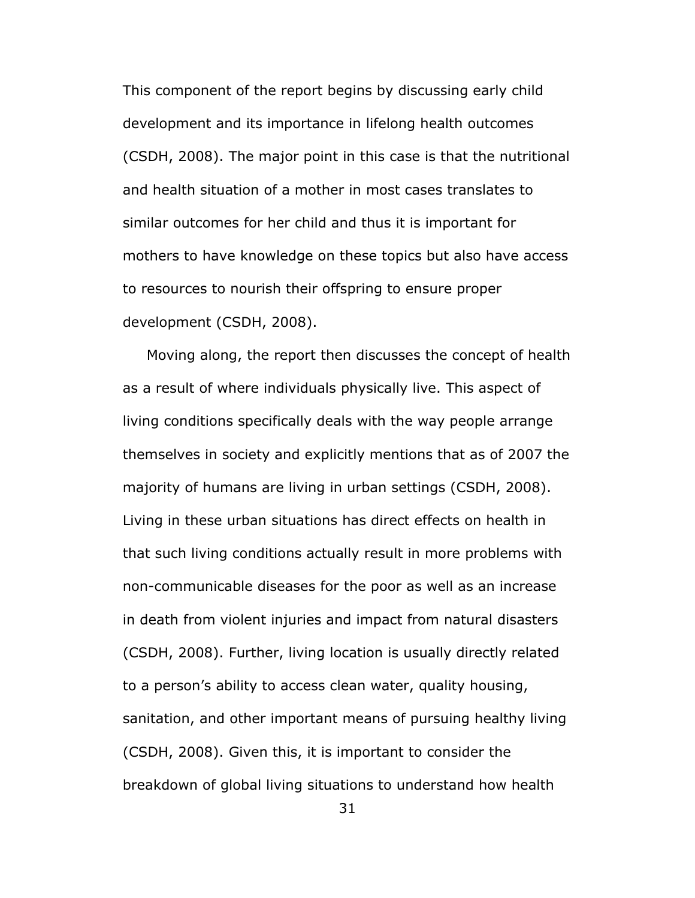This component of the report begins by discussing early child development and its importance in lifelong health outcomes (CSDH, 2008). The major point in this case is that the nutritional and health situation of a mother in most cases translates to similar outcomes for her child and thus it is important for mothers to have knowledge on these topics but also have access to resources to nourish their offspring to ensure proper development (CSDH, 2008).

Moving along, the report then discusses the concept of health as a result of where individuals physically live. This aspect of living conditions specifically deals with the way people arrange themselves in society and explicitly mentions that as of 2007 the majority of humans are living in urban settings (CSDH, 2008). Living in these urban situations has direct effects on health in that such living conditions actually result in more problems with non-communicable diseases for the poor as well as an increase in death from violent injuries and impact from natural disasters (CSDH, 2008). Further, living location is usually directly related to a person's ability to access clean water, quality housing, sanitation, and other important means of pursuing healthy living (CSDH, 2008). Given this, it is important to consider the breakdown of global living situations to understand how health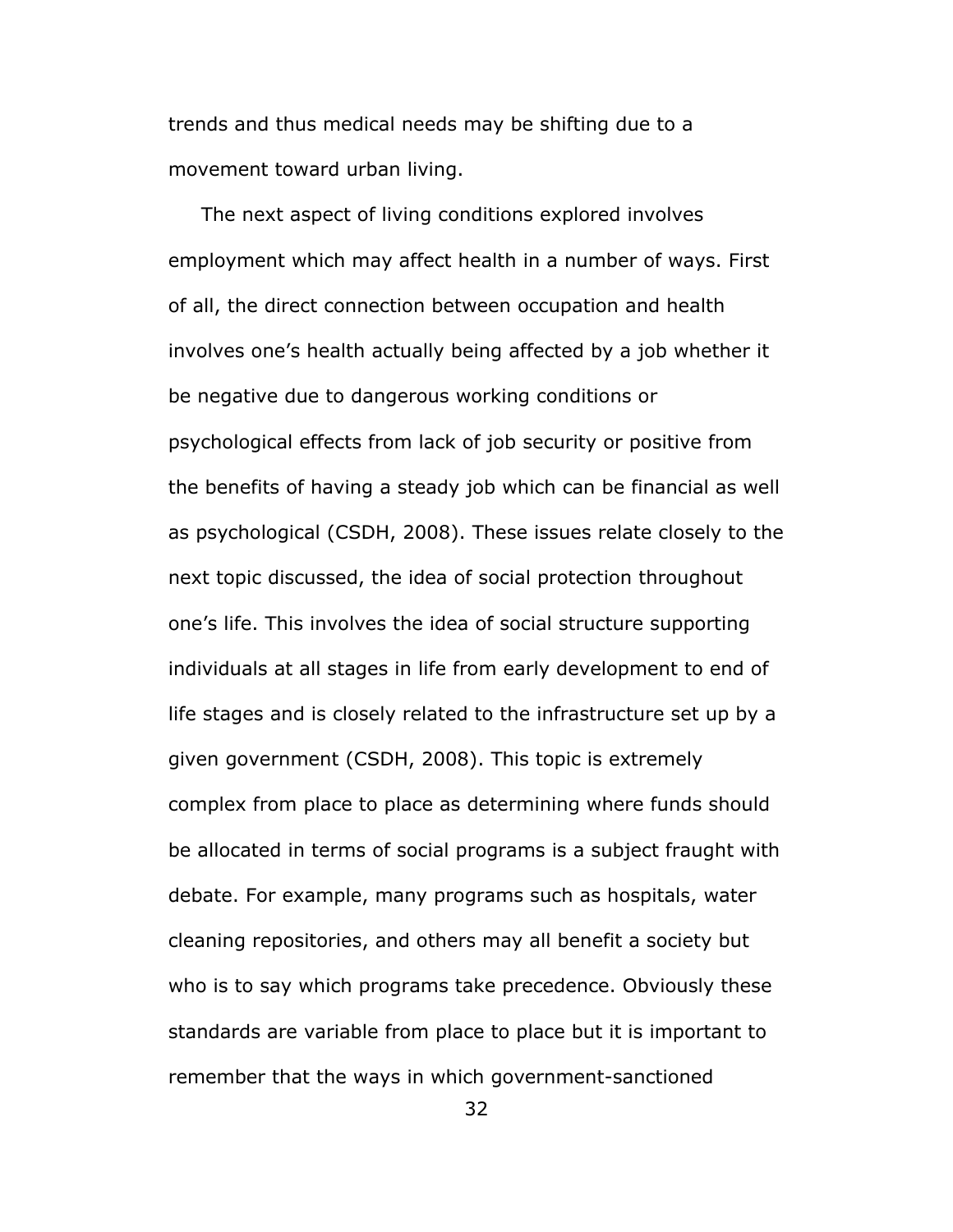trends and thus medical needs may be shifting due to a movement toward urban living.

The next aspect of living conditions explored involves employment which may affect health in a number of ways. First of all, the direct connection between occupation and health involves one's health actually being affected by a job whether it be negative due to dangerous working conditions or psychological effects from lack of job security or positive from the benefits of having a steady job which can be financial as well as psychological (CSDH, 2008). These issues relate closely to the next topic discussed, the idea of social protection throughout one's life. This involves the idea of social structure supporting individuals at all stages in life from early development to end of life stages and is closely related to the infrastructure set up by a given government (CSDH, 2008). This topic is extremely complex from place to place as determining where funds should be allocated in terms of social programs is a subject fraught with debate. For example, many programs such as hospitals, water cleaning repositories, and others may all benefit a society but who is to say which programs take precedence. Obviously these standards are variable from place to place but it is important to remember that the ways in which government-sanctioned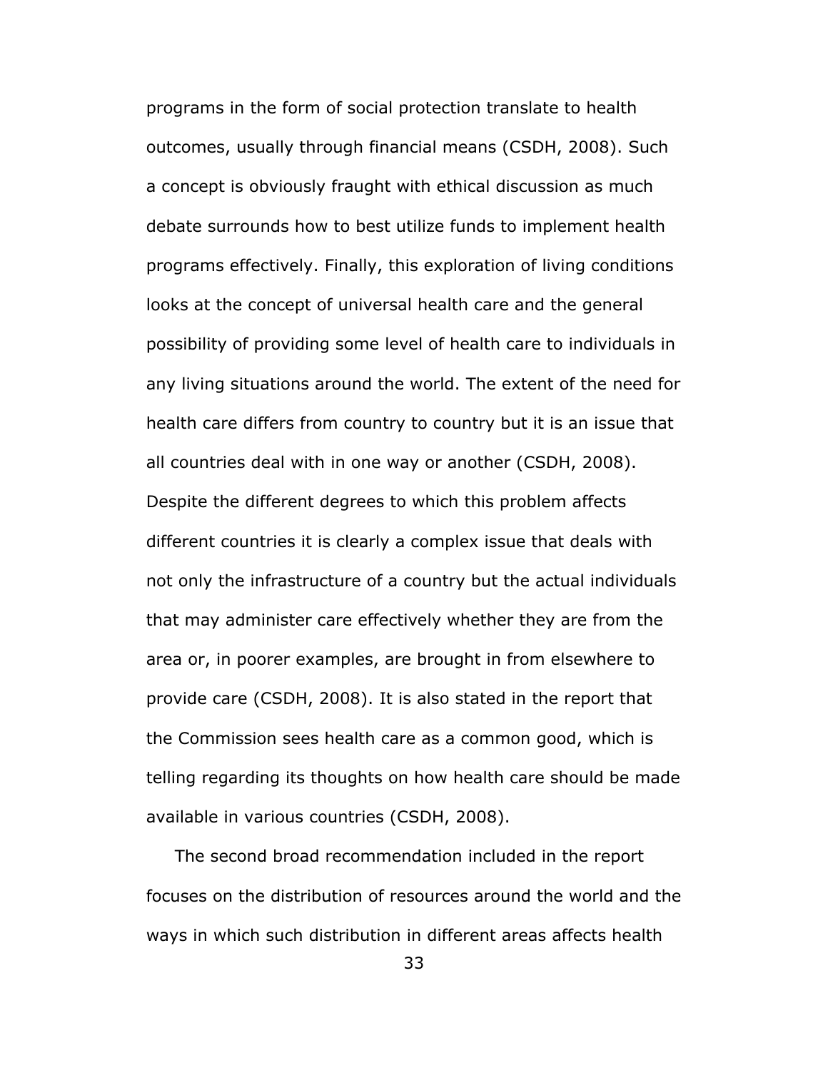programs in the form of social protection translate to health outcomes, usually through financial means (CSDH, 2008). Such a concept is obviously fraught with ethical discussion as much debate surrounds how to best utilize funds to implement health programs effectively. Finally, this exploration of living conditions looks at the concept of universal health care and the general possibility of providing some level of health care to individuals in any living situations around the world. The extent of the need for health care differs from country to country but it is an issue that all countries deal with in one way or another (CSDH, 2008). Despite the different degrees to which this problem affects different countries it is clearly a complex issue that deals with not only the infrastructure of a country but the actual individuals that may administer care effectively whether they are from the area or, in poorer examples, are brought in from elsewhere to provide care (CSDH, 2008). It is also stated in the report that the Commission sees health care as a common good, which is telling regarding its thoughts on how health care should be made available in various countries (CSDH, 2008).

The second broad recommendation included in the report focuses on the distribution of resources around the world and the ways in which such distribution in different areas affects health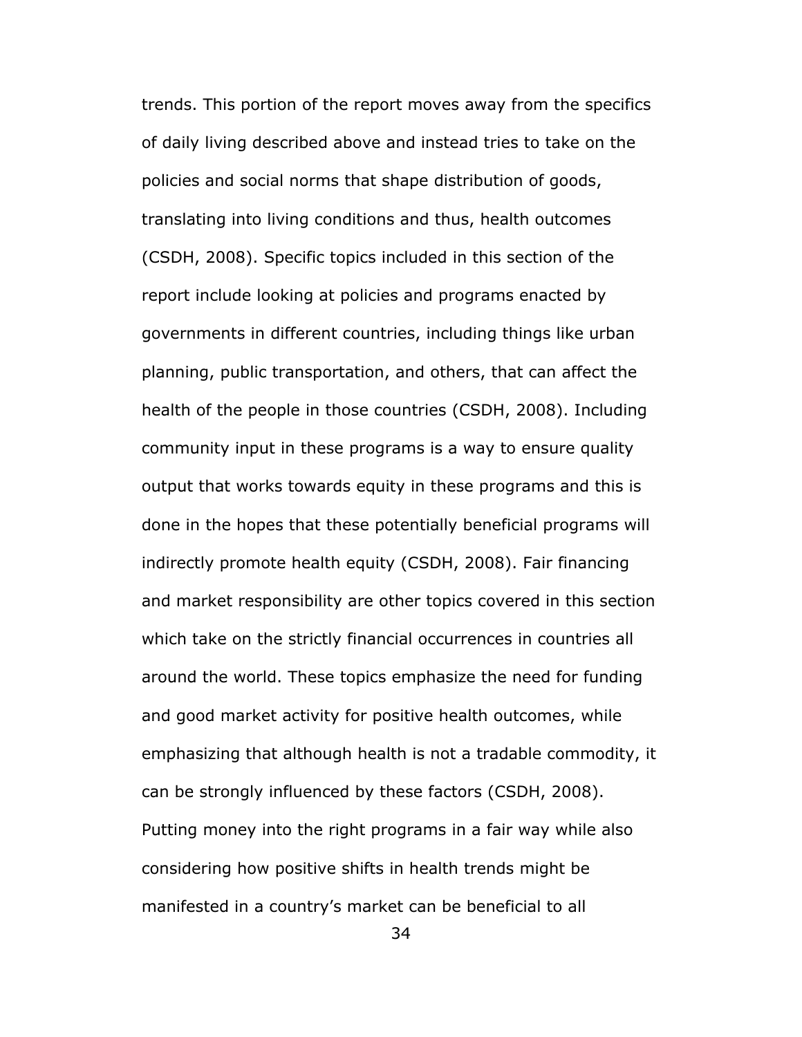trends. This portion of the report moves away from the specifics of daily living described above and instead tries to take on the policies and social norms that shape distribution of goods, translating into living conditions and thus, health outcomes (CSDH, 2008). Specific topics included in this section of the report include looking at policies and programs enacted by governments in different countries, including things like urban planning, public transportation, and others, that can affect the health of the people in those countries (CSDH, 2008). Including community input in these programs is a way to ensure quality output that works towards equity in these programs and this is done in the hopes that these potentially beneficial programs will indirectly promote health equity (CSDH, 2008). Fair financing and market responsibility are other topics covered in this section which take on the strictly financial occurrences in countries all around the world. These topics emphasize the need for funding and good market activity for positive health outcomes, while emphasizing that although health is not a tradable commodity, it can be strongly influenced by these factors (CSDH, 2008). Putting money into the right programs in a fair way while also considering how positive shifts in health trends might be manifested in a country's market can be beneficial to all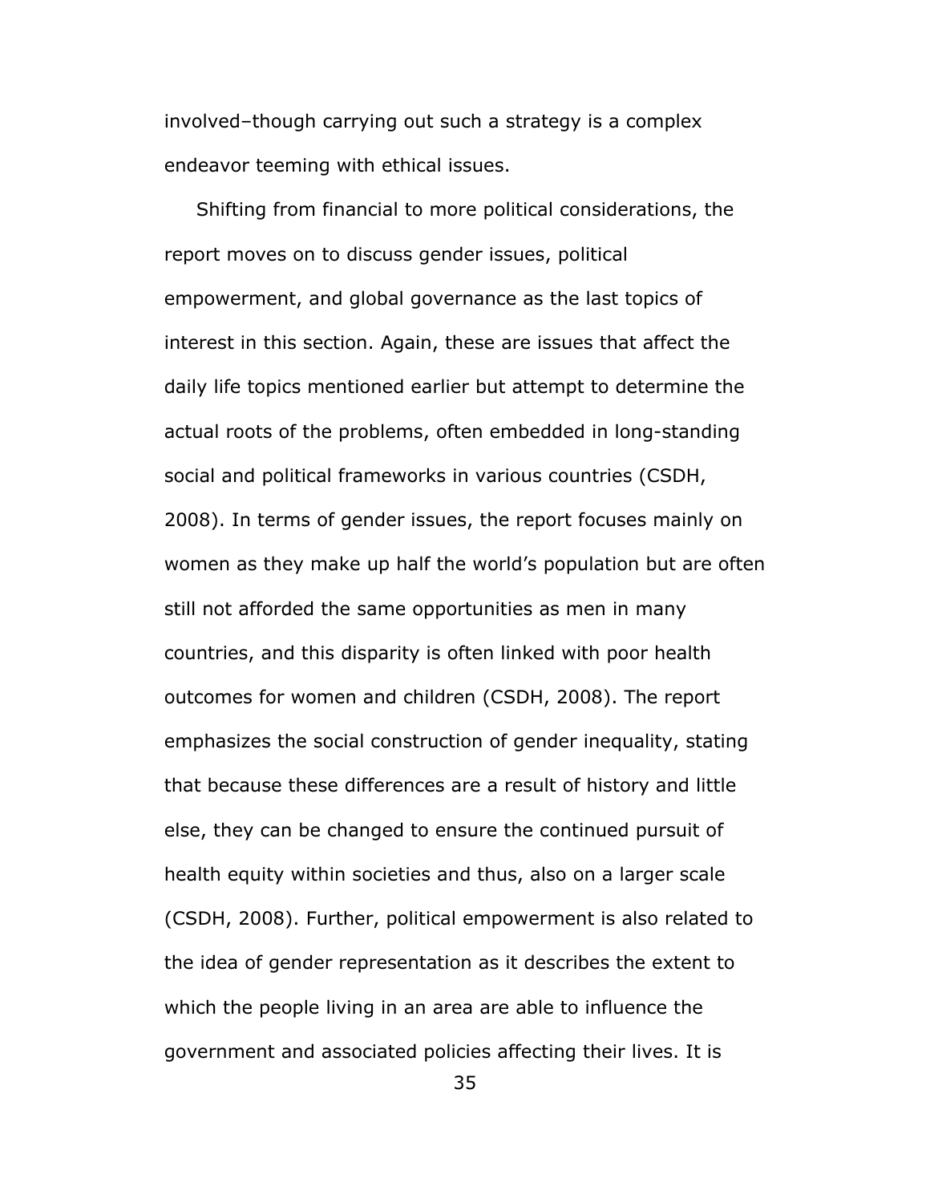involved–though carrying out such a strategy is a complex endeavor teeming with ethical issues.

Shifting from financial to more political considerations, the report moves on to discuss gender issues, political empowerment, and global governance as the last topics of interest in this section. Again, these are issues that affect the daily life topics mentioned earlier but attempt to determine the actual roots of the problems, often embedded in long-standing social and political frameworks in various countries (CSDH, 2008). In terms of gender issues, the report focuses mainly on women as they make up half the world's population but are often still not afforded the same opportunities as men in many countries, and this disparity is often linked with poor health outcomes for women and children (CSDH, 2008). The report emphasizes the social construction of gender inequality, stating that because these differences are a result of history and little else, they can be changed to ensure the continued pursuit of health equity within societies and thus, also on a larger scale (CSDH, 2008). Further, political empowerment is also related to the idea of gender representation as it describes the extent to which the people living in an area are able to influence the government and associated policies affecting their lives. It is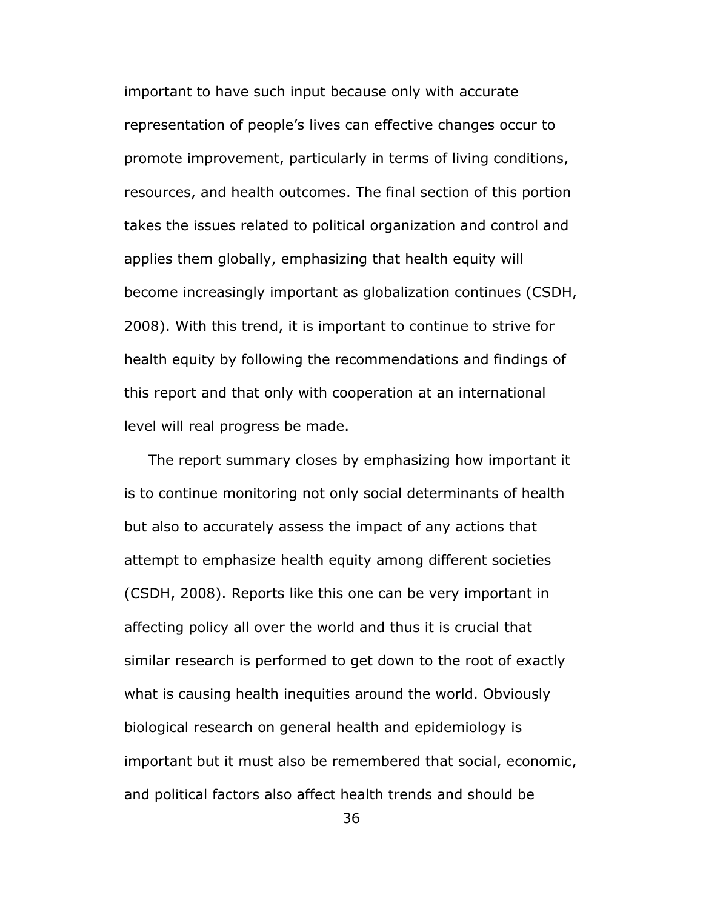important to have such input because only with accurate representation of people's lives can effective changes occur to promote improvement, particularly in terms of living conditions, resources, and health outcomes. The final section of this portion takes the issues related to political organization and control and applies them globally, emphasizing that health equity will become increasingly important as globalization continues (CSDH, 2008). With this trend, it is important to continue to strive for health equity by following the recommendations and findings of this report and that only with cooperation at an international level will real progress be made.

The report summary closes by emphasizing how important it is to continue monitoring not only social determinants of health but also to accurately assess the impact of any actions that attempt to emphasize health equity among different societies (CSDH, 2008). Reports like this one can be very important in affecting policy all over the world and thus it is crucial that similar research is performed to get down to the root of exactly what is causing health inequities around the world. Obviously biological research on general health and epidemiology is important but it must also be remembered that social, economic, and political factors also affect health trends and should be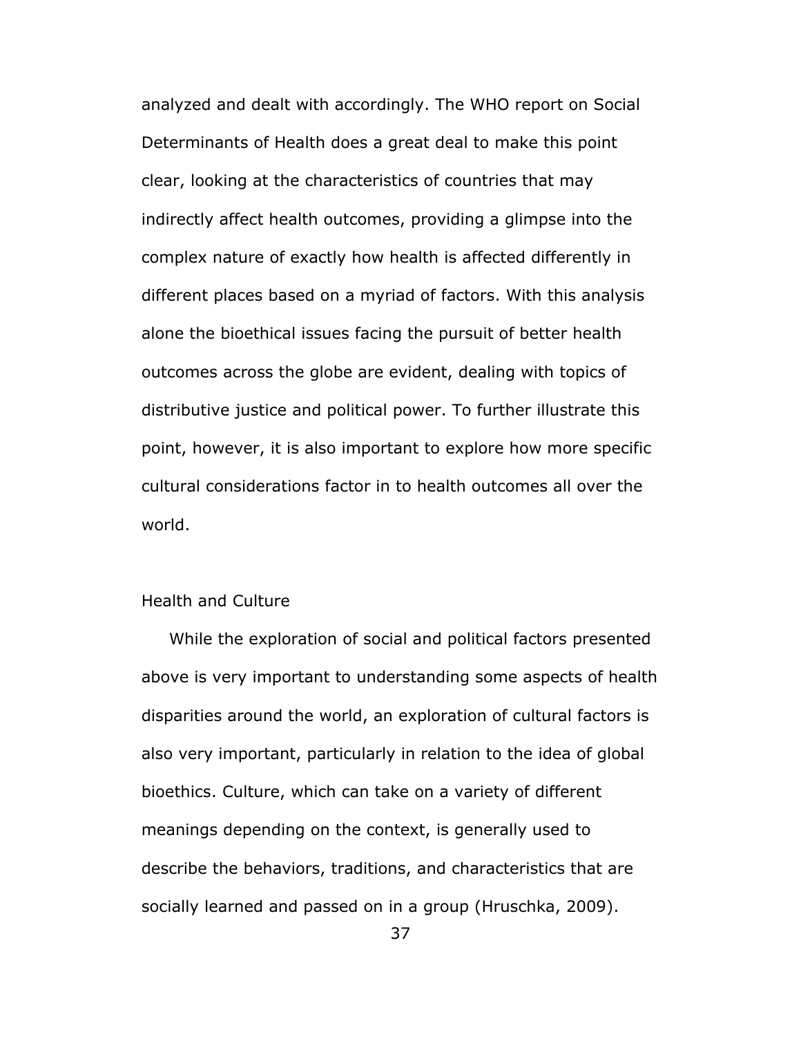analyzed and dealt with accordingly. The WHO report on Social Determinants of Health does a great deal to make this point clear, looking at the characteristics of countries that may indirectly affect health outcomes, providing a glimpse into the complex nature of exactly how health is affected differently in different places based on a myriad of factors. With this analysis alone the bioethical issues facing the pursuit of better health outcomes across the globe are evident, dealing with topics of distributive justice and political power. To further illustrate this point, however, it is also important to explore how more specific cultural considerations factor in to health outcomes all over the world.

## Health and Culture

While the exploration of social and political factors presented above is very important to understanding some aspects of health disparities around the world, an exploration of cultural factors is also very important, particularly in relation to the idea of global bioethics. Culture, which can take on a variety of different meanings depending on the context, is generally used to describe the behaviors, traditions, and characteristics that are socially learned and passed on in a group (Hruschka, 2009).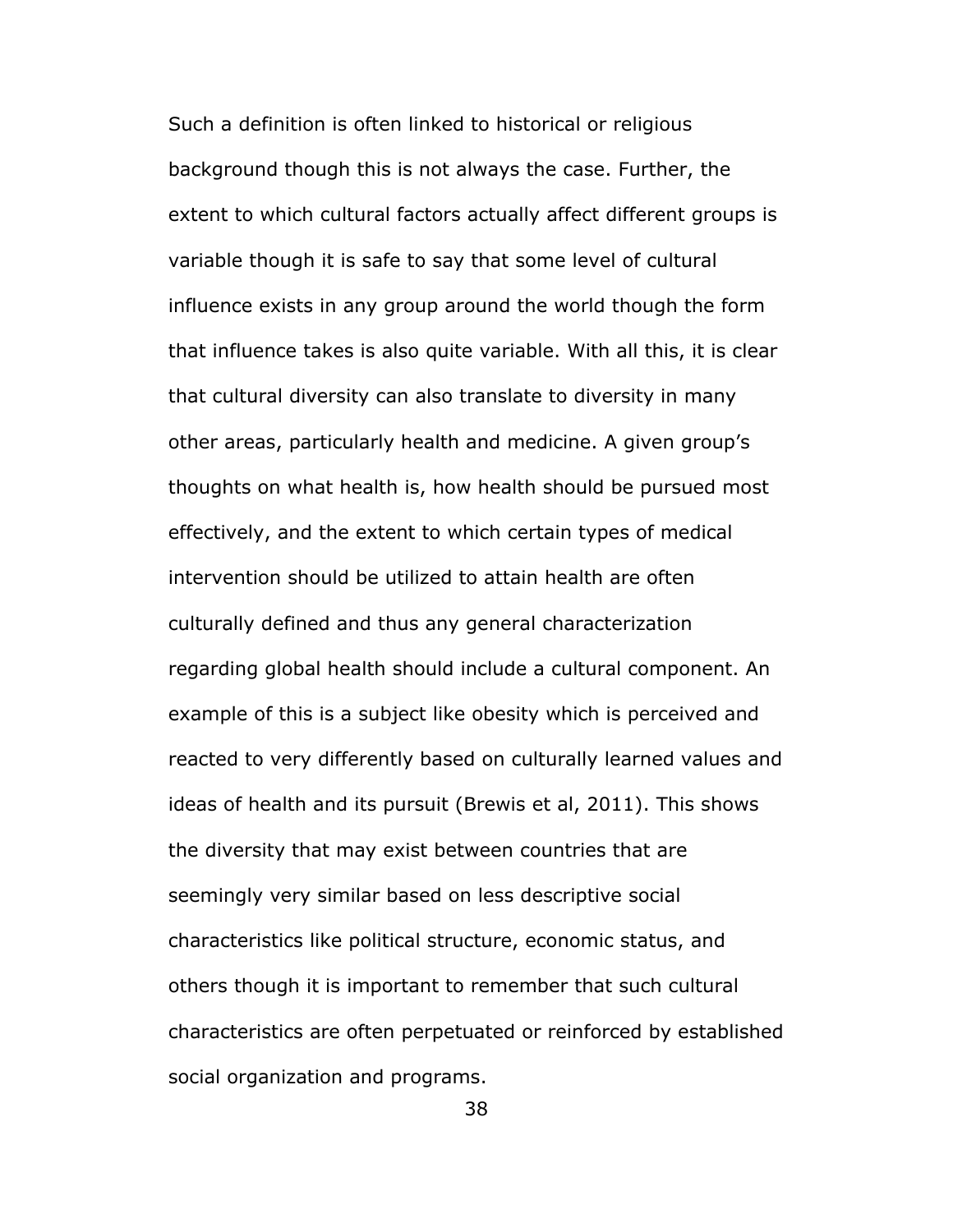Such a definition is often linked to historical or religious background though this is not always the case. Further, the extent to which cultural factors actually affect different groups is variable though it is safe to say that some level of cultural influence exists in any group around the world though the form that influence takes is also quite variable. With all this, it is clear that cultural diversity can also translate to diversity in many other areas, particularly health and medicine. A given group's thoughts on what health is, how health should be pursued most effectively, and the extent to which certain types of medical intervention should be utilized to attain health are often culturally defined and thus any general characterization regarding global health should include a cultural component. An example of this is a subject like obesity which is perceived and reacted to very differently based on culturally learned values and ideas of health and its pursuit (Brewis et al, 2011). This shows the diversity that may exist between countries that are seemingly very similar based on less descriptive social characteristics like political structure, economic status, and others though it is important to remember that such cultural characteristics are often perpetuated or reinforced by established social organization and programs.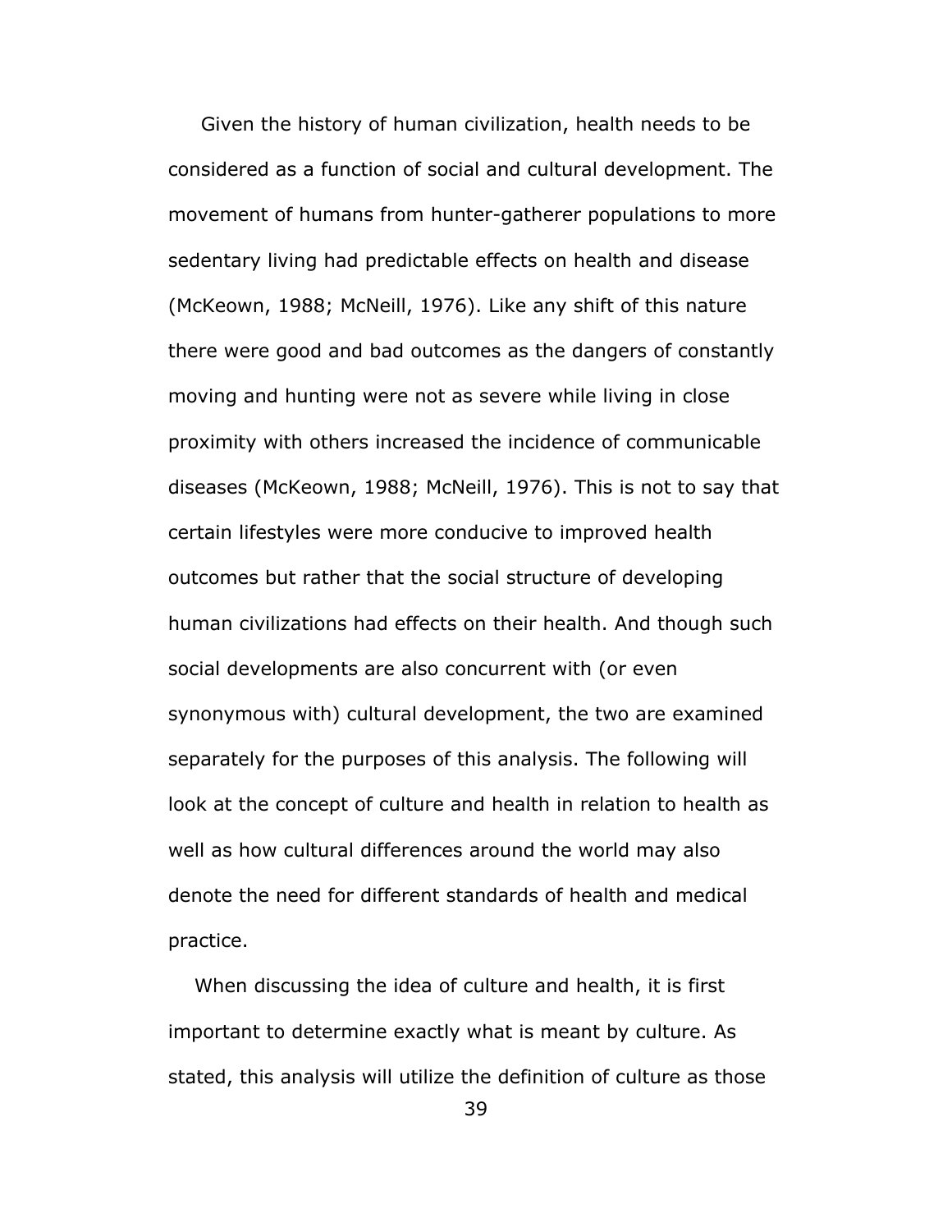Given the history of human civilization, health needs to be considered as a function of social and cultural development. The movement of humans from hunter-gatherer populations to more sedentary living had predictable effects on health and disease (McKeown, 1988; McNeill, 1976). Like any shift of this nature there were good and bad outcomes as the dangers of constantly moving and hunting were not as severe while living in close proximity with others increased the incidence of communicable diseases (McKeown, 1988; McNeill, 1976). This is not to say that certain lifestyles were more conducive to improved health outcomes but rather that the social structure of developing human civilizations had effects on their health. And though such social developments are also concurrent with (or even synonymous with) cultural development, the two are examined separately for the purposes of this analysis. The following will look at the concept of culture and health in relation to health as well as how cultural differences around the world may also denote the need for different standards of health and medical practice.

When discussing the idea of culture and health, it is first important to determine exactly what is meant by culture. As stated, this analysis will utilize the definition of culture as those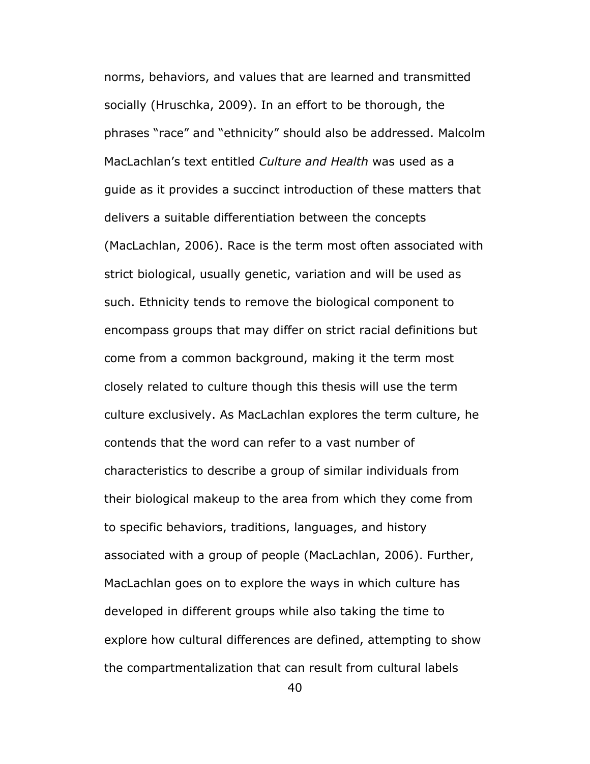norms, behaviors, and values that are learned and transmitted socially (Hruschka, 2009). In an effort to be thorough, the phrases "race" and "ethnicity" should also be addressed. Malcolm MacLachlan's text entitled *Culture and Health* was used as a guide as it provides a succinct introduction of these matters that delivers a suitable differentiation between the concepts (MacLachlan, 2006). Race is the term most often associated with strict biological, usually genetic, variation and will be used as such. Ethnicity tends to remove the biological component to encompass groups that may differ on strict racial definitions but come from a common background, making it the term most closely related to culture though this thesis will use the term culture exclusively. As MacLachlan explores the term culture, he contends that the word can refer to a vast number of characteristics to describe a group of similar individuals from their biological makeup to the area from which they come from to specific behaviors, traditions, languages, and history associated with a group of people (MacLachlan, 2006). Further, MacLachlan goes on to explore the ways in which culture has developed in different groups while also taking the time to explore how cultural differences are defined, attempting to show the compartmentalization that can result from cultural labels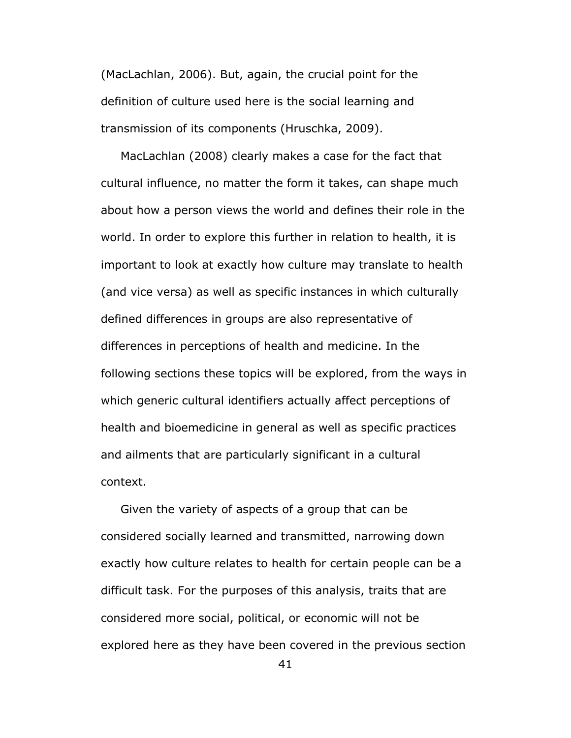(MacLachlan, 2006). But, again, the crucial point for the definition of culture used here is the social learning and transmission of its components (Hruschka, 2009).

MacLachlan (2008) clearly makes a case for the fact that cultural influence, no matter the form it takes, can shape much about how a person views the world and defines their role in the world. In order to explore this further in relation to health, it is important to look at exactly how culture may translate to health (and vice versa) as well as specific instances in which culturally defined differences in groups are also representative of differences in perceptions of health and medicine. In the following sections these topics will be explored, from the ways in which generic cultural identifiers actually affect perceptions of health and bioemedicine in general as well as specific practices and ailments that are particularly significant in a cultural context.

Given the variety of aspects of a group that can be considered socially learned and transmitted, narrowing down exactly how culture relates to health for certain people can be a difficult task. For the purposes of this analysis, traits that are considered more social, political, or economic will not be explored here as they have been covered in the previous section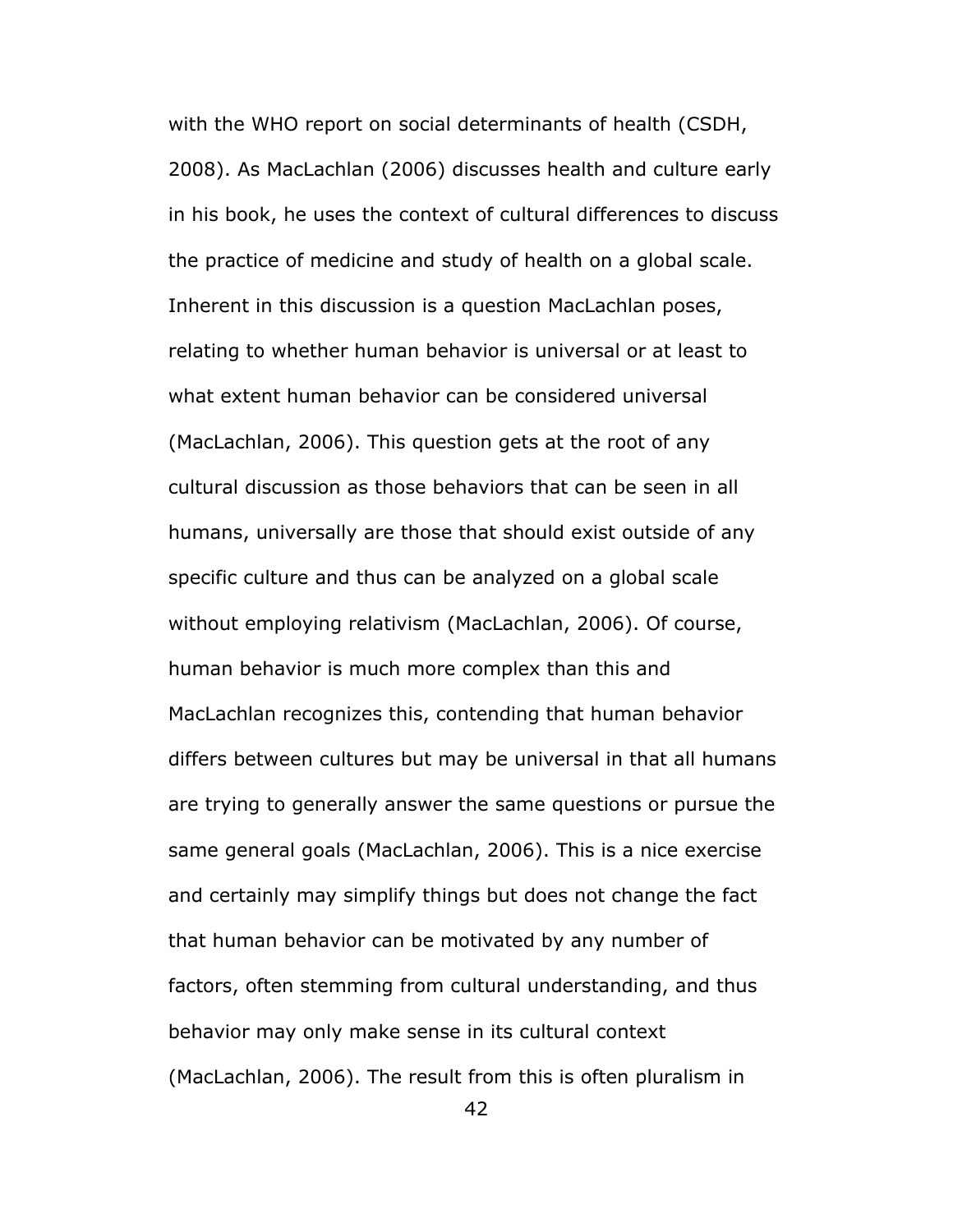with the WHO report on social determinants of health (CSDH, 2008). As MacLachlan (2006) discusses health and culture early in his book, he uses the context of cultural differences to discuss the practice of medicine and study of health on a global scale. Inherent in this discussion is a question MacLachlan poses, relating to whether human behavior is universal or at least to what extent human behavior can be considered universal (MacLachlan, 2006). This question gets at the root of any cultural discussion as those behaviors that can be seen in all humans, universally are those that should exist outside of any specific culture and thus can be analyzed on a global scale without employing relativism (MacLachlan, 2006). Of course, human behavior is much more complex than this and MacLachlan recognizes this, contending that human behavior differs between cultures but may be universal in that all humans are trying to generally answer the same questions or pursue the same general goals (MacLachlan, 2006). This is a nice exercise and certainly may simplify things but does not change the fact that human behavior can be motivated by any number of factors, often stemming from cultural understanding, and thus behavior may only make sense in its cultural context (MacLachlan, 2006). The result from this is often pluralism in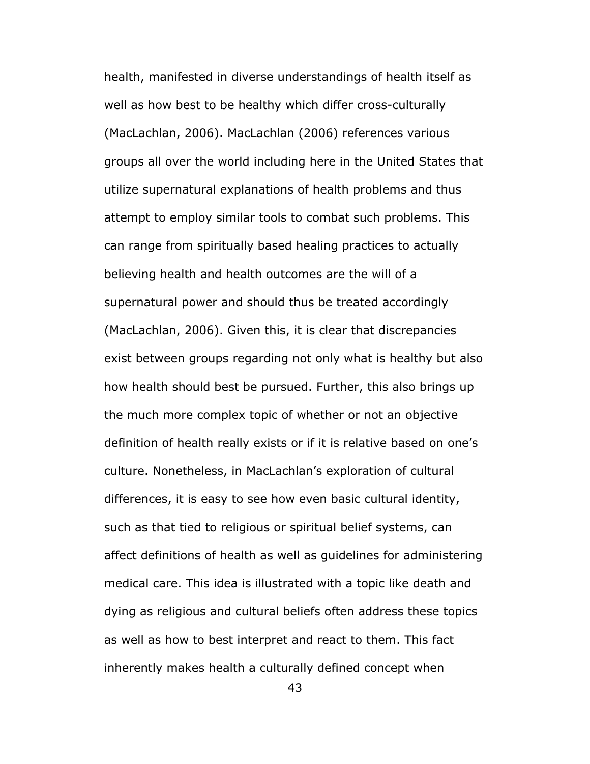health, manifested in diverse understandings of health itself as well as how best to be healthy which differ cross-culturally (MacLachlan, 2006). MacLachlan (2006) references various groups all over the world including here in the United States that utilize supernatural explanations of health problems and thus attempt to employ similar tools to combat such problems. This can range from spiritually based healing practices to actually believing health and health outcomes are the will of a supernatural power and should thus be treated accordingly (MacLachlan, 2006). Given this, it is clear that discrepancies exist between groups regarding not only what is healthy but also how health should best be pursued. Further, this also brings up the much more complex topic of whether or not an objective definition of health really exists or if it is relative based on one's culture. Nonetheless, in MacLachlan's exploration of cultural differences, it is easy to see how even basic cultural identity, such as that tied to religious or spiritual belief systems, can affect definitions of health as well as guidelines for administering medical care. This idea is illustrated with a topic like death and dying as religious and cultural beliefs often address these topics as well as how to best interpret and react to them. This fact inherently makes health a culturally defined concept when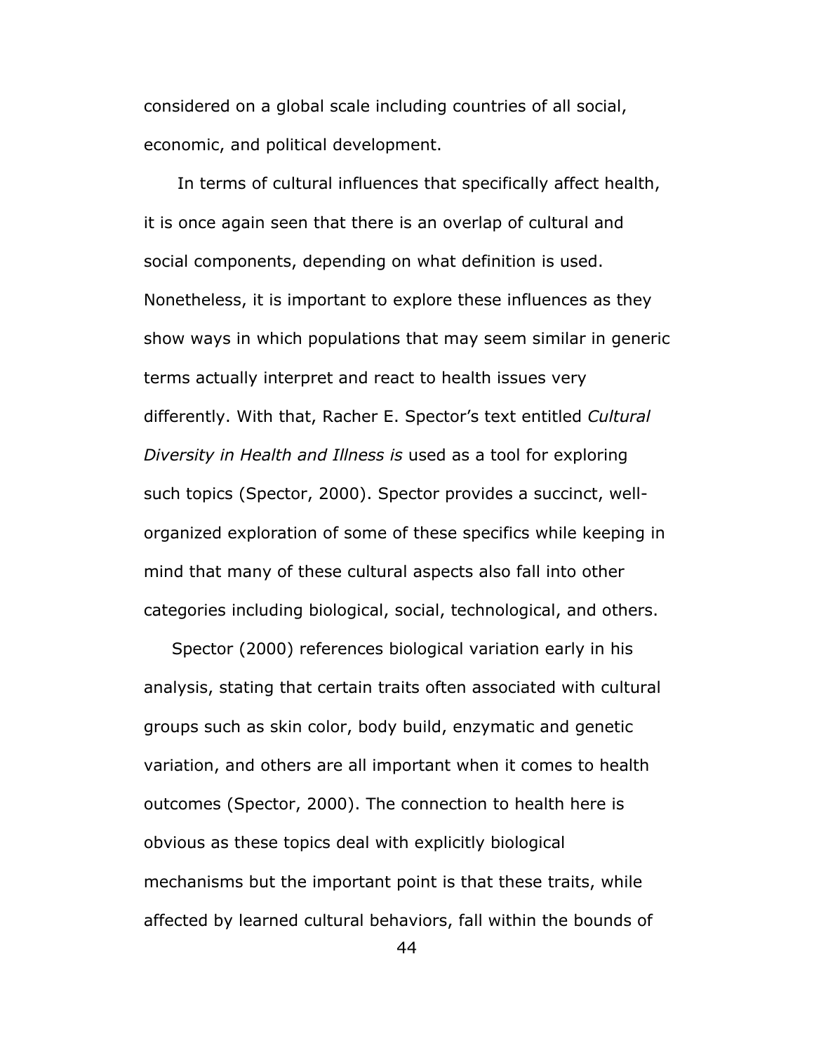considered on a global scale including countries of all social, economic, and political development.

In terms of cultural influences that specifically affect health, it is once again seen that there is an overlap of cultural and social components, depending on what definition is used. Nonetheless, it is important to explore these influences as they show ways in which populations that may seem similar in generic terms actually interpret and react to health issues very differently. With that, Racher E. Spector's text entitled *Cultural Diversity in Health and Illness is* used as a tool for exploring such topics (Spector, 2000). Spector provides a succinct, well-organized exploration of some of these specifics while keeping in mind that many of these cultural aspects also fall into other categories including biological, social, technological, and others.

Spector (2000) references biological variation early in his analysis, stating that certain traits often associated with cultural groups such as skin color, body build, enzymatic and genetic variation, and others are all important when it comes to health outcomes (Spector, 2000). The connection to health here is obvious as these topics deal with explicitly biological mechanisms but the important point is that these traits, while affected by learned cultural behaviors, fall within the bounds of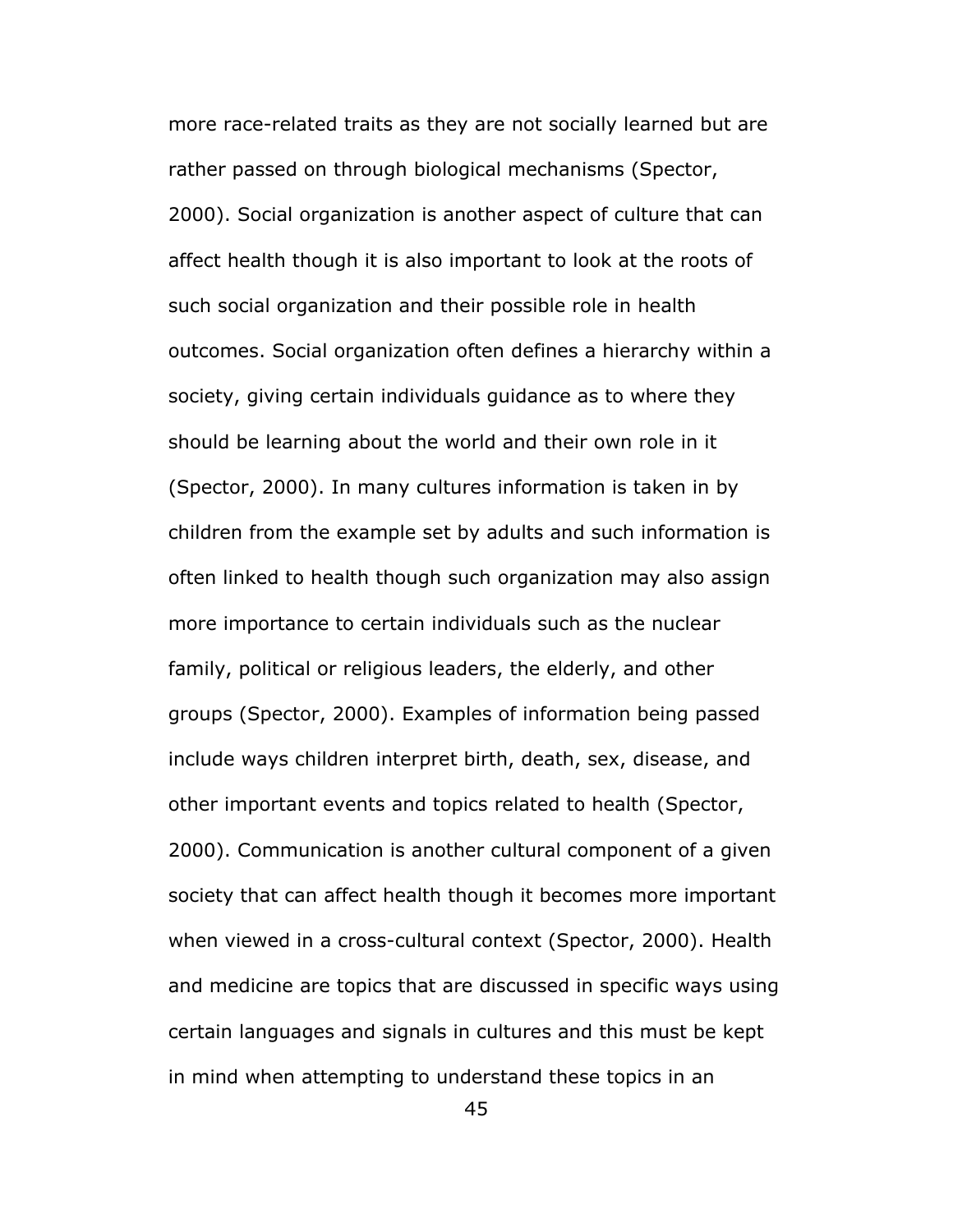more race-related traits as they are not socially learned but are rather passed on through biological mechanisms (Spector, 2000). Social organization is another aspect of culture that can affect health though it is also important to look at the roots of such social organization and their possible role in health outcomes. Social organization often defines a hierarchy within a society, giving certain individuals guidance as to where they should be learning about the world and their own role in it (Spector, 2000). In many cultures information is taken in by children from the example set by adults and such information is often linked to health though such organization may also assign more importance to certain individuals such as the nuclear family, political or religious leaders, the elderly, and other groups (Spector, 2000). Examples of information being passed include ways children interpret birth, death, sex, disease, and other important events and topics related to health (Spector, 2000). Communication is another cultural component of a given society that can affect health though it becomes more important when viewed in a cross-cultural context (Spector, 2000). Health and medicine are topics that are discussed in specific ways using certain languages and signals in cultures and this must be kept in mind when attempting to understand these topics in an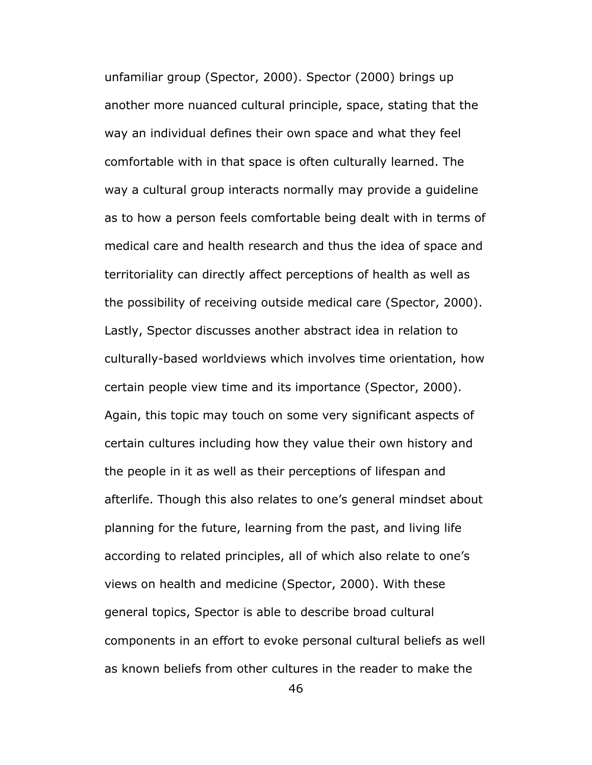unfamiliar group (Spector, 2000). Spector (2000) brings up another more nuanced cultural principle, space, stating that the way an individual defines their own space and what they feel comfortable with in that space is often culturally learned. The way a cultural group interacts normally may provide a guideline as to how a person feels comfortable being dealt with in terms of medical care and health research and thus the idea of space and territoriality can directly affect perceptions of health as well as the possibility of receiving outside medical care (Spector, 2000). Lastly, Spector discusses another abstract idea in relation to culturally-based worldviews which involves time orientation, how certain people view time and its importance (Spector, 2000). Again, this topic may touch on some very significant aspects of certain cultures including how they value their own history and the people in it as well as their perceptions of lifespan and afterlife. Though this also relates to one's general mindset about planning for the future, learning from the past, and living life according to related principles, all of which also relate to one's views on health and medicine (Spector, 2000). With these general topics, Spector is able to describe broad cultural components in an effort to evoke personal cultural beliefs as well as known beliefs from other cultures in the reader to make the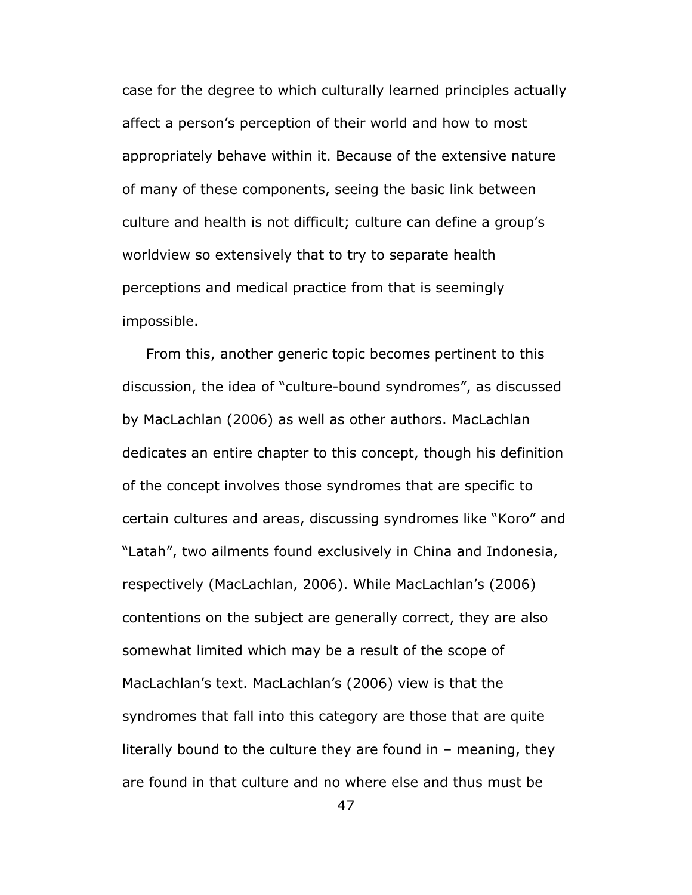case for the degree to which culturally learned principles actually affect a person's perception of their world and how to most appropriately behave within it. Because of the extensive nature of many of these components, seeing the basic link between culture and health is not difficult; culture can define a group's worldview so extensively that to try to separate health perceptions and medical practice from that is seemingly impossible.

From this, another generic topic becomes pertinent to this discussion, the idea of "culture-bound syndromes", as discussed by MacLachlan (2006) as well as other authors. MacLachlan dedicates an entire chapter to this concept, though his definition of the concept involves those syndromes that are specific to certain cultures and areas, discussing syndromes like "Koro" and "Latah", two ailments found exclusively in China and Indonesia, respectively (MacLachlan, 2006). While MacLachlan's (2006) contentions on the subject are generally correct, they are also somewhat limited which may be a result of the scope of MacLachlan's text. MacLachlan's (2006) view is that the syndromes that fall into this category are those that are quite literally bound to the culture they are found in – meaning, they are found in that culture and no where else and thus must be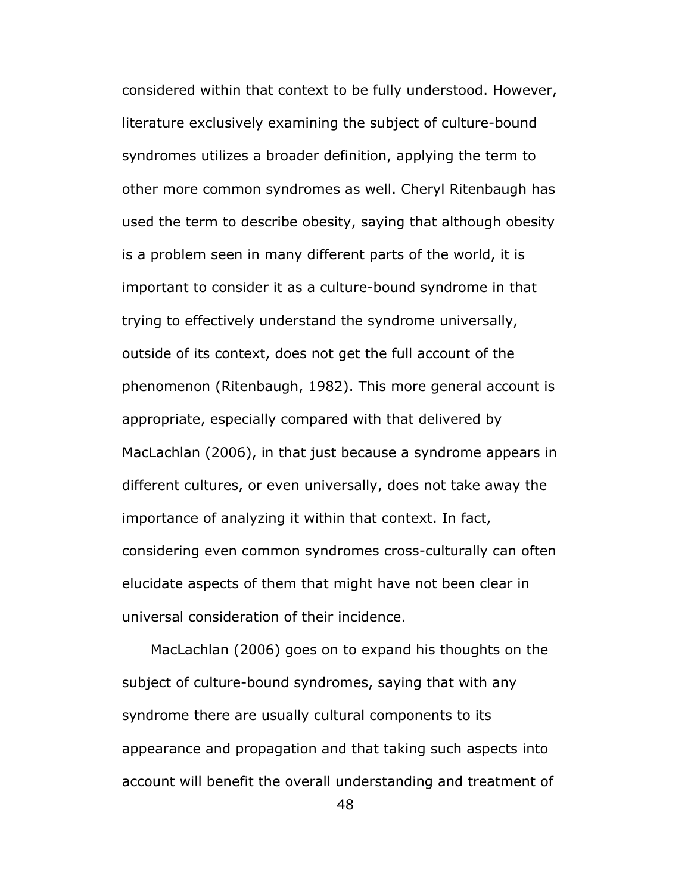considered within that context to be fully understood. However, literature exclusively examining the subject of culture-bound syndromes utilizes a broader definition, applying the term to other more common syndromes as well. Cheryl Ritenbaugh has used the term to describe obesity, saying that although obesity is a problem seen in many different parts of the world, it is important to consider it as a culture-bound syndrome in that trying to effectively understand the syndrome universally, outside of its context, does not get the full account of the phenomenon (Ritenbaugh, 1982). This more general account is appropriate, especially compared with that delivered by MacLachlan (2006), in that just because a syndrome appears in different cultures, or even universally, does not take away the importance of analyzing it within that context. In fact, considering even common syndromes cross-culturally can often elucidate aspects of them that might have not been clear in universal consideration of their incidence.

MacLachlan (2006) goes on to expand his thoughts on the subject of culture-bound syndromes, saying that with any syndrome there are usually cultural components to its appearance and propagation and that taking such aspects into account will benefit the overall understanding and treatment of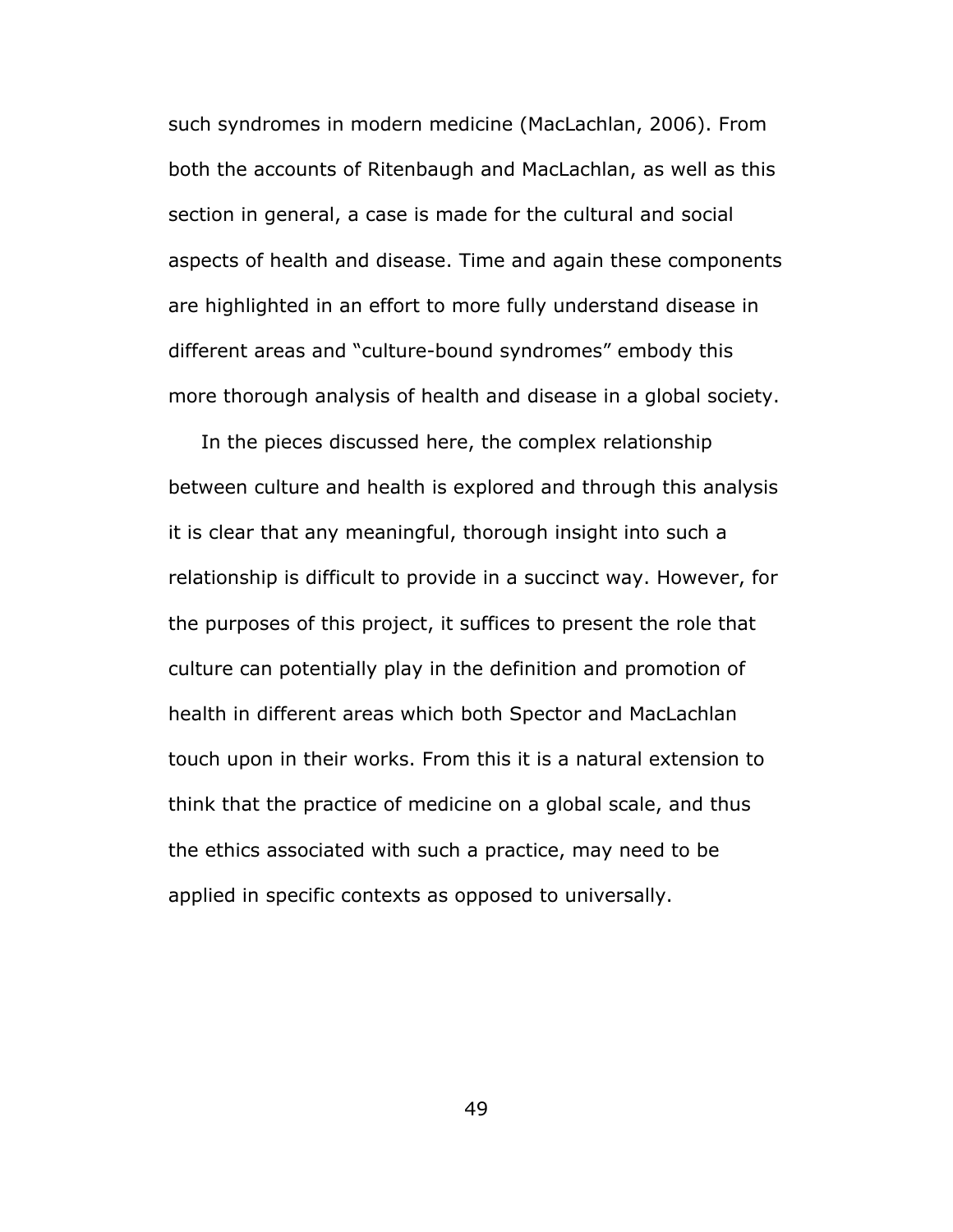such syndromes in modern medicine (MacLachlan, 2006). From both the accounts of Ritenbaugh and MacLachlan, as well as this section in general, a case is made for the cultural and social aspects of health and disease. Time and again these components are highlighted in an effort to more fully understand disease in different areas and "culture-bound syndromes" embody this more thorough analysis of health and disease in a global society.

In the pieces discussed here, the complex relationship between culture and health is explored and through this analysis it is clear that any meaningful, thorough insight into such a relationship is difficult to provide in a succinct way. However, for the purposes of this project, it suffices to present the role that culture can potentially play in the definition and promotion of health in different areas which both Spector and MacLachlan touch upon in their works. From this it is a natural extension to think that the practice of medicine on a global scale, and thus the ethics associated with such a practice, may need to be applied in specific contexts as opposed to universally.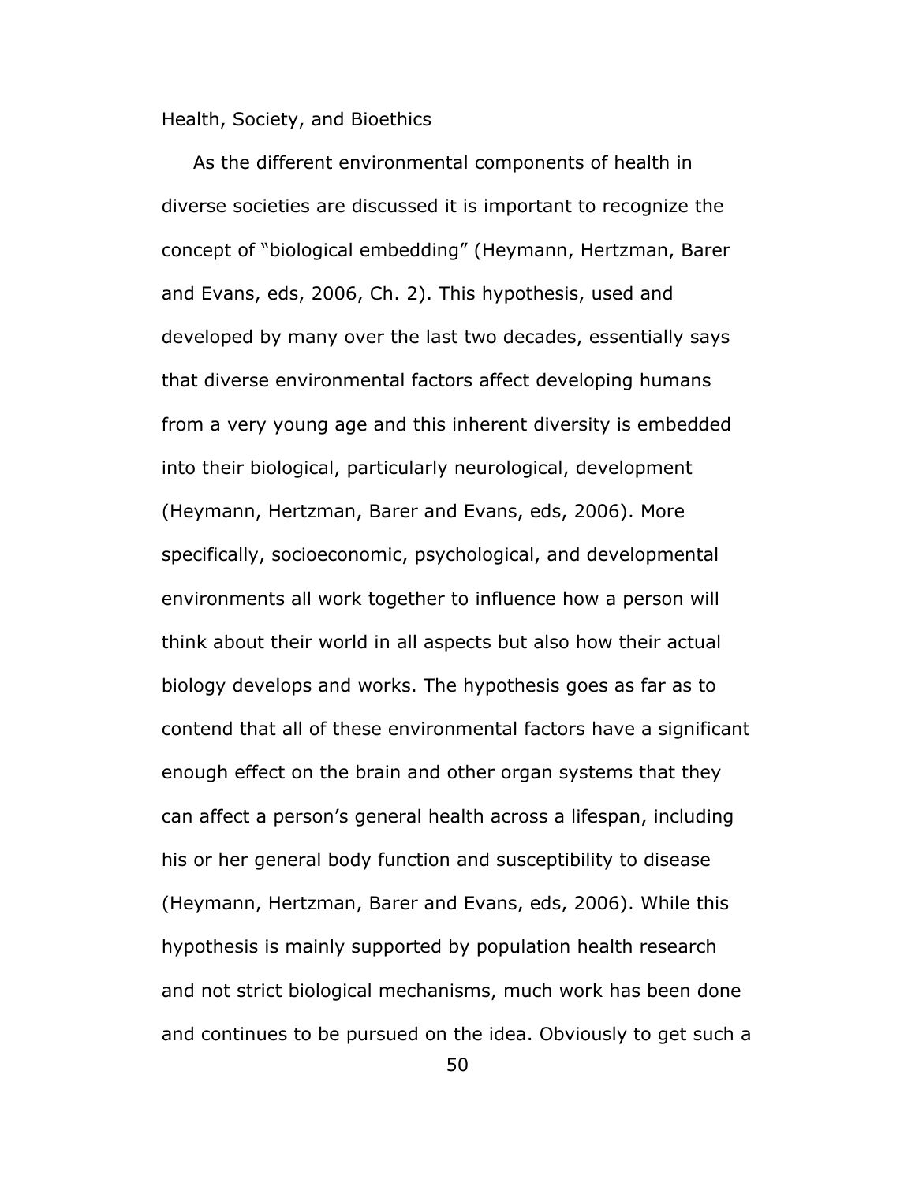Health, Society, and Bioethics

As the different environmental components of health in diverse societies are discussed it is important to recognize the concept of "biological embedding" (Heymann, Hertzman, Barer and Evans, eds, 2006, Ch. 2). This hypothesis, used and developed by many over the last two decades, essentially says that diverse environmental factors affect developing humans from a very young age and this inherent diversity is embedded into their biological, particularly neurological, development (Heymann, Hertzman, Barer and Evans, eds, 2006). More specifically, socioeconomic, psychological, and developmental environments all work together to influence how a person will think about their world in all aspects but also how their actual biology develops and works. The hypothesis goes as far as to contend that all of these environmental factors have a significant enough effect on the brain and other organ systems that they can affect a person's general health across a lifespan, including his or her general body function and susceptibility to disease (Heymann, Hertzman, Barer and Evans, eds, 2006). While this hypothesis is mainly supported by population health research and not strict biological mechanisms, much work has been done and continues to be pursued on the idea. Obviously to get such a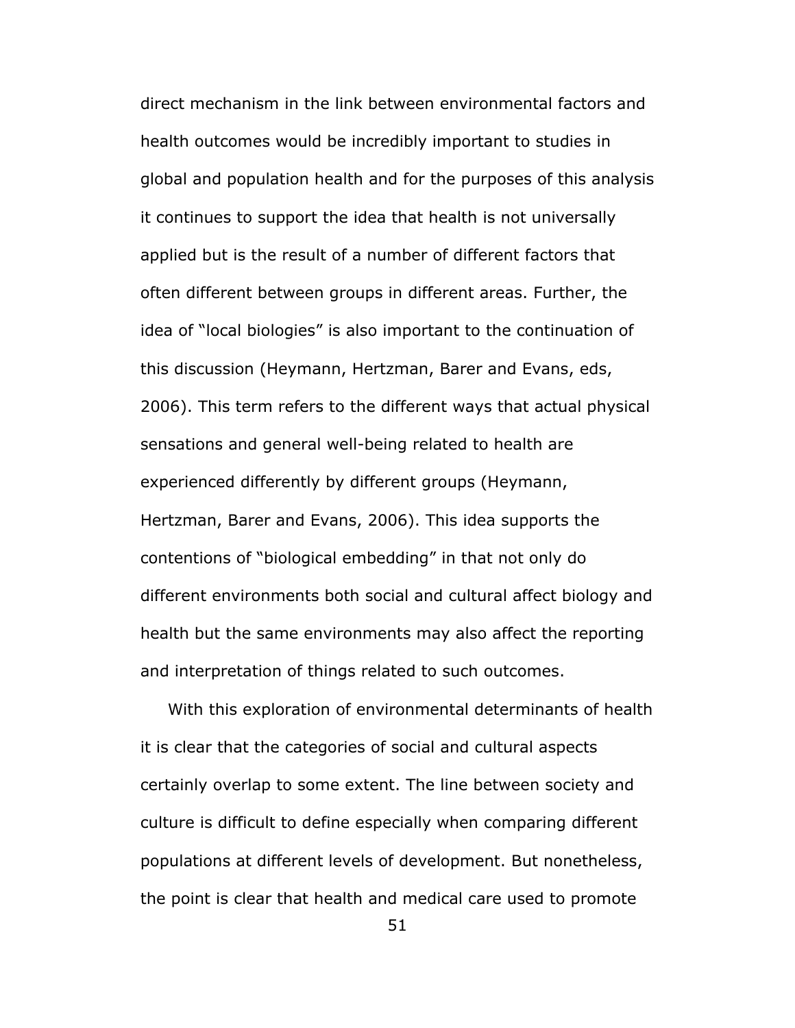direct mechanism in the link between environmental factors and health outcomes would be incredibly important to studies in global and population health and for the purposes of this analysis it continues to support the idea that health is not universally applied but is the result of a number of different factors that often different between groups in different areas. Further, the idea of "local biologies" is also important to the continuation of this discussion (Heymann, Hertzman, Barer and Evans, eds, 2006). This term refers to the different ways that actual physical sensations and general well-being related to health are experienced differently by different groups (Heymann, Hertzman, Barer and Evans, 2006). This idea supports the contentions of "biological embedding" in that not only do different environments both social and cultural affect biology and health but the same environments may also affect the reporting and interpretation of things related to such outcomes.

With this exploration of environmental determinants of health it is clear that the categories of social and cultural aspects certainly overlap to some extent. The line between society and culture is difficult to define especially when comparing different populations at different levels of development. But nonetheless, the point is clear that health and medical care used to promote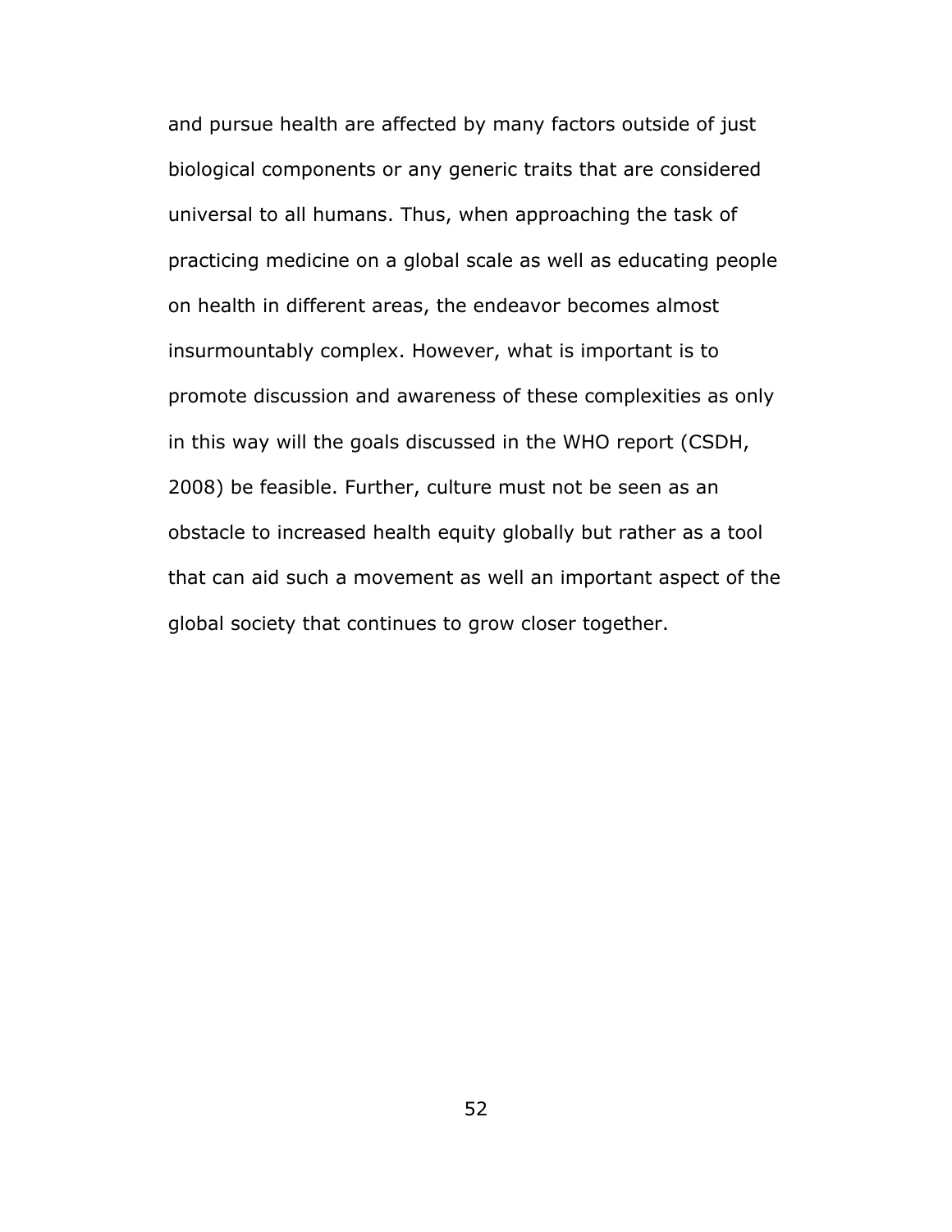and pursue health are affected by many factors outside of just biological components or any generic traits that are considered universal to all humans. Thus, when approaching the task of practicing medicine on a global scale as well as educating people on health in different areas, the endeavor becomes almost insurmountably complex. However, what is important is to promote discussion and awareness of these complexities as only in this way will the goals discussed in the WHO report (CSDH, 2008) be feasible. Further, culture must not be seen as an obstacle to increased health equity globally but rather as a tool that can aid such a movement as well an important aspect of the global society that continues to grow closer together.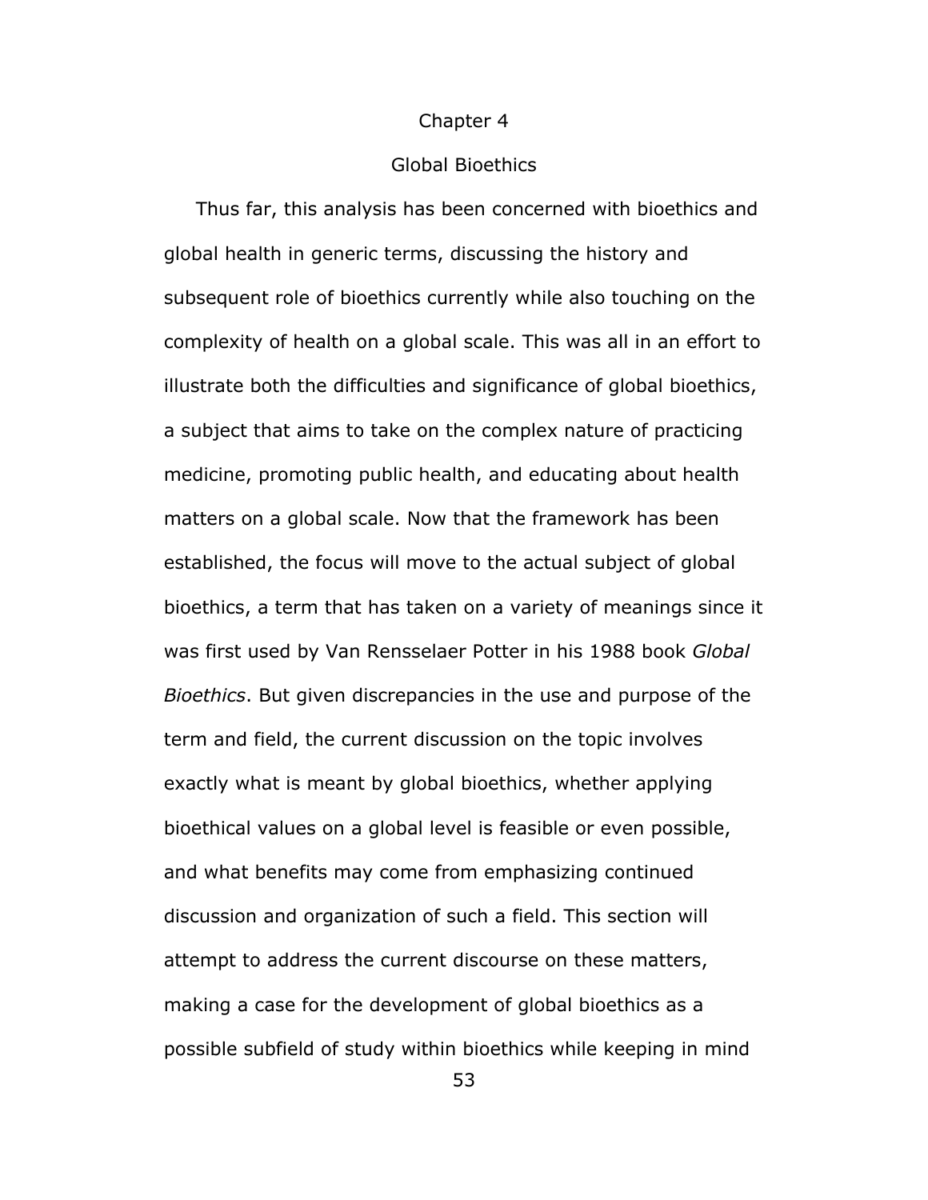# Chapter 4

## Global Bioethics

Thus far, this analysis has been concerned with bioethics and global health in generic terms, discussing the history and subsequent role of bioethics currently while also touching on the complexity of health on a global scale. This was all in an effort to illustrate both the difficulties and significance of global bioethics, a subject that aims to take on the complex nature of practicing medicine, promoting public health, and educating about health matters on a global scale. Now that the framework has been established, the focus will move to the actual subject of global bioethics, a term that has taken on a variety of meanings since it was first used by Van Rensselaer Potter in his 1988 book *Global Bioethics*. But given discrepancies in the use and purpose of the term and field, the current discussion on the topic involves exactly what is meant by global bioethics, whether applying bioethical values on a global level is feasible or even possible, and what benefits may come from emphasizing continued discussion and organization of such a field. This section will attempt to address the current discourse on these matters, making a case for the development of global bioethics as a possible subfield of study within bioethics while keeping in mind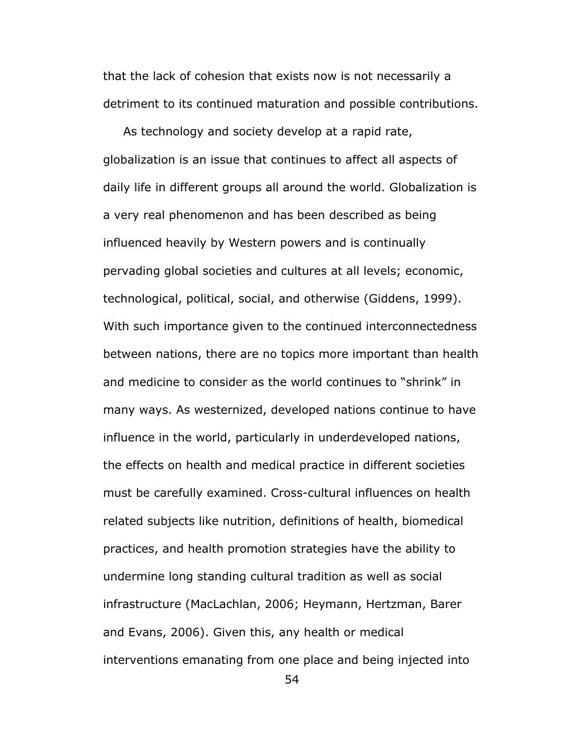that the lack of cohesion that exists now is not necessarily a detriment to its continued maturation and possible contributions.

As technology and society develop at a rapid rate, globalization is an issue that continues to affect all aspects of daily life in different groups all around the world. Globalization is a very real phenomenon and has been described as being influenced heavily by Western powers and is continually pervading global societies and cultures at all levels; economic, technological, political, social, and otherwise (Giddens, 1999). With such importance given to the continued interconnectedness between nations, there are no topics more important than health and medicine to consider as the world continues to "shrink" in many ways. As westernized, developed nations continue to have influence in the world, particularly in underdeveloped nations, the effects on health and medical practice in different societies must be carefully examined. Cross-cultural influences on health related subjects like nutrition, definitions of health, biomedical practices, and health promotion strategies have the ability to undermine long standing cultural tradition as well as social infrastructure (MacLachlan, 2006; Heymann, Hertzman, Barer and Evans, 2006). Given this, any health or medical interventions emanating from one place and being injected into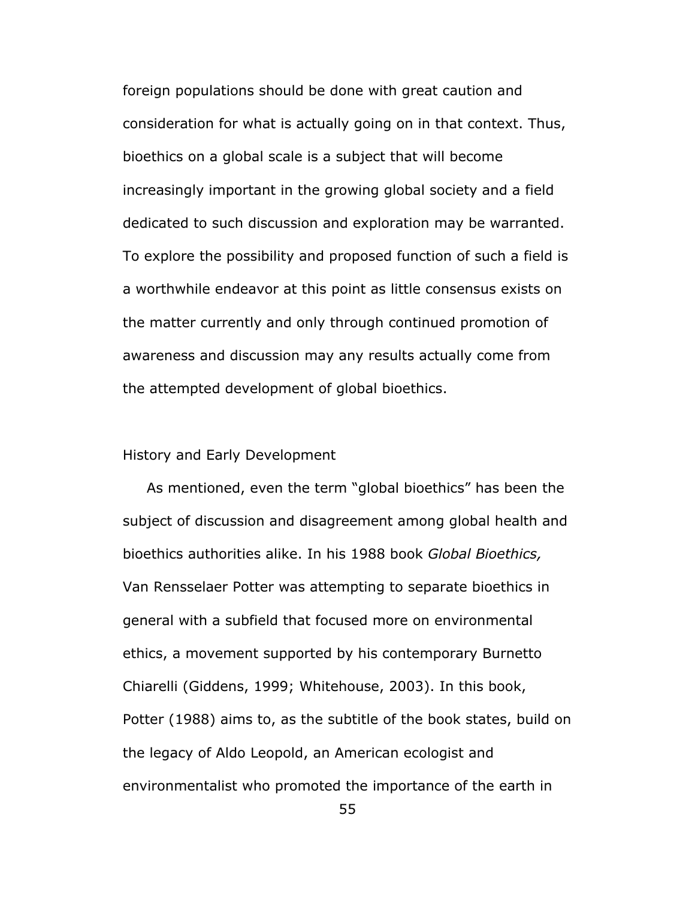foreign populations should be done with great caution and consideration for what is actually going on in that context. Thus, bioethics on a global scale is a subject that will become increasingly important in the growing global society and a field dedicated to such discussion and exploration may be warranted. To explore the possibility and proposed function of such a field is a worthwhile endeavor at this point as little consensus exists on the matter currently and only through continued promotion of awareness and discussion may any results actually come from the attempted development of global bioethics.

## History and Early Development

As mentioned, even the term "global bioethics" has been the subject of discussion and disagreement among global health and bioethics authorities alike. In his 1988 book *Global Bioethics,* Van Rensselaer Potter was attempting to separate bioethics in general with a subfield that focused more on environmental ethics, a movement supported by his contemporary Burnetto Chiarelli (Giddens, 1999; Whitehouse, 2003). In this book, Potter (1988) aims to, as the subtitle of the book states, build on the legacy of Aldo Leopold, an American ecologist and environmentalist who promoted the importance of the earth in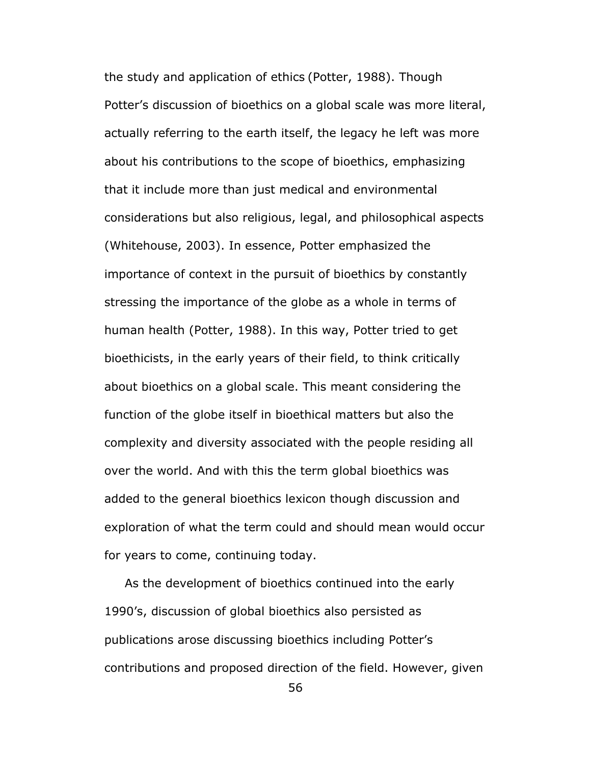the study and application of ethics (Potter, 1988). Though Potter's discussion of bioethics on a global scale was more literal, actually referring to the earth itself, the legacy he left was more about his contributions to the scope of bioethics, emphasizing that it include more than just medical and environmental considerations but also religious, legal, and philosophical aspects (Whitehouse, 2003). In essence, Potter emphasized the importance of context in the pursuit of bioethics by constantly stressing the importance of the globe as a whole in terms of human health (Potter, 1988). In this way, Potter tried to get bioethicists, in the early years of their field, to think critically about bioethics on a global scale. This meant considering the function of the globe itself in bioethical matters but also the complexity and diversity associated with the people residing all over the world. And with this the term global bioethics was added to the general bioethics lexicon though discussion and exploration of what the term could and should mean would occur for years to come, continuing today.

As the development of bioethics continued into the early 1990's, discussion of global bioethics also persisted as publications arose discussing bioethics including Potter's contributions and proposed direction of the field. However, given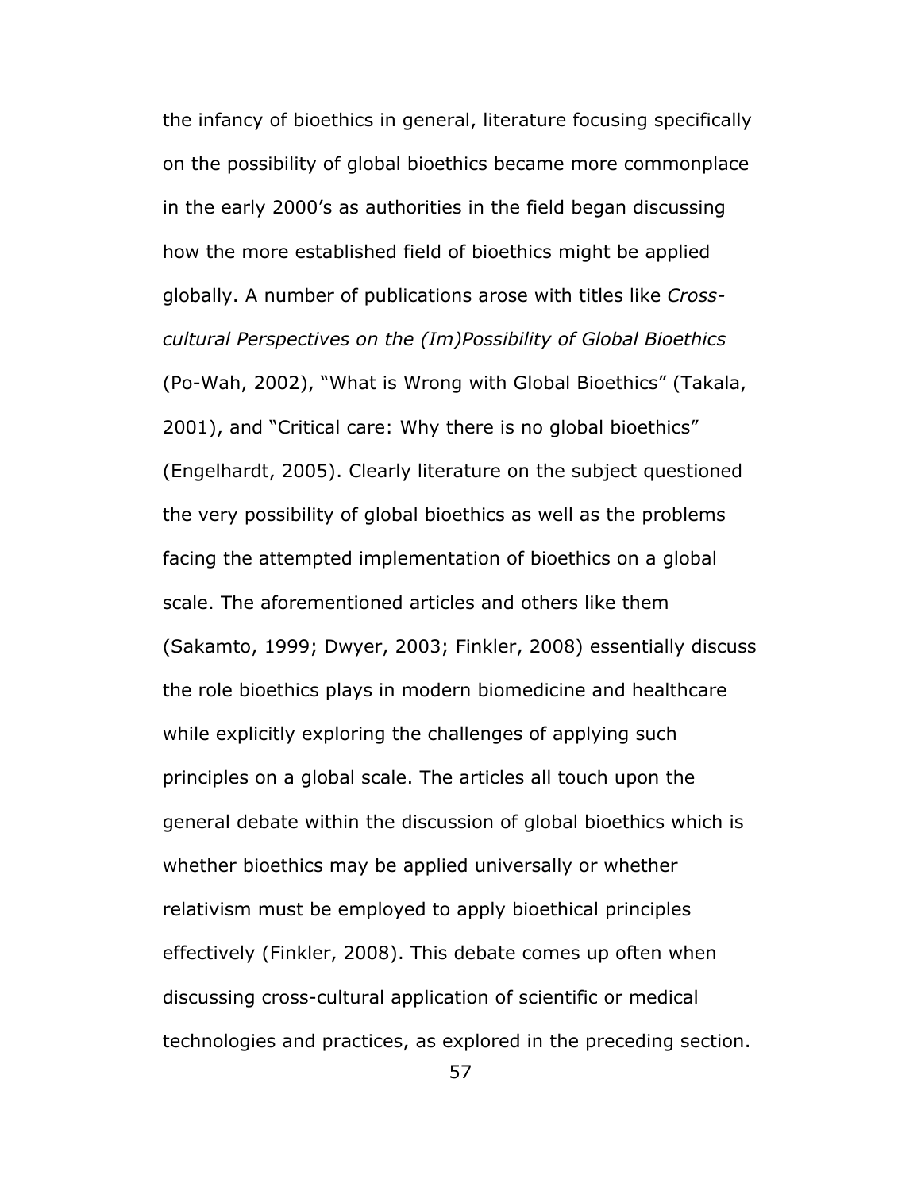the infancy of bioethics in general, literature focusing specifically on the possibility of global bioethics became more commonplace in the early 2000's as authorities in the field began discussing how the more established field of bioethics might be applied globally. A number of publications arose with titles like *Cross-cultural Perspectives on the (Im)Possibility of Global Bioethics* (Po-Wah, 2002), "What is Wrong with Global Bioethics" (Takala, 2001), and "Critical care: Why there is no global bioethics" (Engelhardt, 2005). Clearly literature on the subject questioned the very possibility of global bioethics as well as the problems facing the attempted implementation of bioethics on a global scale. The aforementioned articles and others like them (Sakamto, 1999; Dwyer, 2003; Finkler, 2008) essentially discuss the role bioethics plays in modern biomedicine and healthcare while explicitly exploring the challenges of applying such principles on a global scale. The articles all touch upon the general debate within the discussion of global bioethics which is whether bioethics may be applied universally or whether relativism must be employed to apply bioethical principles effectively (Finkler, 2008). This debate comes up often when discussing cross-cultural application of scientific or medical technologies and practices, as explored in the preceding section.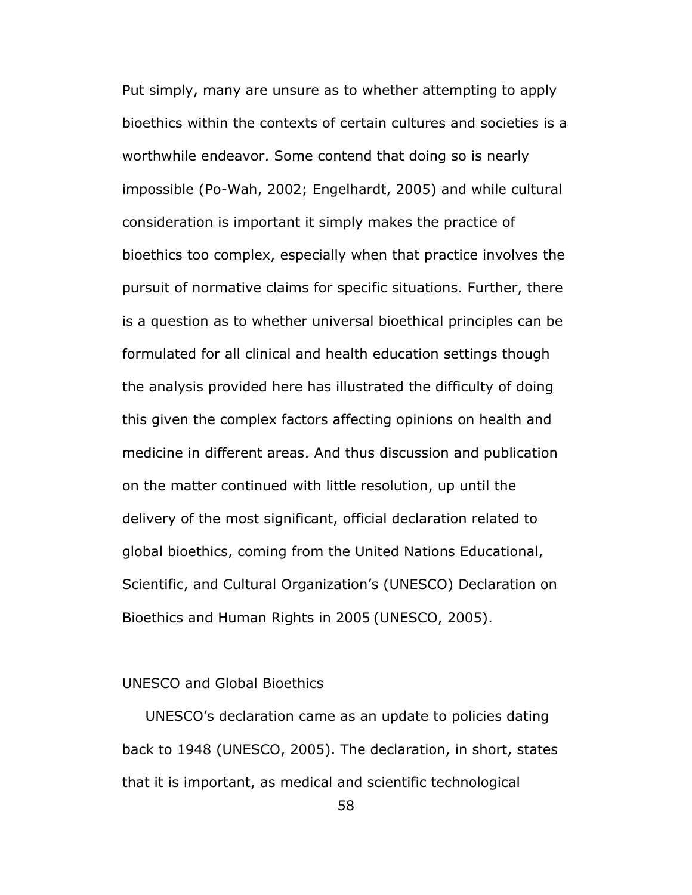Put simply, many are unsure as to whether attempting to apply bioethics within the contexts of certain cultures and societies is a worthwhile endeavor. Some contend that doing so is nearly impossible (Po-Wah, 2002; Engelhardt, 2005) and while cultural consideration is important it simply makes the practice of bioethics too complex, especially when that practice involves the pursuit of normative claims for specific situations. Further, there is a question as to whether universal bioethical principles can be formulated for all clinical and health education settings though the analysis provided here has illustrated the difficulty of doing this given the complex factors affecting opinions on health and medicine in different areas. And thus discussion and publication on the matter continued with little resolution, up until the delivery of the most significant, official declaration related to global bioethics, coming from the United Nations Educational, Scientific, and Cultural Organization's (UNESCO) Declaration on Bioethics and Human Rights in 2005 (UNESCO, 2005).

## UNESCO and Global Bioethics

UNESCO's declaration came as an update to policies dating back to 1948 (UNESCO, 2005). The declaration, in short, states that it is important, as medical and scientific technological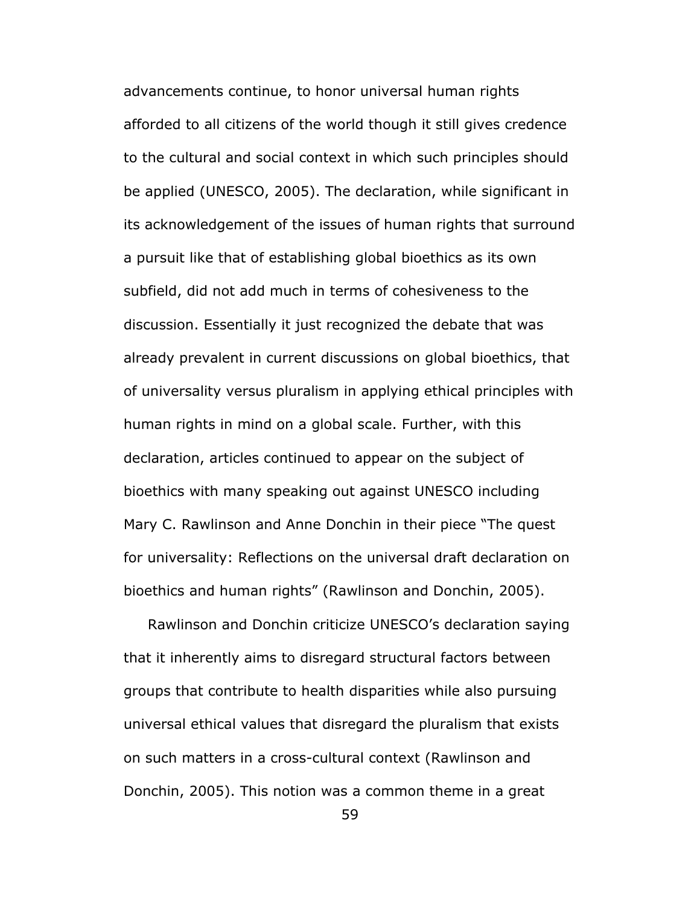advancements continue, to honor universal human rights afforded to all citizens of the world though it still gives credence to the cultural and social context in which such principles should be applied (UNESCO, 2005). The declaration, while significant in its acknowledgement of the issues of human rights that surround a pursuit like that of establishing global bioethics as its own subfield, did not add much in terms of cohesiveness to the discussion. Essentially it just recognized the debate that was already prevalent in current discussions on global bioethics, that of universality versus pluralism in applying ethical principles with human rights in mind on a global scale. Further, with this declaration, articles continued to appear on the subject of bioethics with many speaking out against UNESCO including Mary C. Rawlinson and Anne Donchin in their piece "The quest for universality: Reflections on the universal draft declaration on bioethics and human rights" (Rawlinson and Donchin, 2005).

Rawlinson and Donchin criticize UNESCO's declaration saying that it inherently aims to disregard structural factors between groups that contribute to health disparities while also pursuing universal ethical values that disregard the pluralism that exists on such matters in a cross-cultural context (Rawlinson and Donchin, 2005). This notion was a common theme in a great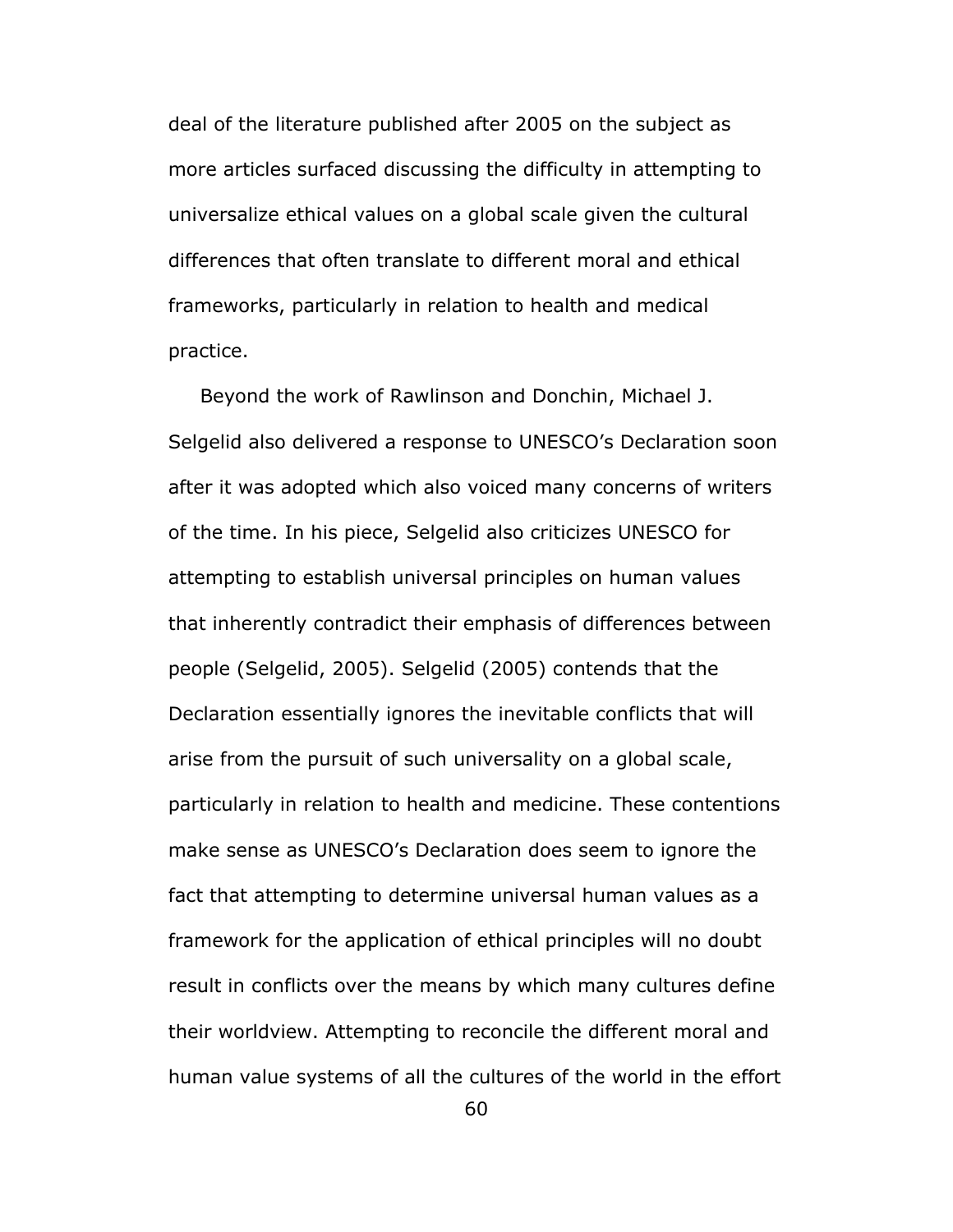deal of the literature published after 2005 on the subject as more articles surfaced discussing the difficulty in attempting to universalize ethical values on a global scale given the cultural differences that often translate to different moral and ethical frameworks, particularly in relation to health and medical practice.

Beyond the work of Rawlinson and Donchin, Michael J. Selgelid also delivered a response to UNESCO's Declaration soon after it was adopted which also voiced many concerns of writers of the time. In his piece, Selgelid also criticizes UNESCO for attempting to establish universal principles on human values that inherently contradict their emphasis of differences between people (Selgelid, 2005). Selgelid (2005) contends that the Declaration essentially ignores the inevitable conflicts that will arise from the pursuit of such universality on a global scale, particularly in relation to health and medicine. These contentions make sense as UNESCO's Declaration does seem to ignore the fact that attempting to determine universal human values as a framework for the application of ethical principles will no doubt result in conflicts over the means by which many cultures define their worldview. Attempting to reconcile the different moral and human value systems of all the cultures of the world in the effort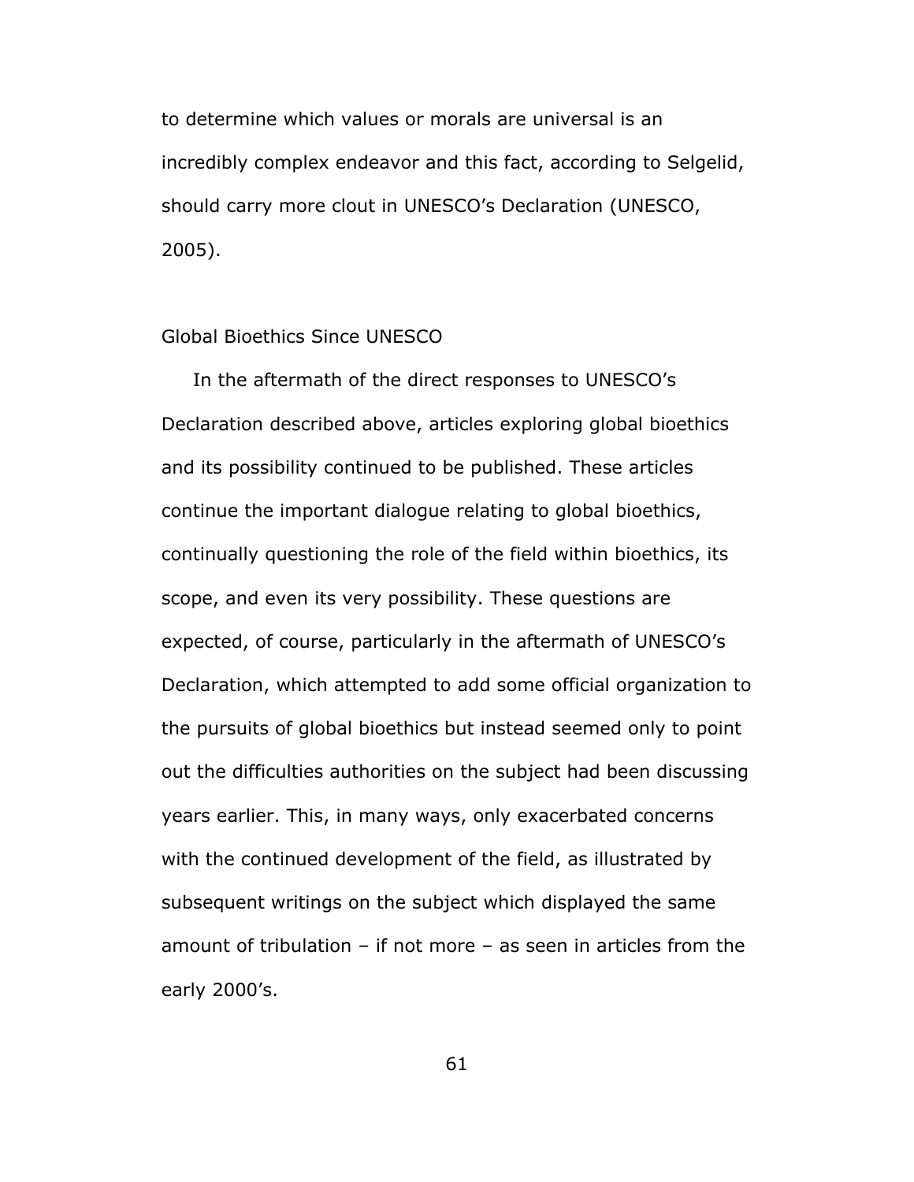to determine which values or morals are universal is an incredibly complex endeavor and this fact, according to Selgelid, should carry more clout in UNESCO's Declaration (UNESCO, 2005).

## Global Bioethics Since UNESCO

In the aftermath of the direct responses to UNESCO's Declaration described above, articles exploring global bioethics and its possibility continued to be published. These articles continue the important dialogue relating to global bioethics, continually questioning the role of the field within bioethics, its scope, and even its very possibility. These questions are expected, of course, particularly in the aftermath of UNESCO's Declaration, which attempted to add some official organization to the pursuits of global bioethics but instead seemed only to point out the difficulties authorities on the subject had been discussing years earlier. This, in many ways, only exacerbated concerns with the continued development of the field, as illustrated by subsequent writings on the subject which displayed the same amount of tribulation – if not more – as seen in articles from the early 2000's.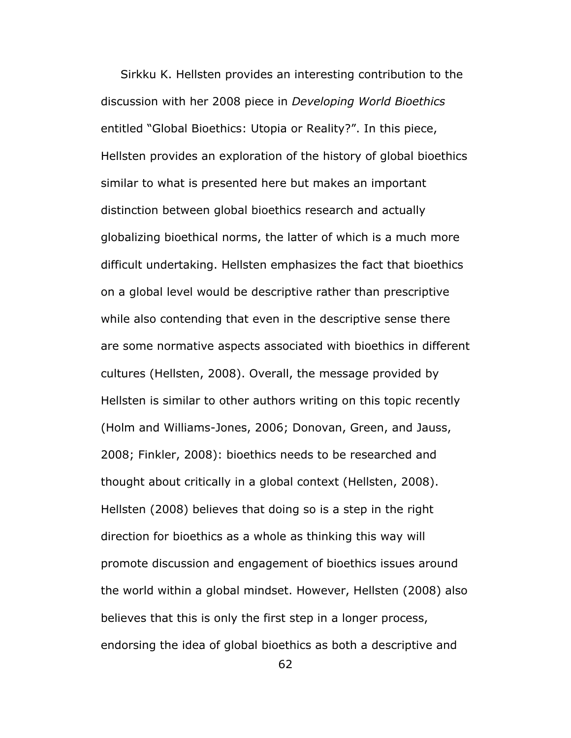Sirkku K. Hellsten provides an interesting contribution to the discussion with her 2008 piece in *Developing World Bioethics* entitled "Global Bioethics: Utopia or Reality?". In this piece, Hellsten provides an exploration of the history of global bioethics similar to what is presented here but makes an important distinction between global bioethics research and actually globalizing bioethical norms, the latter of which is a much more difficult undertaking. Hellsten emphasizes the fact that bioethics on a global level would be descriptive rather than prescriptive while also contending that even in the descriptive sense there are some normative aspects associated with bioethics in different cultures (Hellsten, 2008). Overall, the message provided by Hellsten is similar to other authors writing on this topic recently (Holm and Williams-Jones, 2006; Donovan, Green, and Jauss, 2008; Finkler, 2008): bioethics needs to be researched and thought about critically in a global context (Hellsten, 2008). Hellsten (2008) believes that doing so is a step in the right direction for bioethics as a whole as thinking this way will promote discussion and engagement of bioethics issues around the world within a global mindset. However, Hellsten (2008) also believes that this is only the first step in a longer process, endorsing the idea of global bioethics as both a descriptive and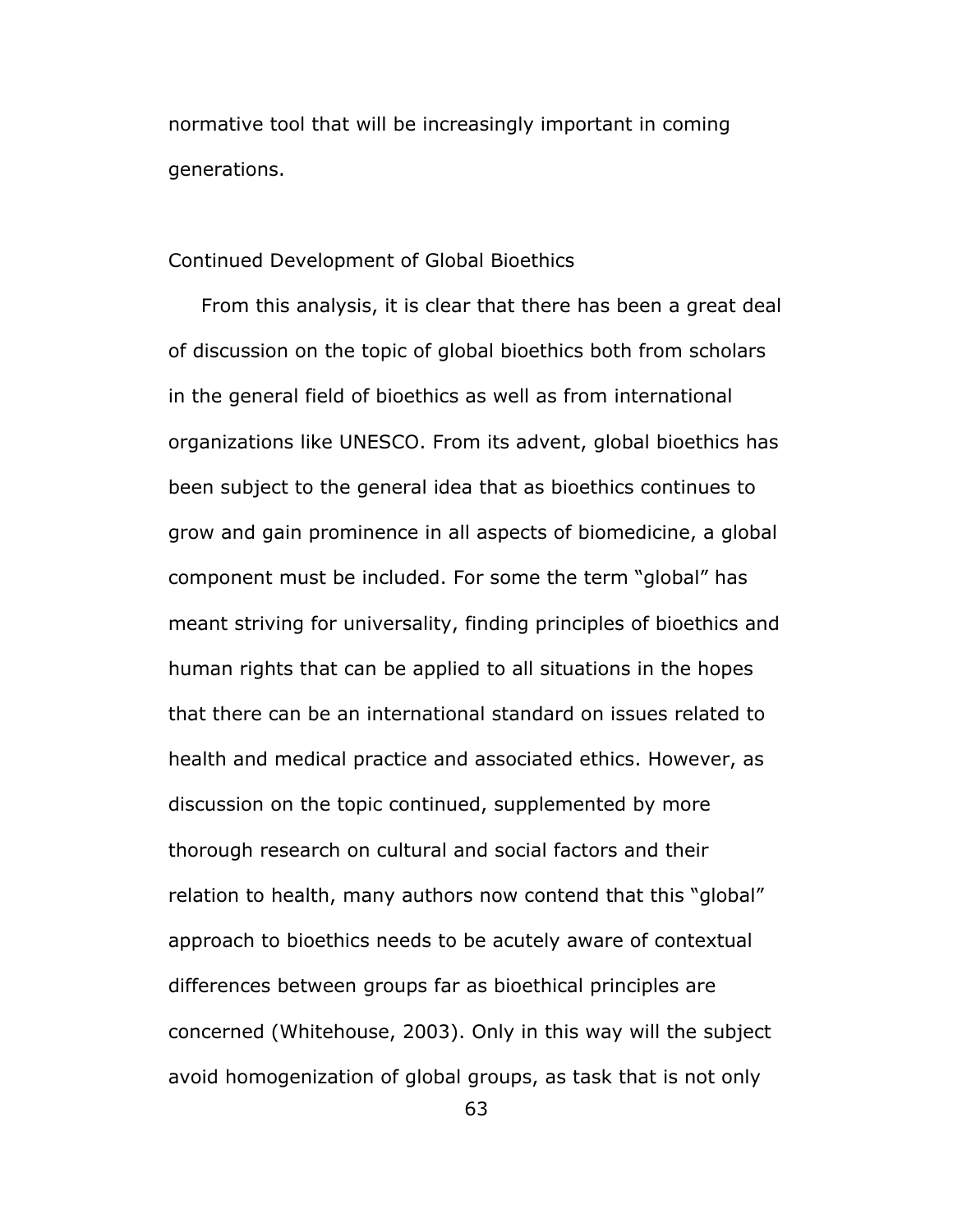normative tool that will be increasingly important in coming generations.

## Continued Development of Global Bioethics

From this analysis, it is clear that there has been a great deal of discussion on the topic of global bioethics both from scholars in the general field of bioethics as well as from international organizations like UNESCO. From its advent, global bioethics has been subject to the general idea that as bioethics continues to grow and gain prominence in all aspects of biomedicine, a global component must be included. For some the term "global" has meant striving for universality, finding principles of bioethics and human rights that can be applied to all situations in the hopes that there can be an international standard on issues related to health and medical practice and associated ethics. However, as discussion on the topic continued, supplemented by more thorough research on cultural and social factors and their relation to health, many authors now contend that this "global" approach to bioethics needs to be acutely aware of contextual differences between groups far as bioethical principles are concerned (Whitehouse, 2003). Only in this way will the subject avoid homogenization of global groups, as task that is not only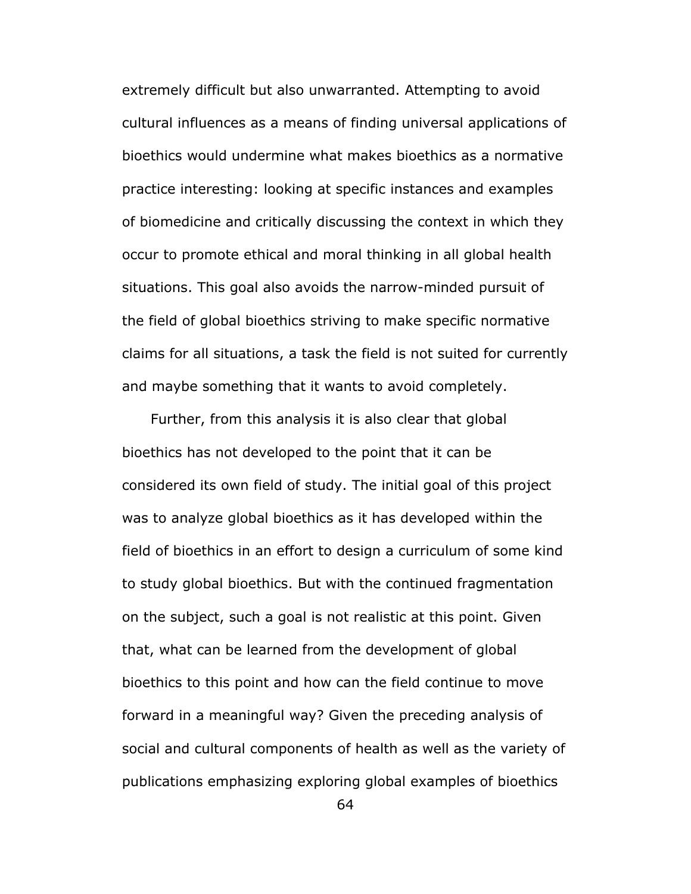extremely difficult but also unwarranted. Attempting to avoid cultural influences as a means of finding universal applications of bioethics would undermine what makes bioethics as a normative practice interesting: looking at specific instances and examples of biomedicine and critically discussing the context in which they occur to promote ethical and moral thinking in all global health situations. This goal also avoids the narrow-minded pursuit of the field of global bioethics striving to make specific normative claims for all situations, a task the field is not suited for currently and maybe something that it wants to avoid completely.

Further, from this analysis it is also clear that global bioethics has not developed to the point that it can be considered its own field of study. The initial goal of this project was to analyze global bioethics as it has developed within the field of bioethics in an effort to design a curriculum of some kind to study global bioethics. But with the continued fragmentation on the subject, such a goal is not realistic at this point. Given that, what can be learned from the development of global bioethics to this point and how can the field continue to move forward in a meaningful way? Given the preceding analysis of social and cultural components of health as well as the variety of publications emphasizing exploring global examples of bioethics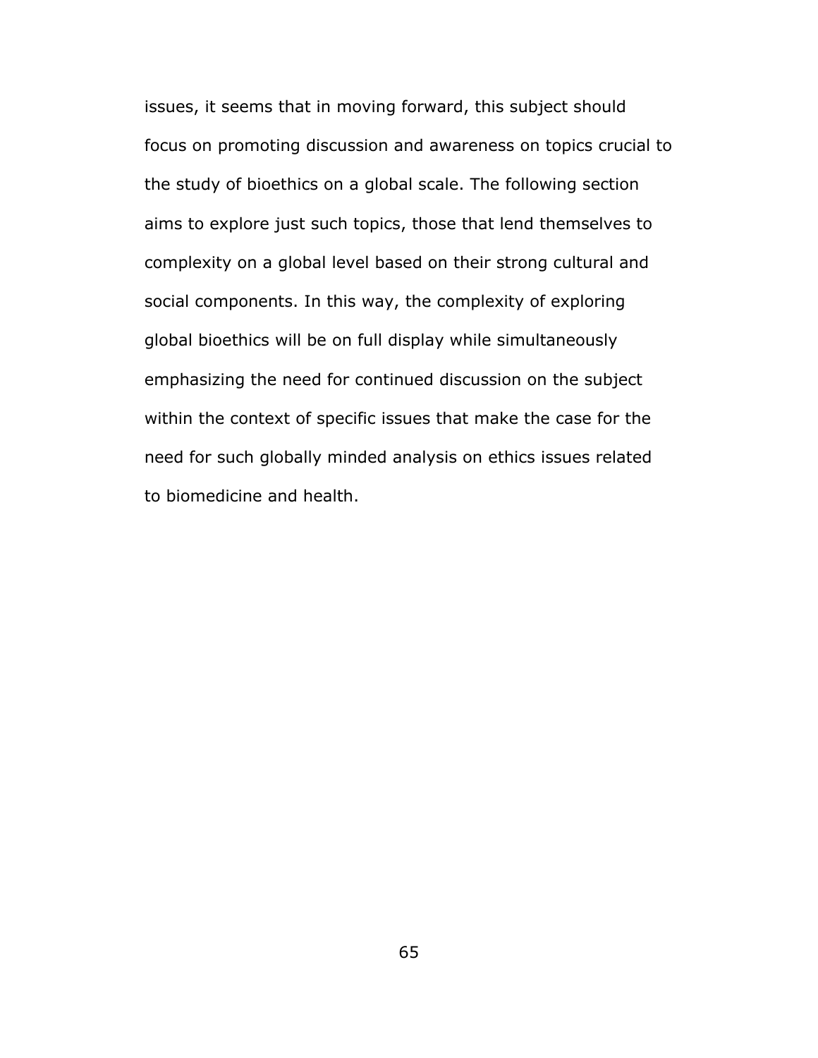issues, it seems that in moving forward, this subject should focus on promoting discussion and awareness on topics crucial to the study of bioethics on a global scale. The following section aims to explore just such topics, those that lend themselves to complexity on a global level based on their strong cultural and social components. In this way, the complexity of exploring global bioethics will be on full display while simultaneously emphasizing the need for continued discussion on the subject within the context of specific issues that make the case for the need for such globally minded analysis on ethics issues related to biomedicine and health.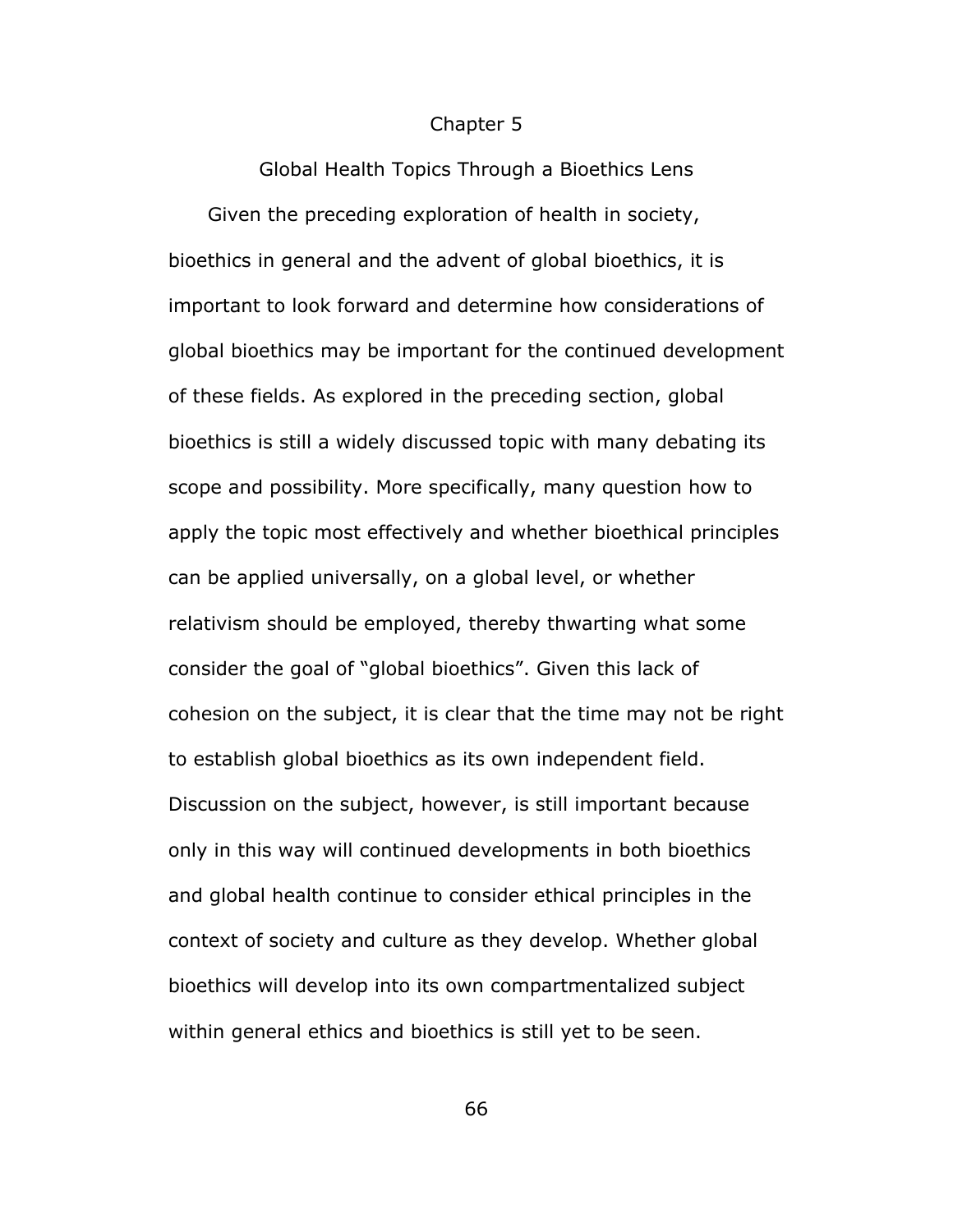# Chapter 5

## Global Health Topics Through a Bioethics Lens

Given the preceding exploration of health in society, bioethics in general and the advent of global bioethics, it is important to look forward and determine how considerations of global bioethics may be important for the continued development of these fields. As explored in the preceding section, global bioethics is still a widely discussed topic with many debating its scope and possibility. More specifically, many question how to apply the topic most effectively and whether bioethical principles can be applied universally, on a global level, or whether relativism should be employed, thereby thwarting what some consider the goal of "global bioethics". Given this lack of cohesion on the subject, it is clear that the time may not be right to establish global bioethics as its own independent field. Discussion on the subject, however, is still important because only in this way will continued developments in both bioethics and global health continue to consider ethical principles in the context of society and culture as they develop. Whether global bioethics will develop into its own compartmentalized subject within general ethics and bioethics is still yet to be seen.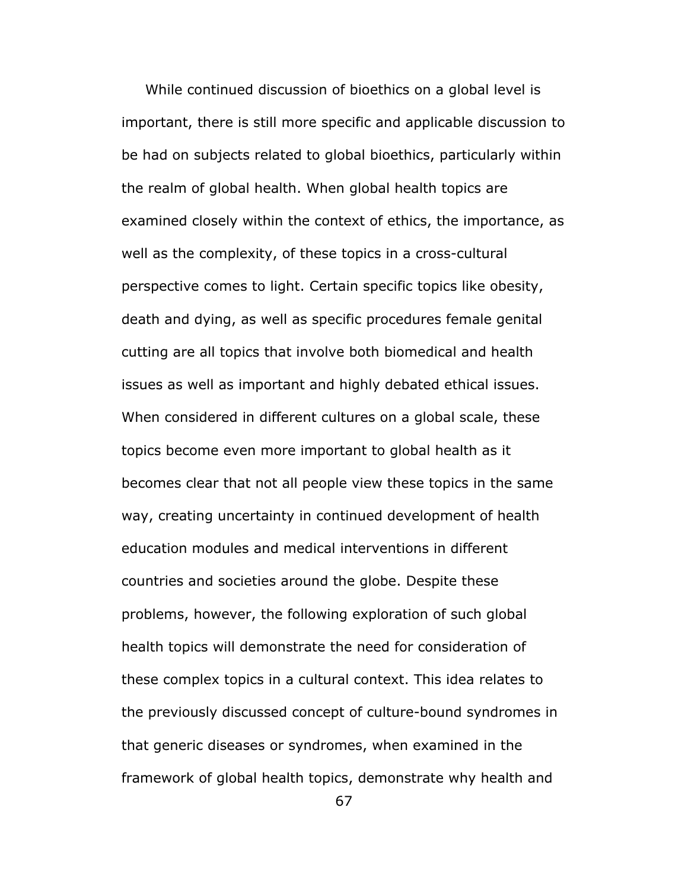While continued discussion of bioethics on a global level is important, there is still more specific and applicable discussion to be had on subjects related to global bioethics, particularly within the realm of global health. When global health topics are examined closely within the context of ethics, the importance, as well as the complexity, of these topics in a cross-cultural perspective comes to light. Certain specific topics like obesity, death and dying, as well as specific procedures female genital cutting are all topics that involve both biomedical and health issues as well as important and highly debated ethical issues. When considered in different cultures on a global scale, these topics become even more important to global health as it becomes clear that not all people view these topics in the same way, creating uncertainty in continued development of health education modules and medical interventions in different countries and societies around the globe. Despite these problems, however, the following exploration of such global health topics will demonstrate the need for consideration of these complex topics in a cultural context. This idea relates to the previously discussed concept of culture-bound syndromes in that generic diseases or syndromes, when examined in the framework of global health topics, demonstrate why health and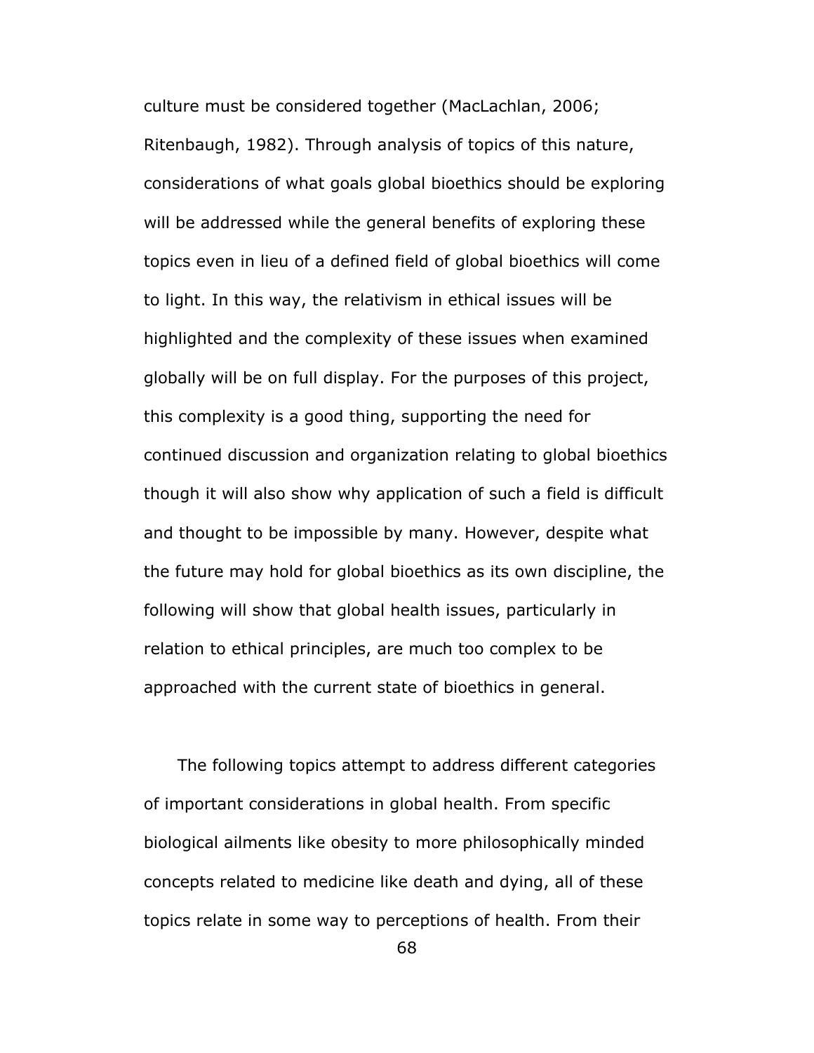culture must be considered together (MacLachlan, 2006; Ritenbaugh, 1982). Through analysis of topics of this nature, considerations of what goals global bioethics should be exploring will be addressed while the general benefits of exploring these topics even in lieu of a defined field of global bioethics will come to light. In this way, the relativism in ethical issues will be highlighted and the complexity of these issues when examined globally will be on full display. For the purposes of this project, this complexity is a good thing, supporting the need for continued discussion and organization relating to global bioethics though it will also show why application of such a field is difficult and thought to be impossible by many. However, despite what the future may hold for global bioethics as its own discipline, the following will show that global health issues, particularly in relation to ethical principles, are much too complex to be approached with the current state of bioethics in general.

The following topics attempt to address different categories of important considerations in global health. From specific biological ailments like obesity to more philosophically minded concepts related to medicine like death and dying, all of these topics relate in some way to perceptions of health. From their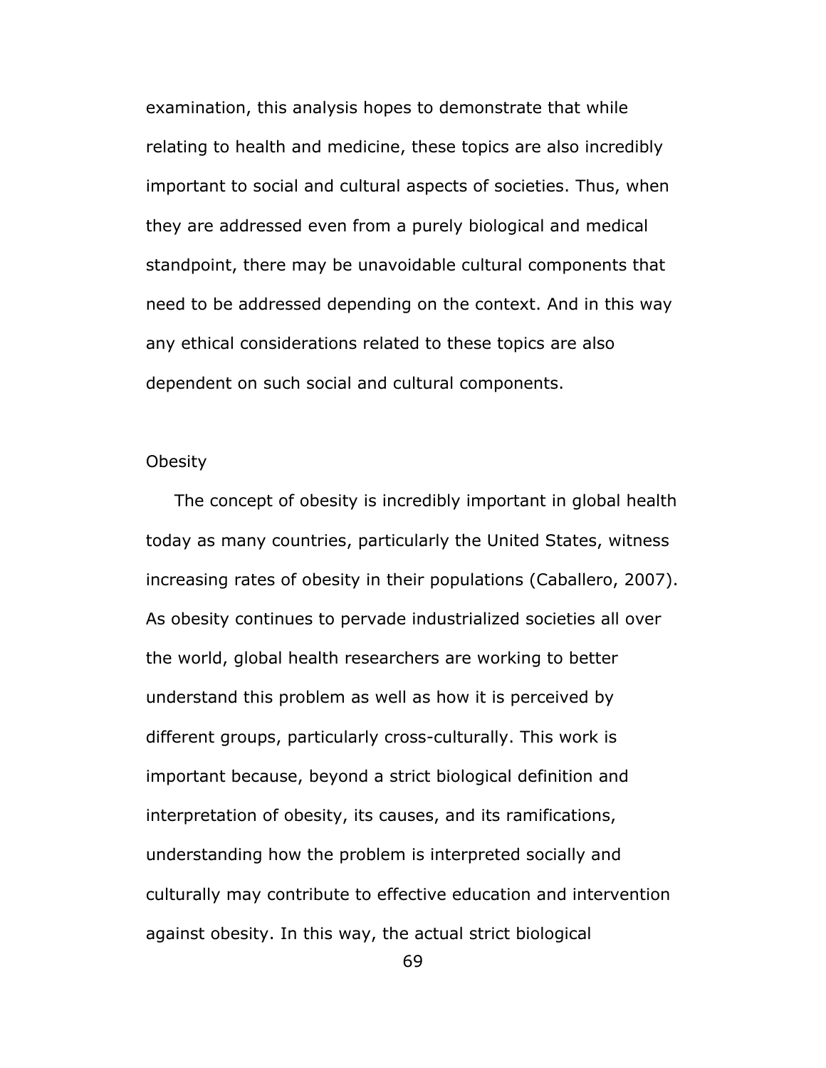examination, this analysis hopes to demonstrate that while relating to health and medicine, these topics are also incredibly important to social and cultural aspects of societies. Thus, when they are addressed even from a purely biological and medical standpoint, there may be unavoidable cultural components that need to be addressed depending on the context. And in this way any ethical considerations related to these topics are also dependent on such social and cultural components.

## Obesity

The concept of obesity is incredibly important in global health today as many countries, particularly the United States, witness increasing rates of obesity in their populations (Caballero, 2007). As obesity continues to pervade industrialized societies all over the world, global health researchers are working to better understand this problem as well as how it is perceived by different groups, particularly cross-culturally. This work is important because, beyond a strict biological definition and interpretation of obesity, its causes, and its ramifications, understanding how the problem is interpreted socially and culturally may contribute to effective education and intervention against obesity. In this way, the actual strict biological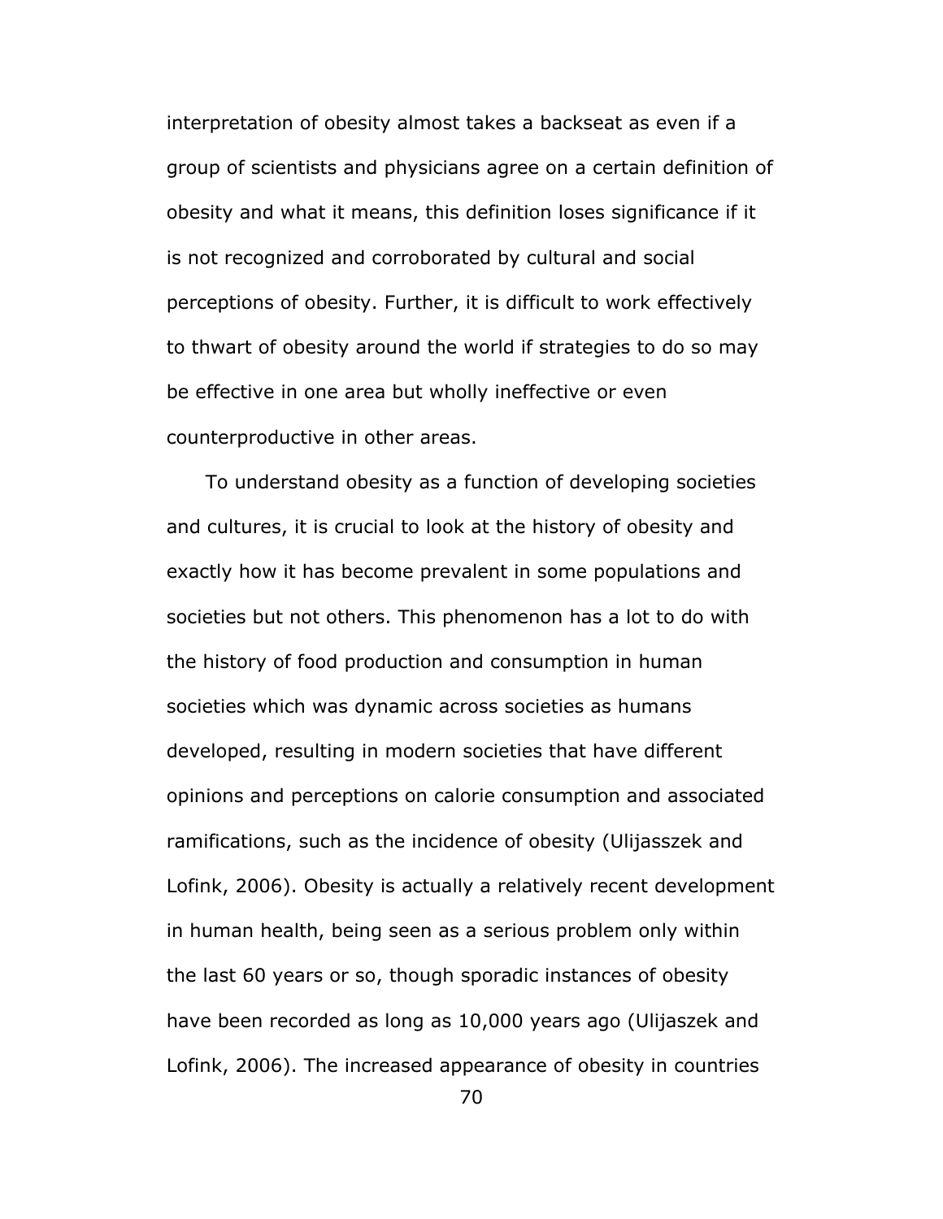interpretation of obesity almost takes a backseat as even if a group of scientists and physicians agree on a certain definition of obesity and what it means, this definition loses significance if it is not recognized and corroborated by cultural and social perceptions of obesity. Further, it is difficult to work effectively to thwart of obesity around the world if strategies to do so may be effective in one area but wholly ineffective or even counterproductive in other areas.

To understand obesity as a function of developing societies and cultures, it is crucial to look at the history of obesity and exactly how it has become prevalent in some populations and societies but not others. This phenomenon has a lot to do with the history of food production and consumption in human societies which was dynamic across societies as humans developed, resulting in modern societies that have different opinions and perceptions on calorie consumption and associated ramifications, such as the incidence of obesity (Ulijasszek and Lofink, 2006). Obesity is actually a relatively recent development in human health, being seen as a serious problem only within the last 60 years or so, though sporadic instances of obesity have been recorded as long as 10,000 years ago (Ulijaszek and Lofink, 2006). The increased appearance of obesity in countries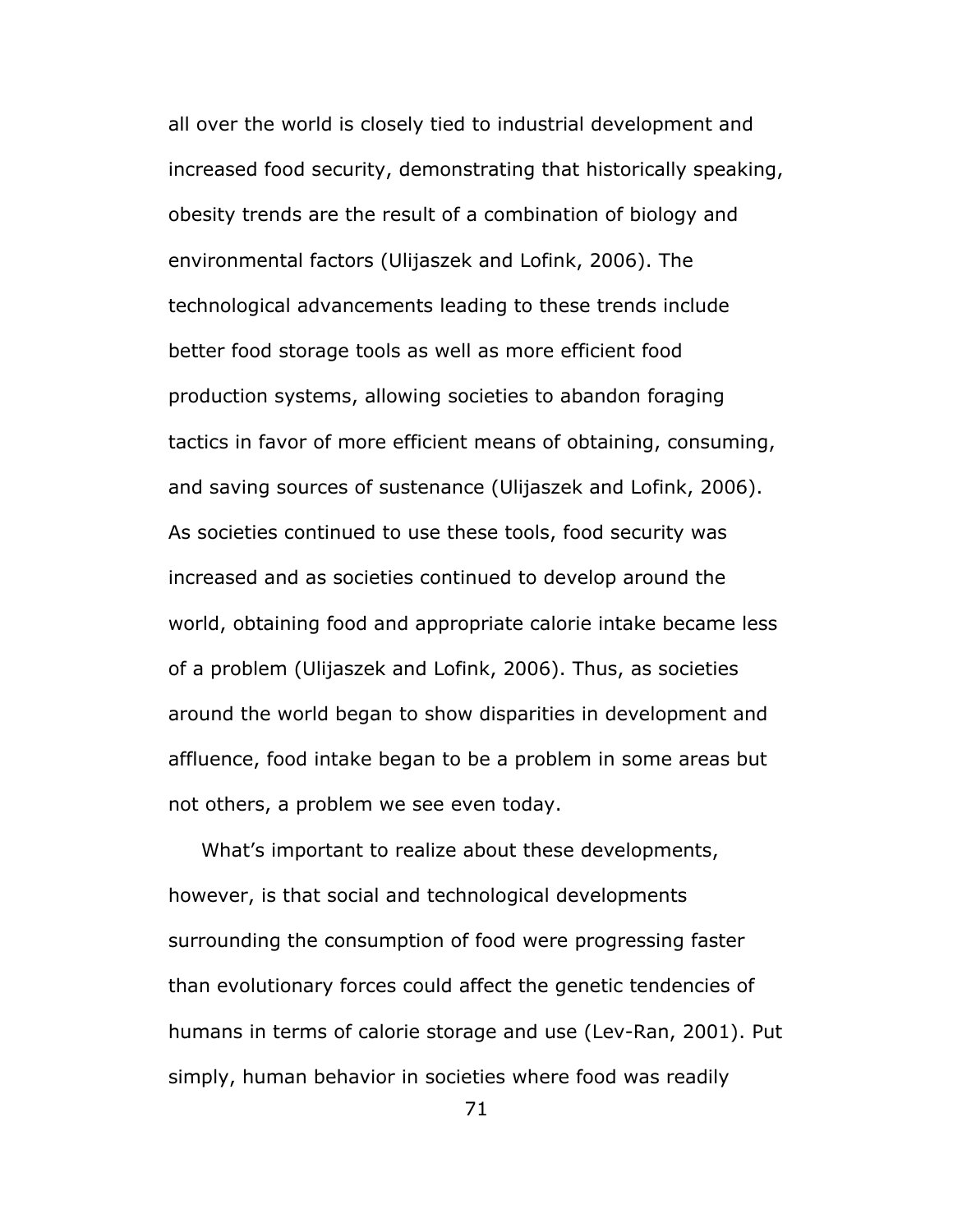all over the world is closely tied to industrial development and increased food security, demonstrating that historically speaking, obesity trends are the result of a combination of biology and environmental factors (Ulijaszek and Lofink, 2006). The technological advancements leading to these trends include better food storage tools as well as more efficient food production systems, allowing societies to abandon foraging tactics in favor of more efficient means of obtaining, consuming, and saving sources of sustenance (Ulijaszek and Lofink, 2006). As societies continued to use these tools, food security was increased and as societies continued to develop around the world, obtaining food and appropriate calorie intake became less of a problem (Ulijaszek and Lofink, 2006). Thus, as societies around the world began to show disparities in development and affluence, food intake began to be a problem in some areas but not others, a problem we see even today.

What's important to realize about these developments, however, is that social and technological developments surrounding the consumption of food were progressing faster than evolutionary forces could affect the genetic tendencies of humans in terms of calorie storage and use (Lev-Ran, 2001). Put simply, human behavior in societies where food was readily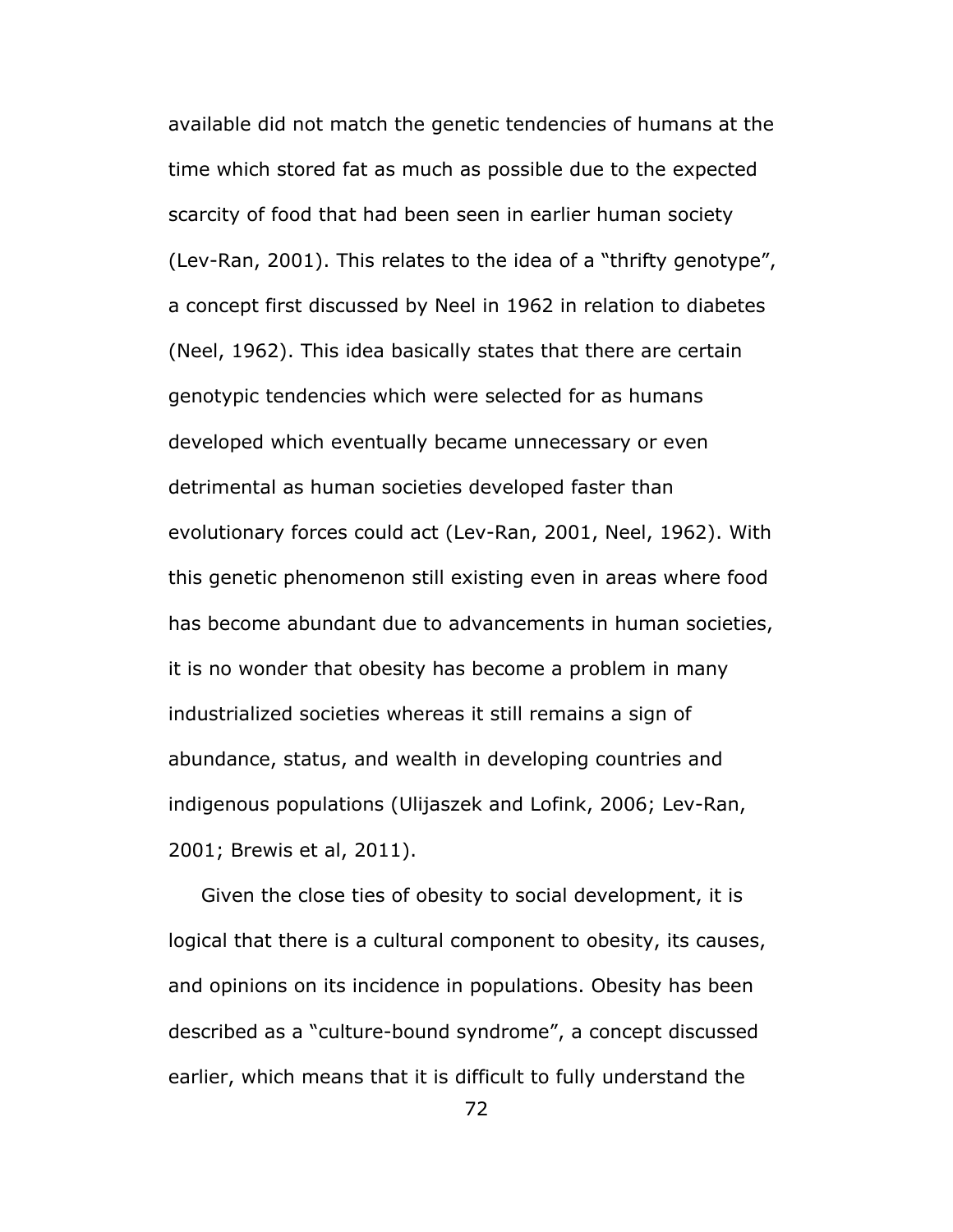available did not match the genetic tendencies of humans at the time which stored fat as much as possible due to the expected scarcity of food that had been seen in earlier human society (Lev-Ran, 2001). This relates to the idea of a "thrifty genotype", a concept first discussed by Neel in 1962 in relation to diabetes (Neel, 1962). This idea basically states that there are certain genotypic tendencies which were selected for as humans developed which eventually became unnecessary or even detrimental as human societies developed faster than evolutionary forces could act (Lev-Ran, 2001, Neel, 1962). With this genetic phenomenon still existing even in areas where food has become abundant due to advancements in human societies, it is no wonder that obesity has become a problem in many industrialized societies whereas it still remains a sign of abundance, status, and wealth in developing countries and indigenous populations (Ulijaszek and Lofink, 2006; Lev-Ran, 2001; Brewis et al, 2011).

Given the close ties of obesity to social development, it is logical that there is a cultural component to obesity, its causes, and opinions on its incidence in populations. Obesity has been described as a "culture-bound syndrome", a concept discussed earlier, which means that it is difficult to fully understand the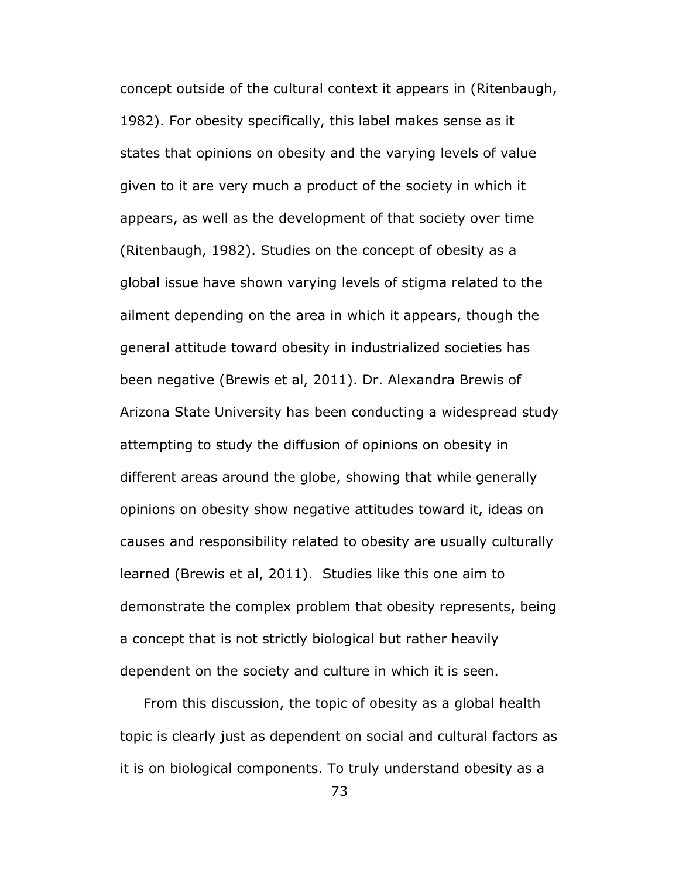concept outside of the cultural context it appears in (Ritenbaugh, 1982). For obesity specifically, this label makes sense as it states that opinions on obesity and the varying levels of value given to it are very much a product of the society in which it appears, as well as the development of that society over time (Ritenbaugh, 1982). Studies on the concept of obesity as a global issue have shown varying levels of stigma related to the ailment depending on the area in which it appears, though the general attitude toward obesity in industrialized societies has been negative (Brewis et al, 2011). Dr. Alexandra Brewis of Arizona State University has been conducting a widespread study attempting to study the diffusion of opinions on obesity in different areas around the globe, showing that while generally opinions on obesity show negative attitudes toward it, ideas on causes and responsibility related to obesity are usually culturally learned (Brewis et al, 2011). Studies like this one aim to demonstrate the complex problem that obesity represents, being a concept that is not strictly biological but rather heavily dependent on the society and culture in which it is seen.

From this discussion, the topic of obesity as a global health topic is clearly just as dependent on social and cultural factors as it is on biological components. To truly understand obesity as a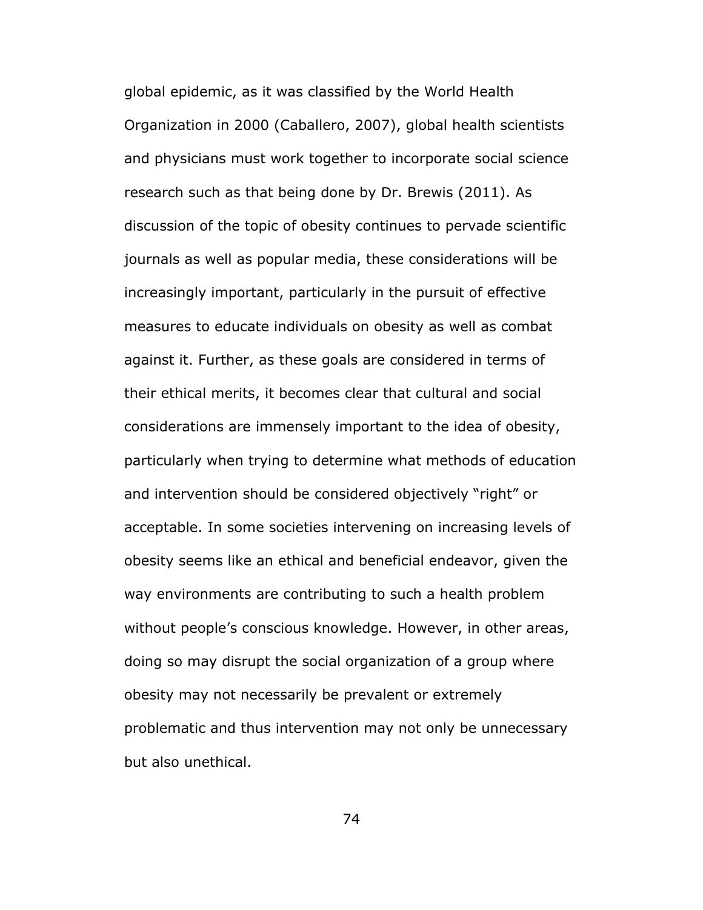global epidemic, as it was classified by the World Health Organization in 2000 (Caballero, 2007), global health scientists and physicians must work together to incorporate social science research such as that being done by Dr. Brewis (2011). As discussion of the topic of obesity continues to pervade scientific journals as well as popular media, these considerations will be increasingly important, particularly in the pursuit of effective measures to educate individuals on obesity as well as combat against it. Further, as these goals are considered in terms of their ethical merits, it becomes clear that cultural and social considerations are immensely important to the idea of obesity, particularly when trying to determine what methods of education and intervention should be considered objectively "right" or acceptable. In some societies intervening on increasing levels of obesity seems like an ethical and beneficial endeavor, given the way environments are contributing to such a health problem without people's conscious knowledge. However, in other areas, doing so may disrupt the social organization of a group where obesity may not necessarily be prevalent or extremely problematic and thus intervention may not only be unnecessary but also unethical.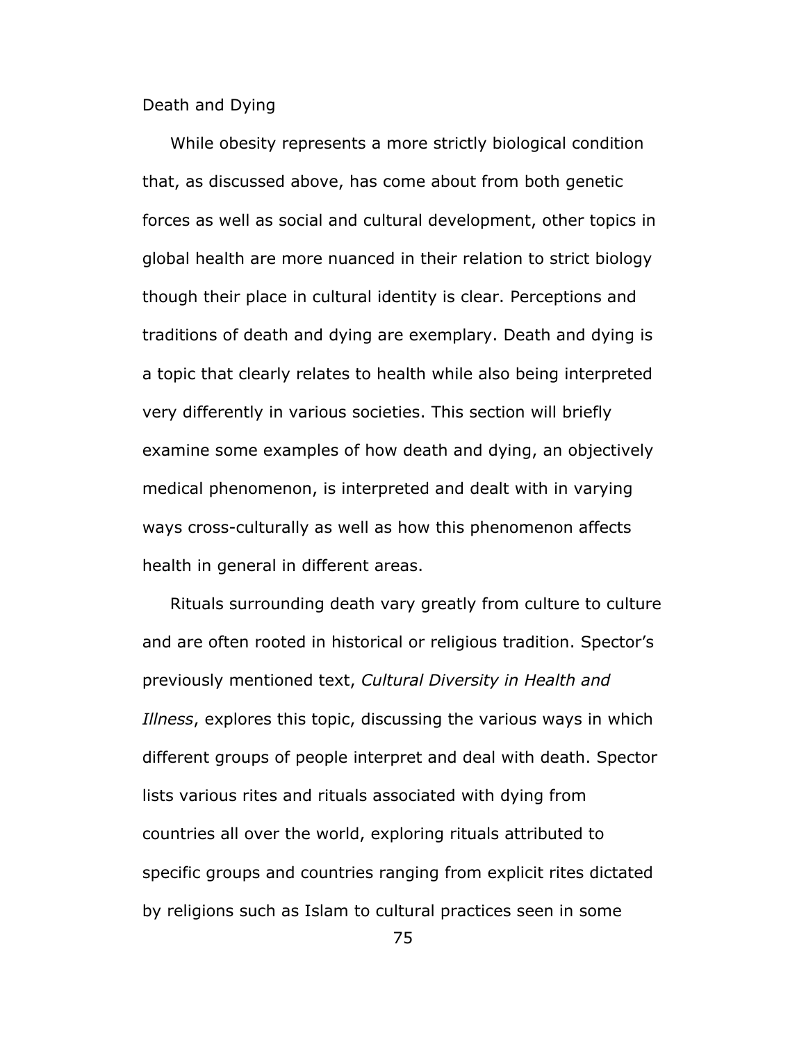## Death and Dying

While obesity represents a more strictly biological condition that, as discussed above, has come about from both genetic forces as well as social and cultural development, other topics in global health are more nuanced in their relation to strict biology though their place in cultural identity is clear. Perceptions and traditions of death and dying are exemplary. Death and dying is a topic that clearly relates to health while also being interpreted very differently in various societies. This section will briefly examine some examples of how death and dying, an objectively medical phenomenon, is interpreted and dealt with in varying ways cross-culturally as well as how this phenomenon affects health in general in different areas.

Rituals surrounding death vary greatly from culture to culture and are often rooted in historical or religious tradition. Spector's previously mentioned text, *Cultural Diversity in Health and Illness*, explores this topic, discussing the various ways in which different groups of people interpret and deal with death. Spector lists various rites and rituals associated with dying from countries all over the world, exploring rituals attributed to specific groups and countries ranging from explicit rites dictated by religions such as Islam to cultural practices seen in some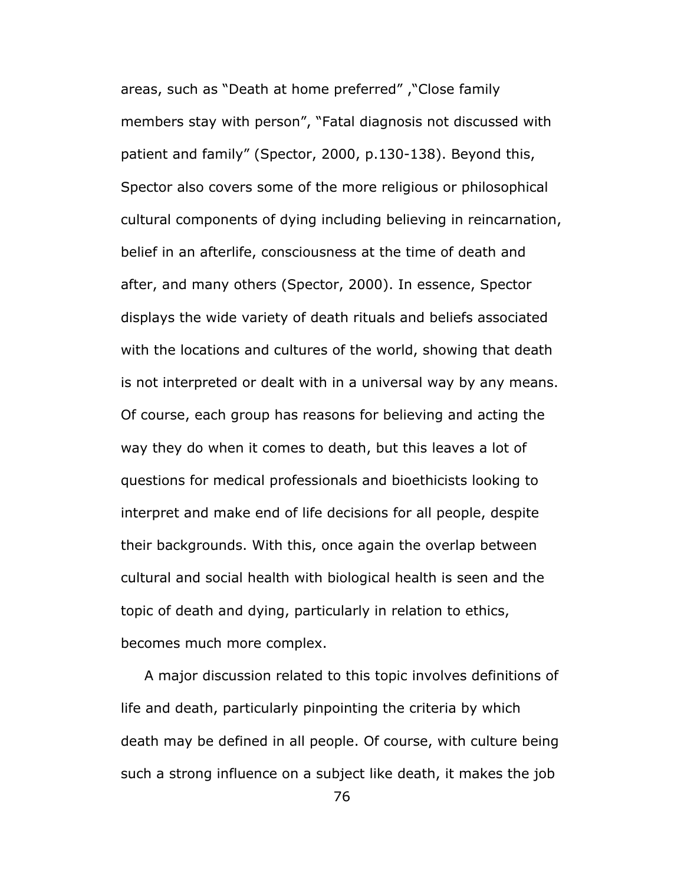areas, such as "Death at home preferred" ,"Close family members stay with person", "Fatal diagnosis not discussed with patient and family" (Spector, 2000, p.130-138). Beyond this, Spector also covers some of the more religious or philosophical cultural components of dying including believing in reincarnation, belief in an afterlife, consciousness at the time of death and after, and many others (Spector, 2000). In essence, Spector displays the wide variety of death rituals and beliefs associated with the locations and cultures of the world, showing that death is not interpreted or dealt with in a universal way by any means. Of course, each group has reasons for believing and acting the way they do when it comes to death, but this leaves a lot of questions for medical professionals and bioethicists looking to interpret and make end of life decisions for all people, despite their backgrounds. With this, once again the overlap between cultural and social health with biological health is seen and the topic of death and dying, particularly in relation to ethics, becomes much more complex.

A major discussion related to this topic involves definitions of life and death, particularly pinpointing the criteria by which death may be defined in all people. Of course, with culture being such a strong influence on a subject like death, it makes the job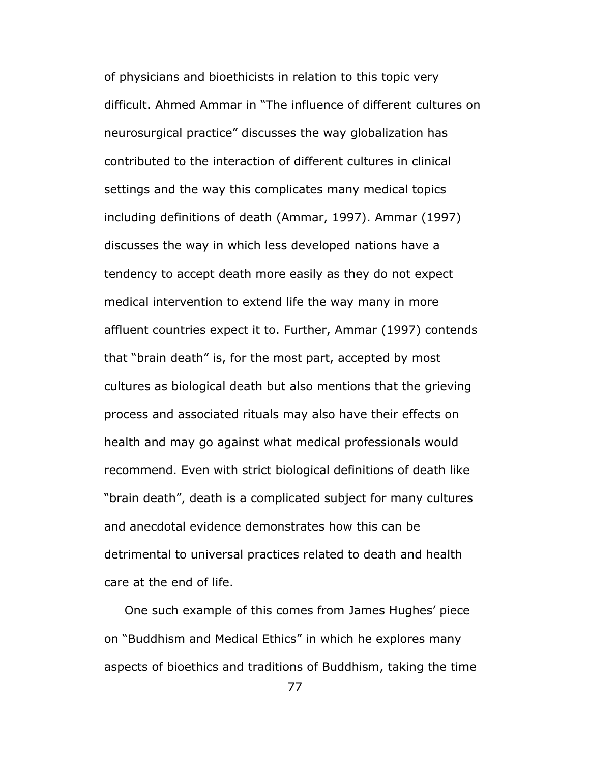of physicians and bioethicists in relation to this topic very difficult. Ahmed Ammar in "The influence of different cultures on neurosurgical practice" discusses the way globalization has contributed to the interaction of different cultures in clinical settings and the way this complicates many medical topics including definitions of death (Ammar, 1997). Ammar (1997) discusses the way in which less developed nations have a tendency to accept death more easily as they do not expect medical intervention to extend life the way many in more affluent countries expect it to. Further, Ammar (1997) contends that "brain death" is, for the most part, accepted by most cultures as biological death but also mentions that the grieving process and associated rituals may also have their effects on health and may go against what medical professionals would recommend. Even with strict biological definitions of death like "brain death", death is a complicated subject for many cultures and anecdotal evidence demonstrates how this can be detrimental to universal practices related to death and health care at the end of life.

One such example of this comes from James Hughes' piece on "Buddhism and Medical Ethics" in which he explores many aspects of bioethics and traditions of Buddhism, taking the time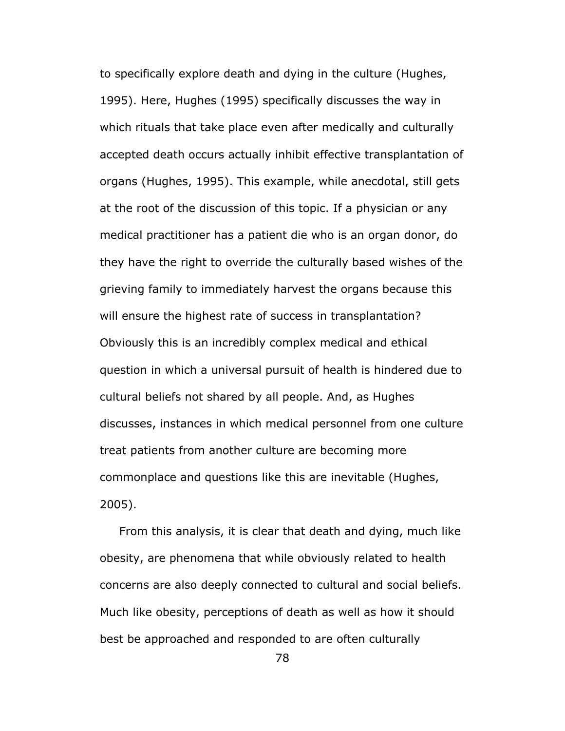to specifically explore death and dying in the culture (Hughes, 1995). Here, Hughes (1995) specifically discusses the way in which rituals that take place even after medically and culturally accepted death occurs actually inhibit effective transplantation of organs (Hughes, 1995). This example, while anecdotal, still gets at the root of the discussion of this topic. If a physician or any medical practitioner has a patient die who is an organ donor, do they have the right to override the culturally based wishes of the grieving family to immediately harvest the organs because this will ensure the highest rate of success in transplantation? Obviously this is an incredibly complex medical and ethical question in which a universal pursuit of health is hindered due to cultural beliefs not shared by all people. And, as Hughes discusses, instances in which medical personnel from one culture treat patients from another culture are becoming more commonplace and questions like this are inevitable (Hughes, 2005).

From this analysis, it is clear that death and dying, much like obesity, are phenomena that while obviously related to health concerns are also deeply connected to cultural and social beliefs. Much like obesity, perceptions of death as well as how it should best be approached and responded to are often culturally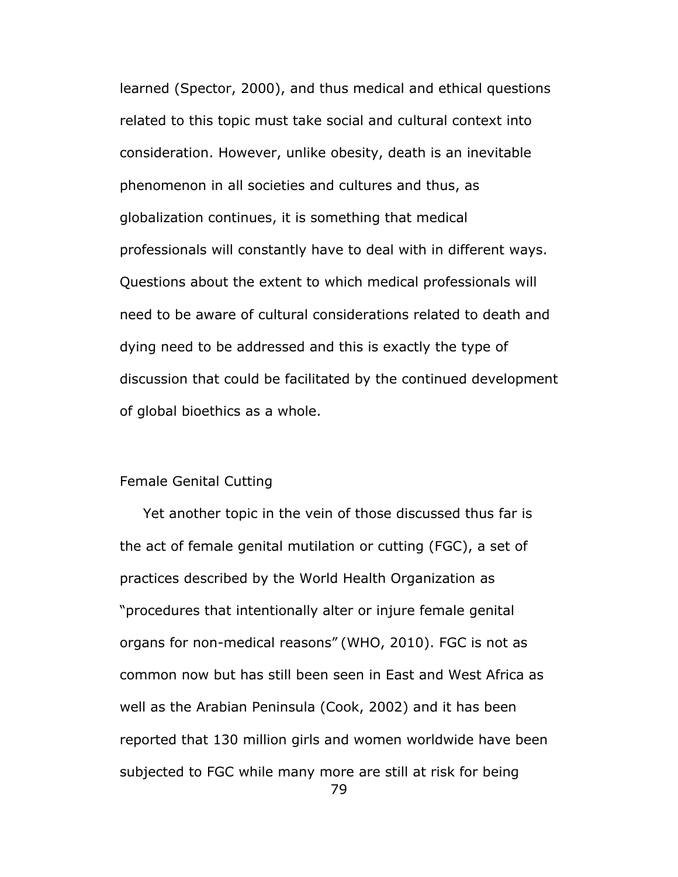learned (Spector, 2000), and thus medical and ethical questions related to this topic must take social and cultural context into consideration. However, unlike obesity, death is an inevitable phenomenon in all societies and cultures and thus, as globalization continues, it is something that medical professionals will constantly have to deal with in different ways. Questions about the extent to which medical professionals will need to be aware of cultural considerations related to death and dying need to be addressed and this is exactly the type of discussion that could be facilitated by the continued development of global bioethics as a whole.

## Female Genital Cutting

Yet another topic in the vein of those discussed thus far is the act of female genital mutilation or cutting (FGC), a set of practices described by the World Health Organization as "procedures that intentionally alter or injure female genital organs for non-medical reasons" (WHO, 2010). FGC is not as common now but has still been seen in East and West Africa as well as the Arabian Peninsula (Cook, 2002) and it has been reported that 130 million girls and women worldwide have been subjected to FGC while many more are still at risk for being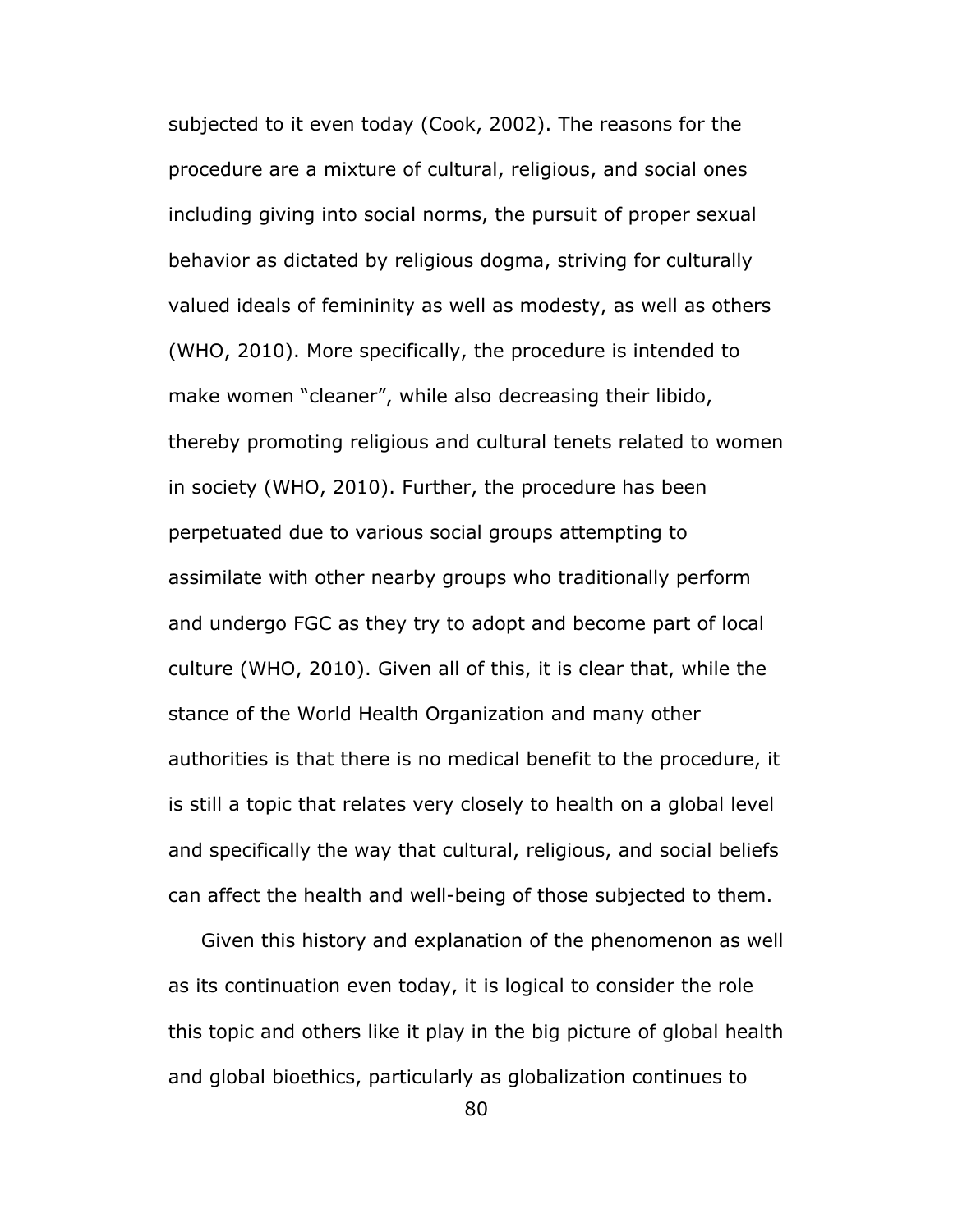subjected to it even today (Cook, 2002). The reasons for the procedure are a mixture of cultural, religious, and social ones including giving into social norms, the pursuit of proper sexual behavior as dictated by religious dogma, striving for culturally valued ideals of femininity as well as modesty, as well as others (WHO, 2010). More specifically, the procedure is intended to make women "cleaner", while also decreasing their libido, thereby promoting religious and cultural tenets related to women in society (WHO, 2010). Further, the procedure has been perpetuated due to various social groups attempting to assimilate with other nearby groups who traditionally perform and undergo FGC as they try to adopt and become part of local culture (WHO, 2010). Given all of this, it is clear that, while the stance of the World Health Organization and many other authorities is that there is no medical benefit to the procedure, it is still a topic that relates very closely to health on a global level and specifically the way that cultural, religious, and social beliefs can affect the health and well-being of those subjected to them.

Given this history and explanation of the phenomenon as well as its continuation even today, it is logical to consider the role this topic and others like it play in the big picture of global health and global bioethics, particularly as globalization continues to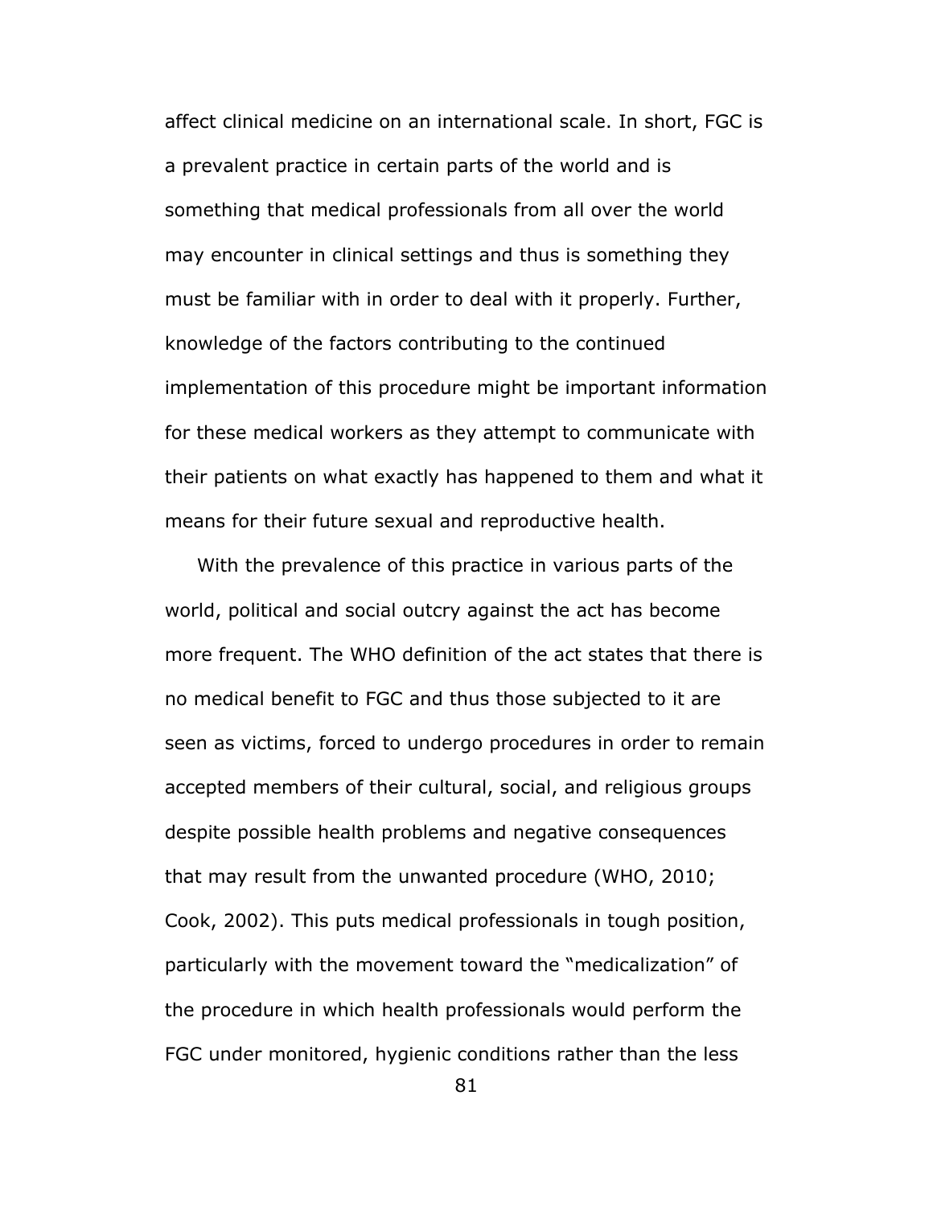affect clinical medicine on an international scale. In short, FGC is a prevalent practice in certain parts of the world and is something that medical professionals from all over the world may encounter in clinical settings and thus is something they must be familiar with in order to deal with it properly. Further, knowledge of the factors contributing to the continued implementation of this procedure might be important information for these medical workers as they attempt to communicate with their patients on what exactly has happened to them and what it means for their future sexual and reproductive health.

With the prevalence of this practice in various parts of the world, political and social outcry against the act has become more frequent. The WHO definition of the act states that there is no medical benefit to FGC and thus those subjected to it are seen as victims, forced to undergo procedures in order to remain accepted members of their cultural, social, and religious groups despite possible health problems and negative consequences that may result from the unwanted procedure (WHO, 2010; Cook, 2002). This puts medical professionals in tough position, particularly with the movement toward the "medicalization" of the procedure in which health professionals would perform the FGC under monitored, hygienic conditions rather than the less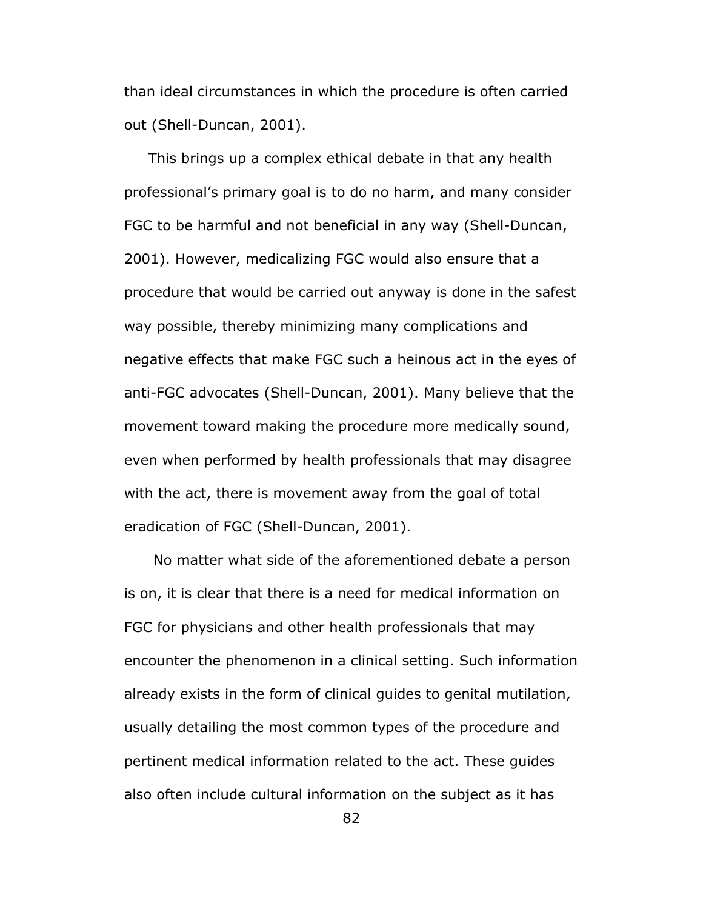than ideal circumstances in which the procedure is often carried out (Shell-Duncan, 2001).

This brings up a complex ethical debate in that any health professional's primary goal is to do no harm, and many consider FGC to be harmful and not beneficial in any way (Shell-Duncan, 2001). However, medicalizing FGC would also ensure that a procedure that would be carried out anyway is done in the safest way possible, thereby minimizing many complications and negative effects that make FGC such a heinous act in the eyes of anti-FGC advocates (Shell-Duncan, 2001). Many believe that the movement toward making the procedure more medically sound, even when performed by health professionals that may disagree with the act, there is movement away from the goal of total eradication of FGC (Shell-Duncan, 2001).

No matter what side of the aforementioned debate a person is on, it is clear that there is a need for medical information on FGC for physicians and other health professionals that may encounter the phenomenon in a clinical setting. Such information already exists in the form of clinical guides to genital mutilation, usually detailing the most common types of the procedure and pertinent medical information related to the act. These guides also often include cultural information on the subject as it has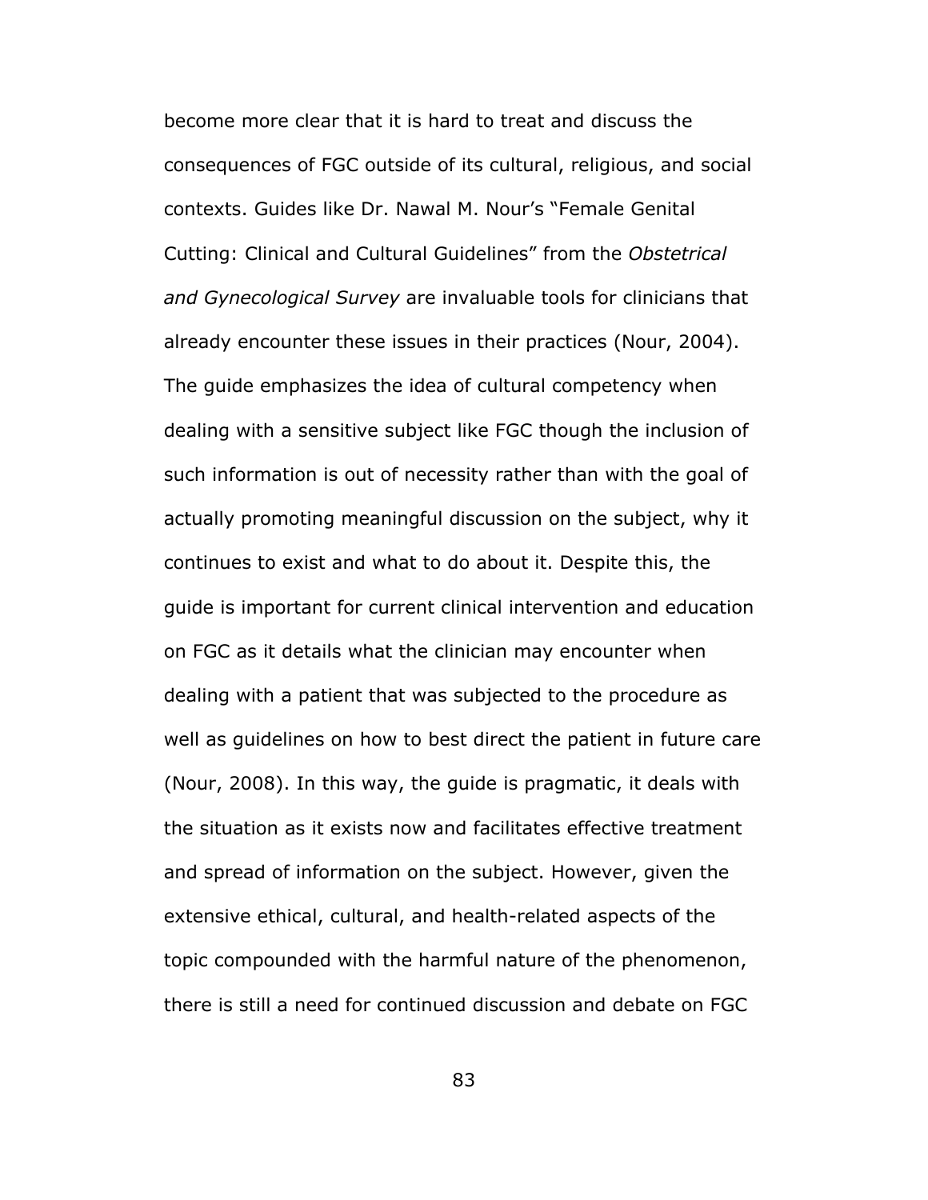become more clear that it is hard to treat and discuss the consequences of FGC outside of its cultural, religious, and social contexts. Guides like Dr. Nawal M. Nour's "Female Genital Cutting: Clinical and Cultural Guidelines" from the *Obstetrical and Gynecological Survey* are invaluable tools for clinicians that already encounter these issues in their practices (Nour, 2004). The guide emphasizes the idea of cultural competency when dealing with a sensitive subject like FGC though the inclusion of such information is out of necessity rather than with the goal of actually promoting meaningful discussion on the subject, why it continues to exist and what to do about it. Despite this, the guide is important for current clinical intervention and education on FGC as it details what the clinician may encounter when dealing with a patient that was subjected to the procedure as well as guidelines on how to best direct the patient in future care (Nour, 2008). In this way, the guide is pragmatic, it deals with the situation as it exists now and facilitates effective treatment and spread of information on the subject. However, given the extensive ethical, cultural, and health-related aspects of the topic compounded with the harmful nature of the phenomenon, there is still a need for continued discussion and debate on FGC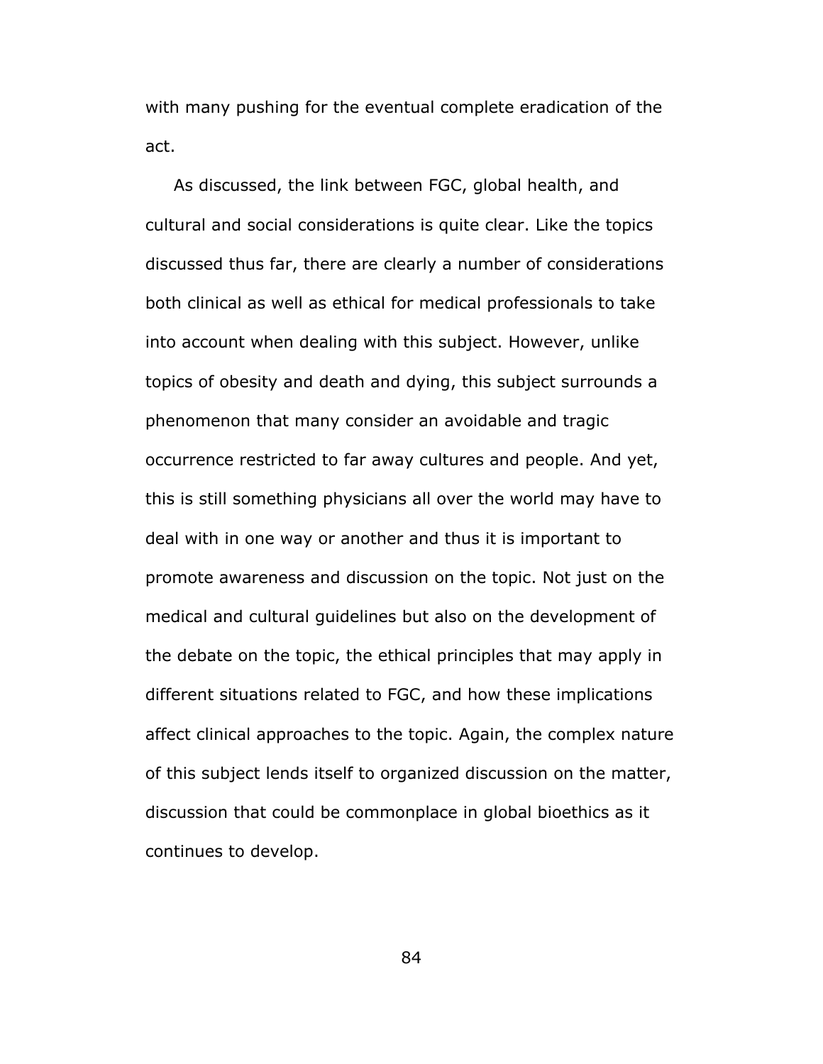with many pushing for the eventual complete eradication of the act.

As discussed, the link between FGC, global health, and cultural and social considerations is quite clear. Like the topics discussed thus far, there are clearly a number of considerations both clinical as well as ethical for medical professionals to take into account when dealing with this subject. However, unlike topics of obesity and death and dying, this subject surrounds a phenomenon that many consider an avoidable and tragic occurrence restricted to far away cultures and people. And yet, this is still something physicians all over the world may have to deal with in one way or another and thus it is important to promote awareness and discussion on the topic. Not just on the medical and cultural guidelines but also on the development of the debate on the topic, the ethical principles that may apply in different situations related to FGC, and how these implications affect clinical approaches to the topic. Again, the complex nature of this subject lends itself to organized discussion on the matter, discussion that could be commonplace in global bioethics as it continues to develop.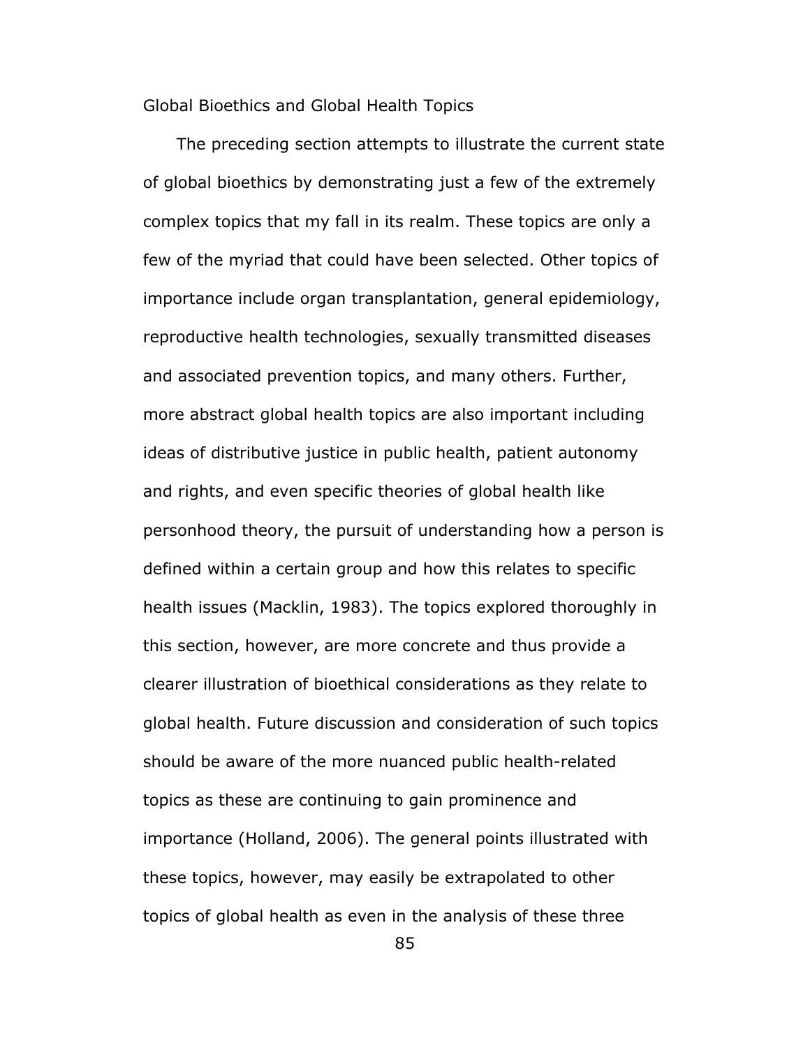## Global Bioethics and Global Health Topics

The preceding section attempts to illustrate the current state of global bioethics by demonstrating just a few of the extremely complex topics that my fall in its realm. These topics are only a few of the myriad that could have been selected. Other topics of importance include organ transplantation, general epidemiology, reproductive health technologies, sexually transmitted diseases and associated prevention topics, and many others. Further, more abstract global health topics are also important including ideas of distributive justice in public health, patient autonomy and rights, and even specific theories of global health like personhood theory, the pursuit of understanding how a person is defined within a certain group and how this relates to specific health issues (Macklin, 1983). The topics explored thoroughly in this section, however, are more concrete and thus provide a clearer illustration of bioethical considerations as they relate to global health. Future discussion and consideration of such topics should be aware of the more nuanced public health-related topics as these are continuing to gain prominence and importance (Holland, 2006). The general points illustrated with these topics, however, may easily be extrapolated to other topics of global health as even in the analysis of these three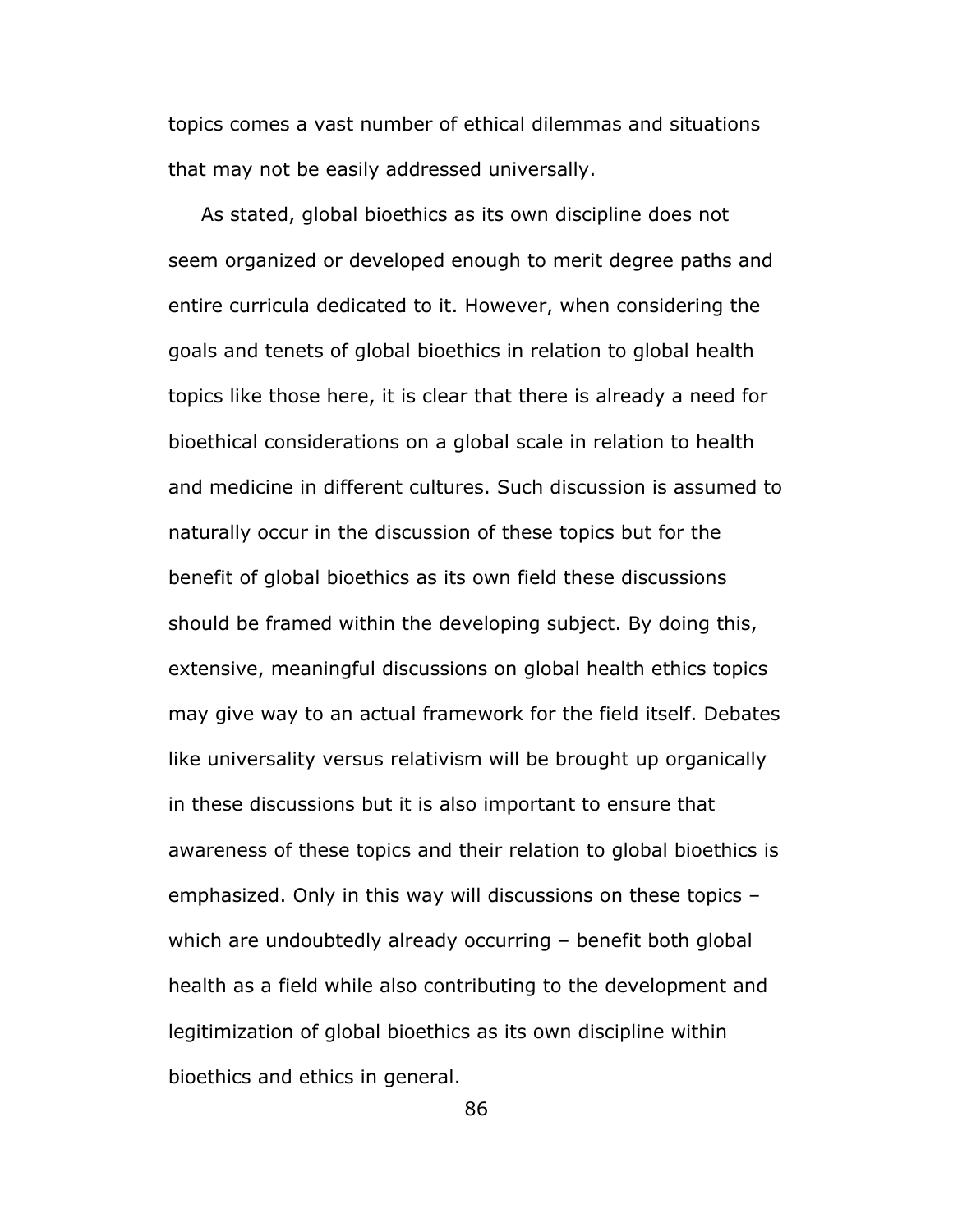topics comes a vast number of ethical dilemmas and situations that may not be easily addressed universally.

As stated, global bioethics as its own discipline does not seem organized or developed enough to merit degree paths and entire curricula dedicated to it. However, when considering the goals and tenets of global bioethics in relation to global health topics like those here, it is clear that there is already a need for bioethical considerations on a global scale in relation to health and medicine in different cultures. Such discussion is assumed to naturally occur in the discussion of these topics but for the benefit of global bioethics as its own field these discussions should be framed within the developing subject. By doing this, extensive, meaningful discussions on global health ethics topics may give way to an actual framework for the field itself. Debates like universality versus relativism will be brought up organically in these discussions but it is also important to ensure that awareness of these topics and their relation to global bioethics is emphasized. Only in this way will discussions on these topics – which are undoubtedly already occurring – benefit both global health as a field while also contributing to the development and legitimization of global bioethics as its own discipline within bioethics and ethics in general.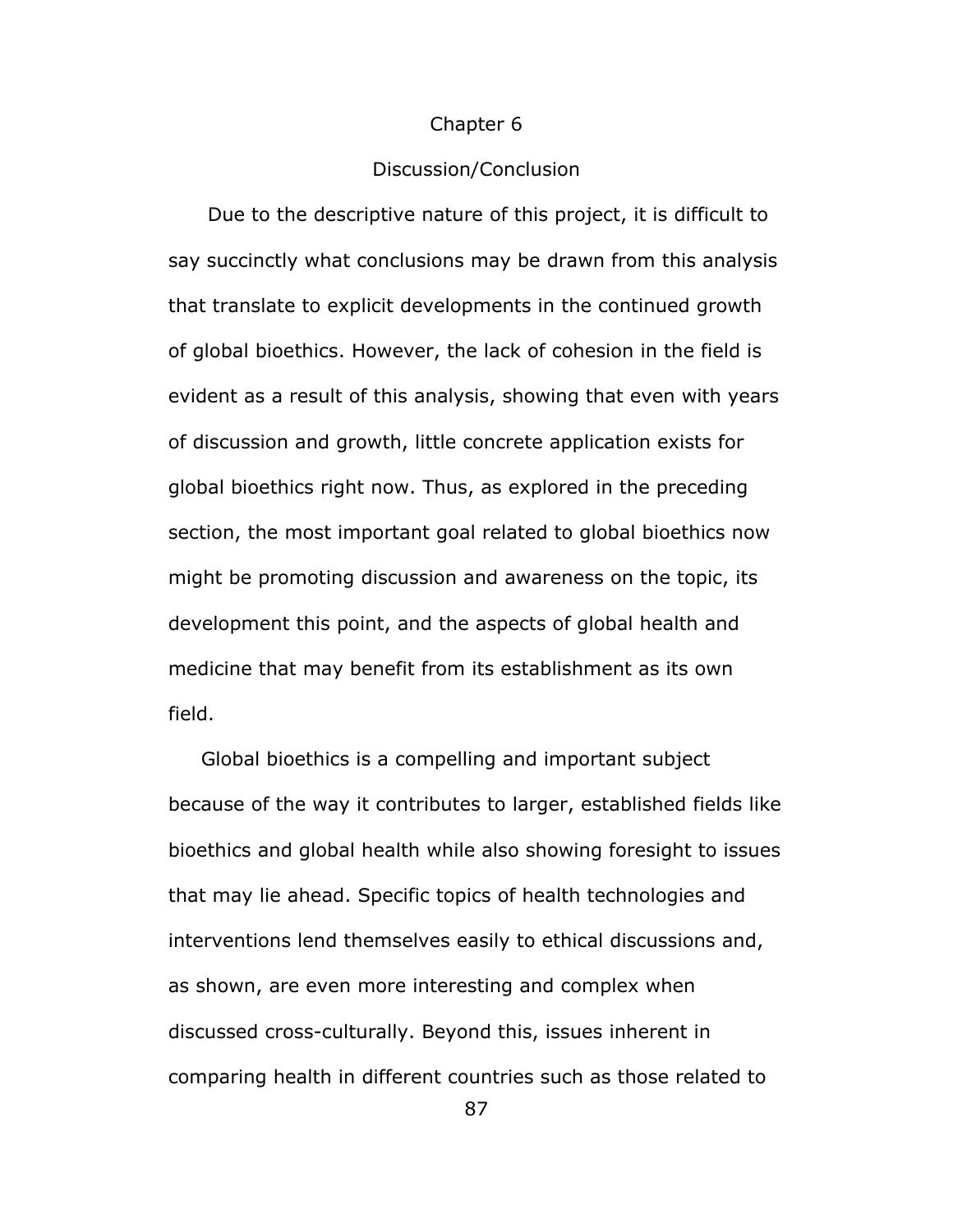# Chapter 6

## Discussion/Conclusion

Due to the descriptive nature of this project, it is difficult to say succinctly what conclusions may be drawn from this analysis that translate to explicit developments in the continued growth of global bioethics. However, the lack of cohesion in the field is evident as a result of this analysis, showing that even with years of discussion and growth, little concrete application exists for global bioethics right now. Thus, as explored in the preceding section, the most important goal related to global bioethics now might be promoting discussion and awareness on the topic, its development this point, and the aspects of global health and medicine that may benefit from its establishment as its own field.

Global bioethics is a compelling and important subject because of the way it contributes to larger, established fields like bioethics and global health while also showing foresight to issues that may lie ahead. Specific topics of health technologies and interventions lend themselves easily to ethical discussions and, as shown, are even more interesting and complex when discussed cross-culturally. Beyond this, issues inherent in comparing health in different countries such as those related to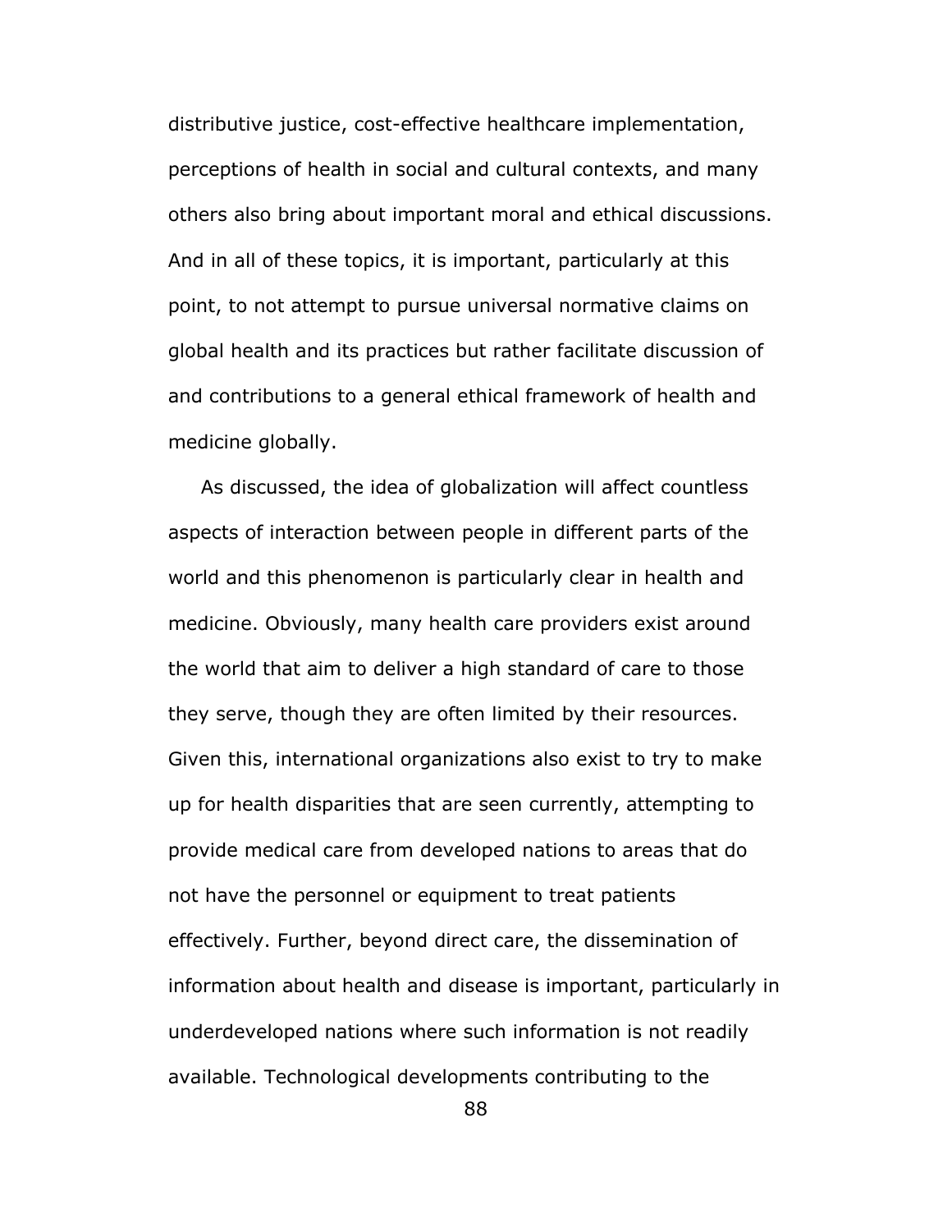distributive justice, cost-effective healthcare implementation, perceptions of health in social and cultural contexts, and many others also bring about important moral and ethical discussions. And in all of these topics, it is important, particularly at this point, to not attempt to pursue universal normative claims on global health and its practices but rather facilitate discussion of and contributions to a general ethical framework of health and medicine globally.

As discussed, the idea of globalization will affect countless aspects of interaction between people in different parts of the world and this phenomenon is particularly clear in health and medicine. Obviously, many health care providers exist around the world that aim to deliver a high standard of care to those they serve, though they are often limited by their resources. Given this, international organizations also exist to try to make up for health disparities that are seen currently, attempting to provide medical care from developed nations to areas that do not have the personnel or equipment to treat patients effectively. Further, beyond direct care, the dissemination of information about health and disease is important, particularly in underdeveloped nations where such information is not readily available. Technological developments contributing to the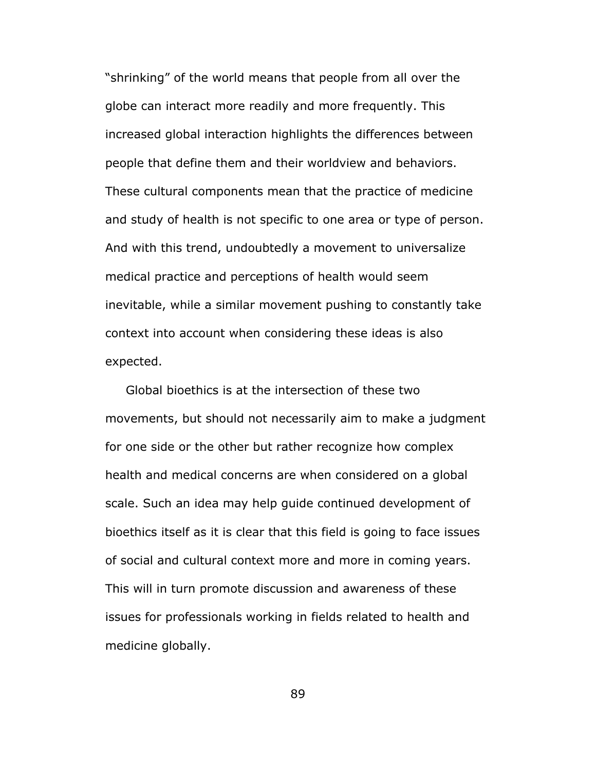"shrinking" of the world means that people from all over the globe can interact more readily and more frequently. This increased global interaction highlights the differences between people that define them and their worldview and behaviors. These cultural components mean that the practice of medicine and study of health is not specific to one area or type of person. And with this trend, undoubtedly a movement to universalize medical practice and perceptions of health would seem inevitable, while a similar movement pushing to constantly take context into account when considering these ideas is also expected.

Global bioethics is at the intersection of these two movements, but should not necessarily aim to make a judgment for one side or the other but rather recognize how complex health and medical concerns are when considered on a global scale. Such an idea may help guide continued development of bioethics itself as it is clear that this field is going to face issues of social and cultural context more and more in coming years. This will in turn promote discussion and awareness of these issues for professionals working in fields related to health and medicine globally.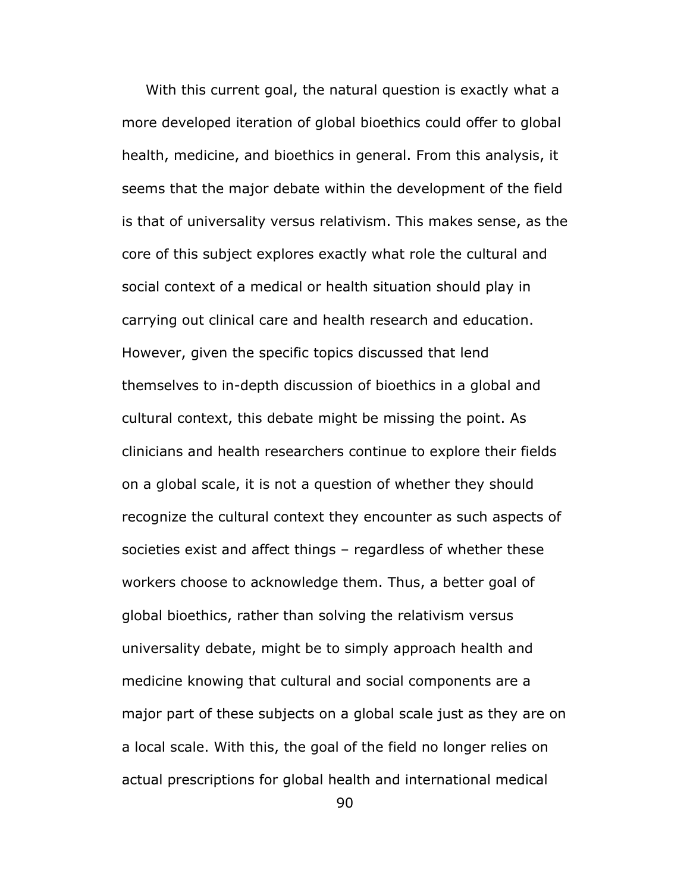With this current goal, the natural question is exactly what a more developed iteration of global bioethics could offer to global health, medicine, and bioethics in general. From this analysis, it seems that the major debate within the development of the field is that of universality versus relativism. This makes sense, as the core of this subject explores exactly what role the cultural and social context of a medical or health situation should play in carrying out clinical care and health research and education. However, given the specific topics discussed that lend themselves to in-depth discussion of bioethics in a global and cultural context, this debate might be missing the point. As clinicians and health researchers continue to explore their fields on a global scale, it is not a question of whether they should recognize the cultural context they encounter as such aspects of societies exist and affect things – regardless of whether these workers choose to acknowledge them. Thus, a better goal of global bioethics, rather than solving the relativism versus universality debate, might be to simply approach health and medicine knowing that cultural and social components are a major part of these subjects on a global scale just as they are on a local scale. With this, the goal of the field no longer relies on actual prescriptions for global health and international medical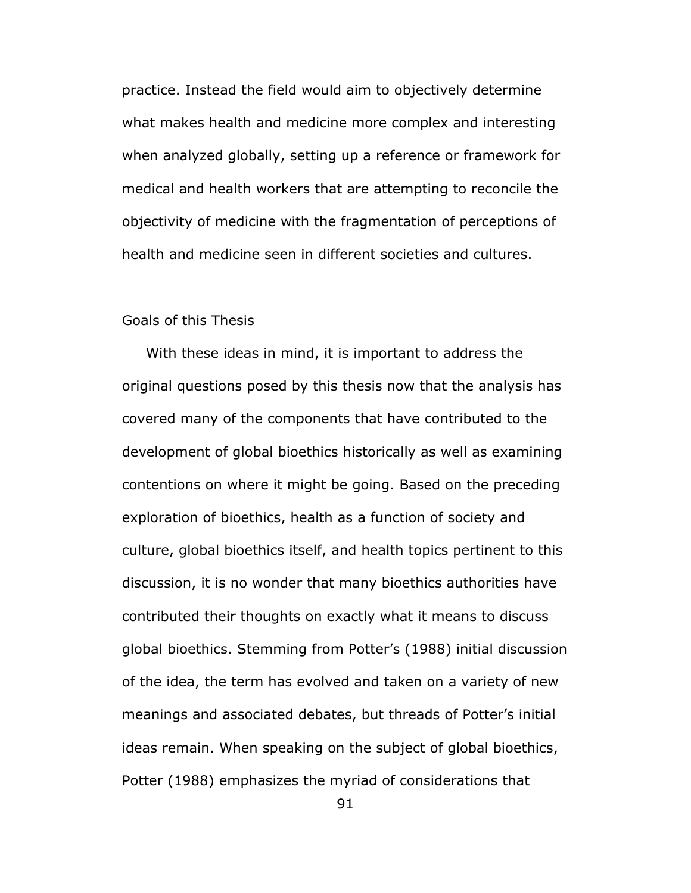practice. Instead the field would aim to objectively determine what makes health and medicine more complex and interesting when analyzed globally, setting up a reference or framework for medical and health workers that are attempting to reconcile the objectivity of medicine with the fragmentation of perceptions of health and medicine seen in different societies and cultures.

## Goals of this Thesis

With these ideas in mind, it is important to address the original questions posed by this thesis now that the analysis has covered many of the components that have contributed to the development of global bioethics historically as well as examining contentions on where it might be going. Based on the preceding exploration of bioethics, health as a function of society and culture, global bioethics itself, and health topics pertinent to this discussion, it is no wonder that many bioethics authorities have contributed their thoughts on exactly what it means to discuss global bioethics. Stemming from Potter's (1988) initial discussion of the idea, the term has evolved and taken on a variety of new meanings and associated debates, but threads of Potter's initial ideas remain. When speaking on the subject of global bioethics, Potter (1988) emphasizes the myriad of considerations that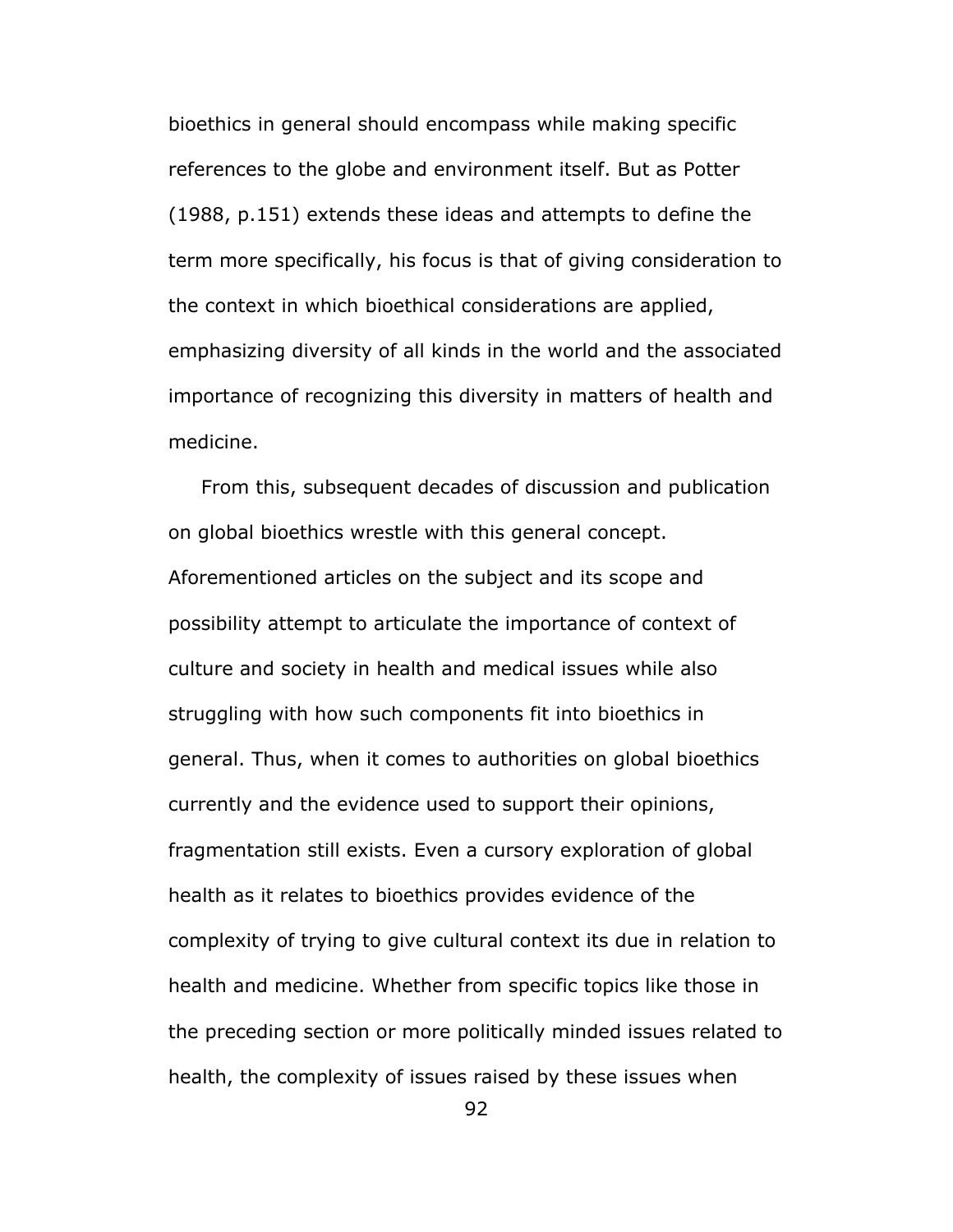bioethics in general should encompass while making specific references to the globe and environment itself. But as Potter (1988, p.151) extends these ideas and attempts to define the term more specifically, his focus is that of giving consideration to the context in which bioethical considerations are applied, emphasizing diversity of all kinds in the world and the associated importance of recognizing this diversity in matters of health and medicine.

From this, subsequent decades of discussion and publication on global bioethics wrestle with this general concept. Aforementioned articles on the subject and its scope and possibility attempt to articulate the importance of context of culture and society in health and medical issues while also struggling with how such components fit into bioethics in general. Thus, when it comes to authorities on global bioethics currently and the evidence used to support their opinions, fragmentation still exists. Even a cursory exploration of global health as it relates to bioethics provides evidence of the complexity of trying to give cultural context its due in relation to health and medicine. Whether from specific topics like those in the preceding section or more politically minded issues related to health, the complexity of issues raised by these issues when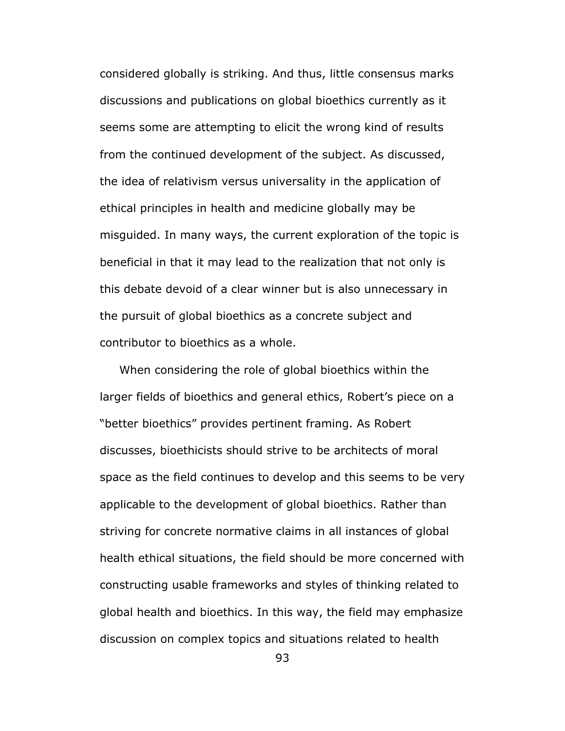considered globally is striking. And thus, little consensus marks discussions and publications on global bioethics currently as it seems some are attempting to elicit the wrong kind of results from the continued development of the subject. As discussed, the idea of relativism versus universality in the application of ethical principles in health and medicine globally may be misguided. In many ways, the current exploration of the topic is beneficial in that it may lead to the realization that not only is this debate devoid of a clear winner but is also unnecessary in the pursuit of global bioethics as a concrete subject and contributor to bioethics as a whole.

When considering the role of global bioethics within the larger fields of bioethics and general ethics, Robert's piece on a "better bioethics" provides pertinent framing. As Robert discusses, bioethicists should strive to be architects of moral space as the field continues to develop and this seems to be very applicable to the development of global bioethics. Rather than striving for concrete normative claims in all instances of global health ethical situations, the field should be more concerned with constructing usable frameworks and styles of thinking related to global health and bioethics. In this way, the field may emphasize discussion on complex topics and situations related to health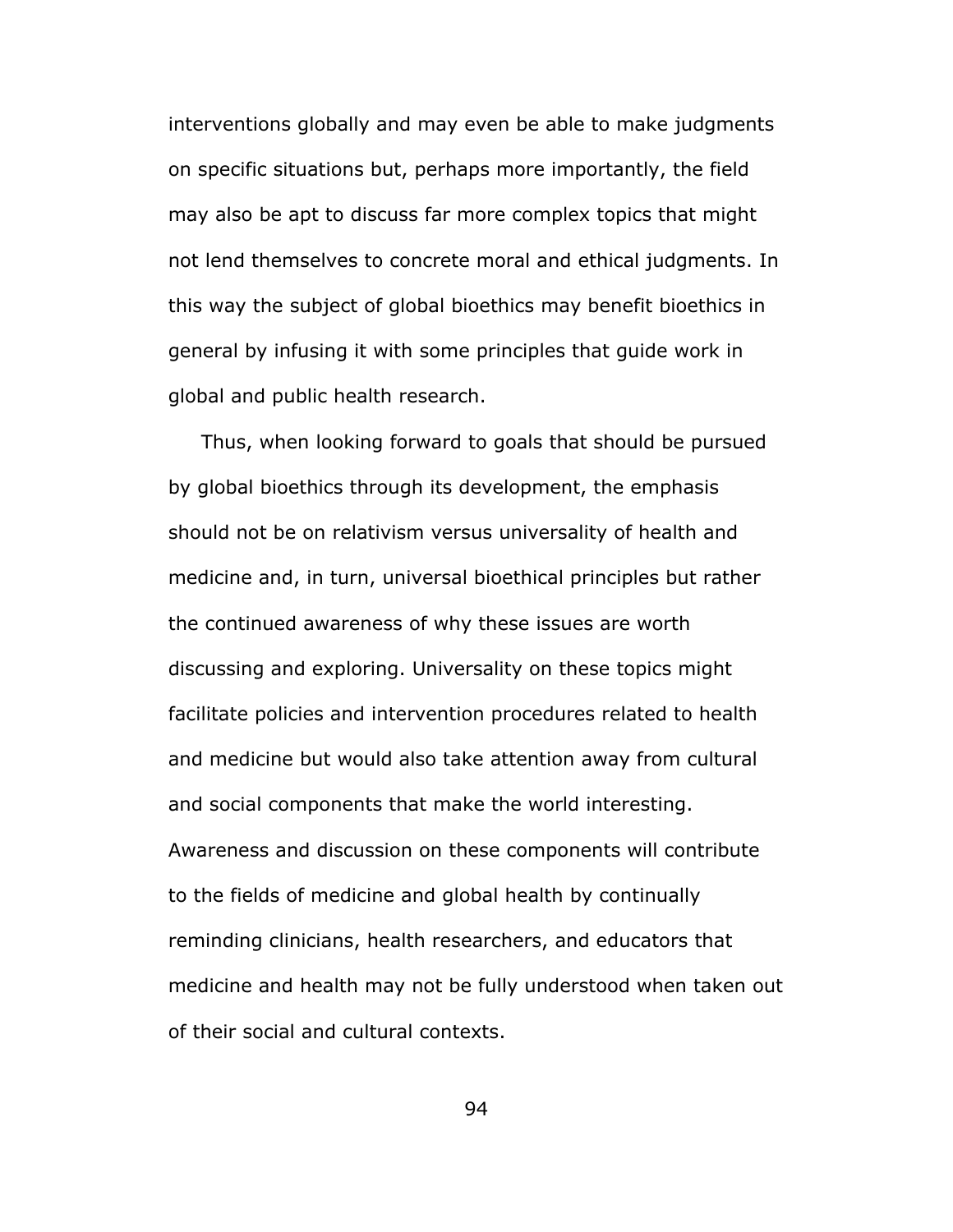interventions globally and may even be able to make judgments on specific situations but, perhaps more importantly, the field may also be apt to discuss far more complex topics that might not lend themselves to concrete moral and ethical judgments. In this way the subject of global bioethics may benefit bioethics in general by infusing it with some principles that guide work in global and public health research.

Thus, when looking forward to goals that should be pursued by global bioethics through its development, the emphasis should not be on relativism versus universality of health and medicine and, in turn, universal bioethical principles but rather the continued awareness of why these issues are worth discussing and exploring. Universality on these topics might facilitate policies and intervention procedures related to health and medicine but would also take attention away from cultural and social components that make the world interesting. Awareness and discussion on these components will contribute to the fields of medicine and global health by continually reminding clinicians, health researchers, and educators that medicine and health may not be fully understood when taken out of their social and cultural contexts.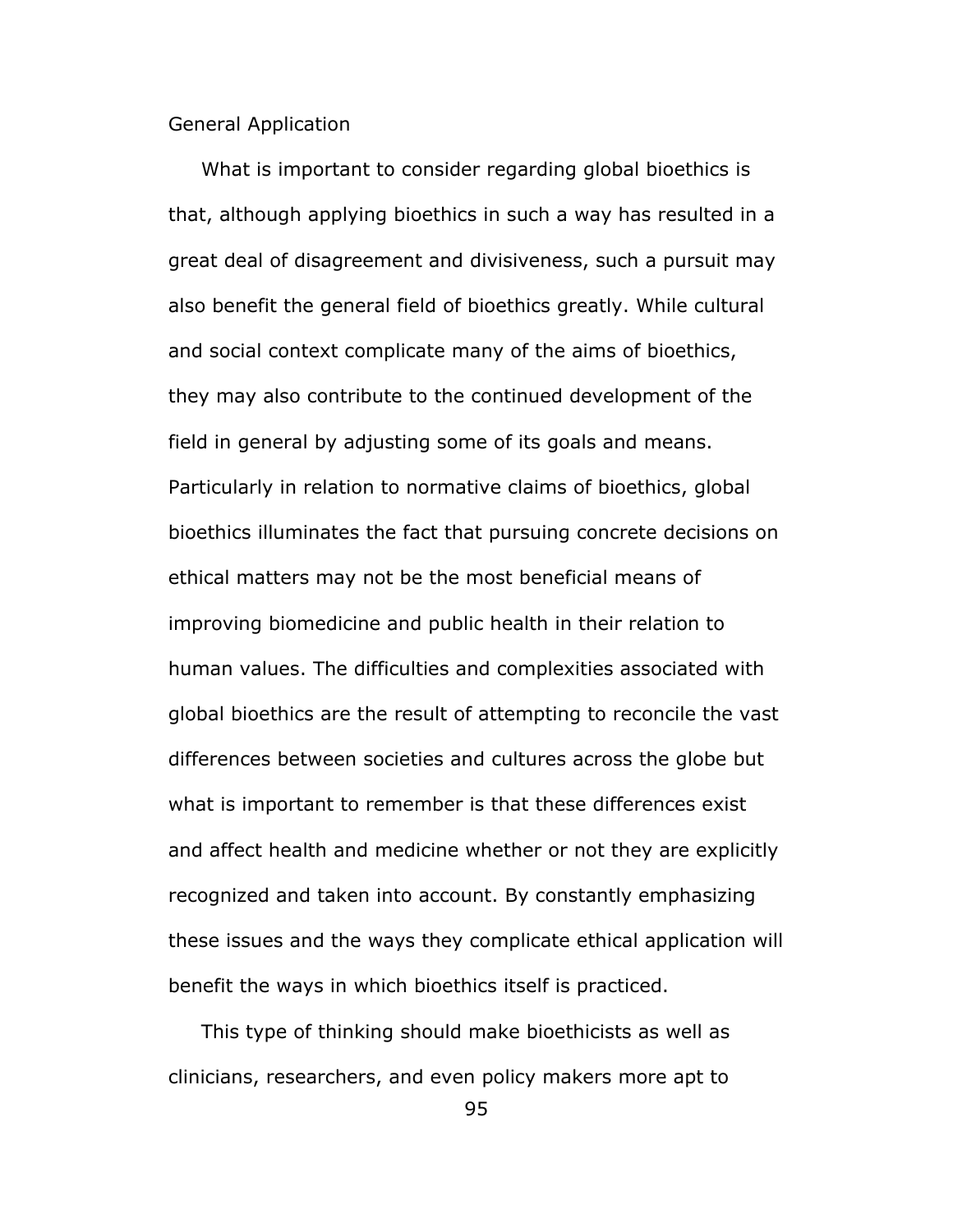## General Application

What is important to consider regarding global bioethics is that, although applying bioethics in such a way has resulted in a great deal of disagreement and divisiveness, such a pursuit may also benefit the general field of bioethics greatly. While cultural and social context complicate many of the aims of bioethics, they may also contribute to the continued development of the field in general by adjusting some of its goals and means. Particularly in relation to normative claims of bioethics, global bioethics illuminates the fact that pursuing concrete decisions on ethical matters may not be the most beneficial means of improving biomedicine and public health in their relation to human values. The difficulties and complexities associated with global bioethics are the result of attempting to reconcile the vast differences between societies and cultures across the globe but what is important to remember is that these differences exist and affect health and medicine whether or not they are explicitly recognized and taken into account. By constantly emphasizing these issues and the ways they complicate ethical application will benefit the ways in which bioethics itself is practiced.

This type of thinking should make bioethicists as well as clinicians, researchers, and even policy makers more apt to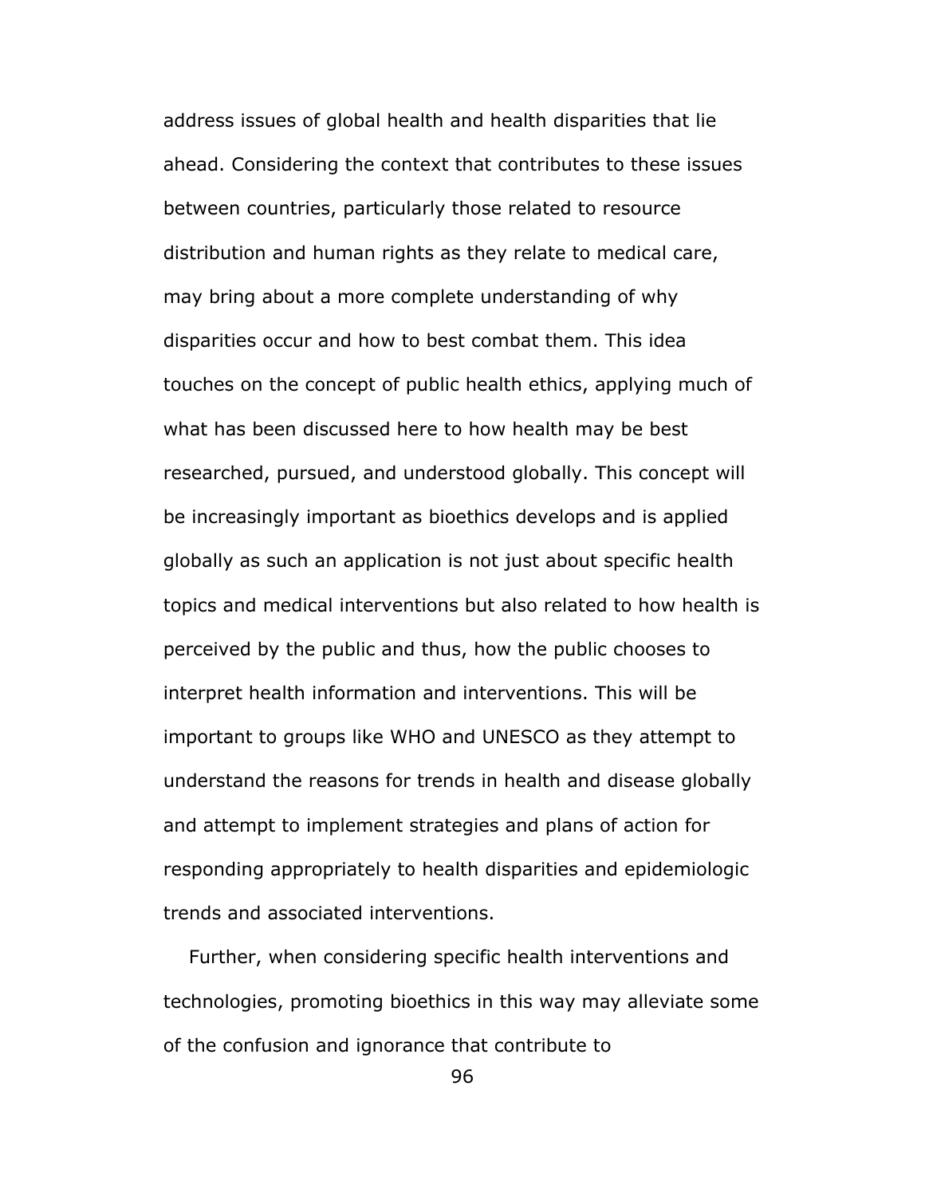address issues of global health and health disparities that lie ahead. Considering the context that contributes to these issues between countries, particularly those related to resource distribution and human rights as they relate to medical care, may bring about a more complete understanding of why disparities occur and how to best combat them. This idea touches on the concept of public health ethics, applying much of what has been discussed here to how health may be best researched, pursued, and understood globally. This concept will be increasingly important as bioethics develops and is applied globally as such an application is not just about specific health topics and medical interventions but also related to how health is perceived by the public and thus, how the public chooses to interpret health information and interventions. This will be important to groups like WHO and UNESCO as they attempt to understand the reasons for trends in health and disease globally and attempt to implement strategies and plans of action for responding appropriately to health disparities and epidemiologic trends and associated interventions.

Further, when considering specific health interventions and technologies, promoting bioethics in this way may alleviate some of the confusion and ignorance that contribute to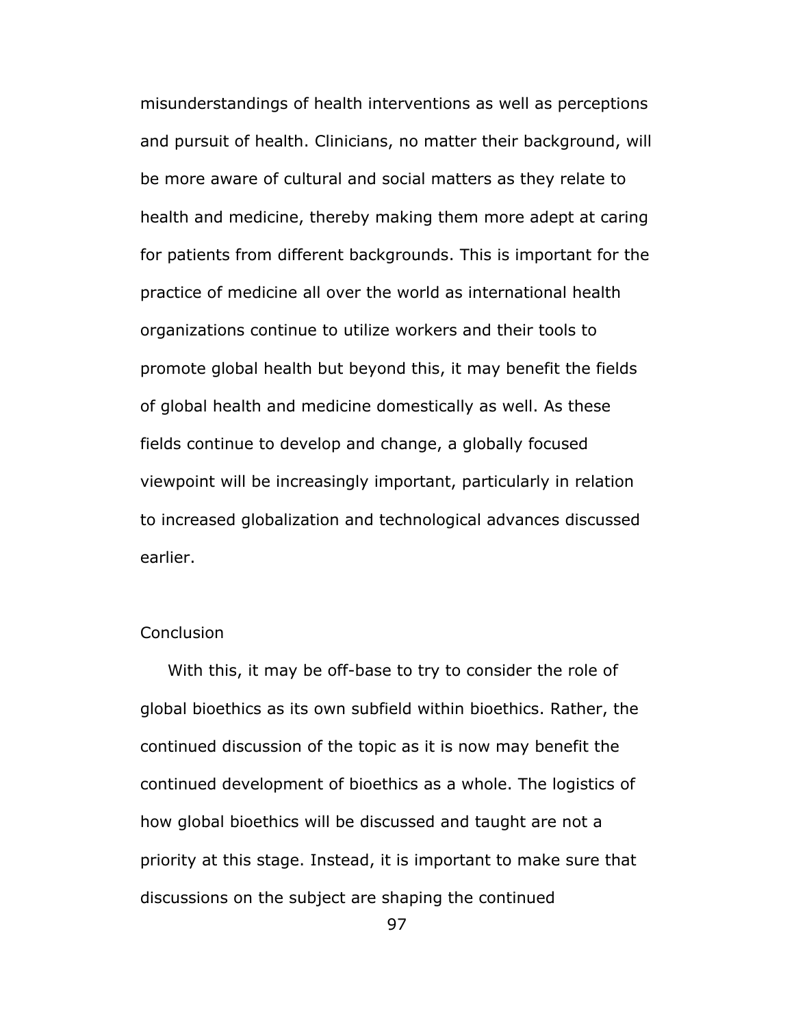misunderstandings of health interventions as well as perceptions and pursuit of health. Clinicians, no matter their background, will be more aware of cultural and social matters as they relate to health and medicine, thereby making them more adept at caring for patients from different backgrounds. This is important for the practice of medicine all over the world as international health organizations continue to utilize workers and their tools to promote global health but beyond this, it may benefit the fields of global health and medicine domestically as well. As these fields continue to develop and change, a globally focused viewpoint will be increasingly important, particularly in relation to increased globalization and technological advances discussed earlier.

## Conclusion

With this, it may be off-base to try to consider the role of global bioethics as its own subfield within bioethics. Rather, the continued discussion of the topic as it is now may benefit the continued development of bioethics as a whole. The logistics of how global bioethics will be discussed and taught are not a priority at this stage. Instead, it is important to make sure that discussions on the subject are shaping the continued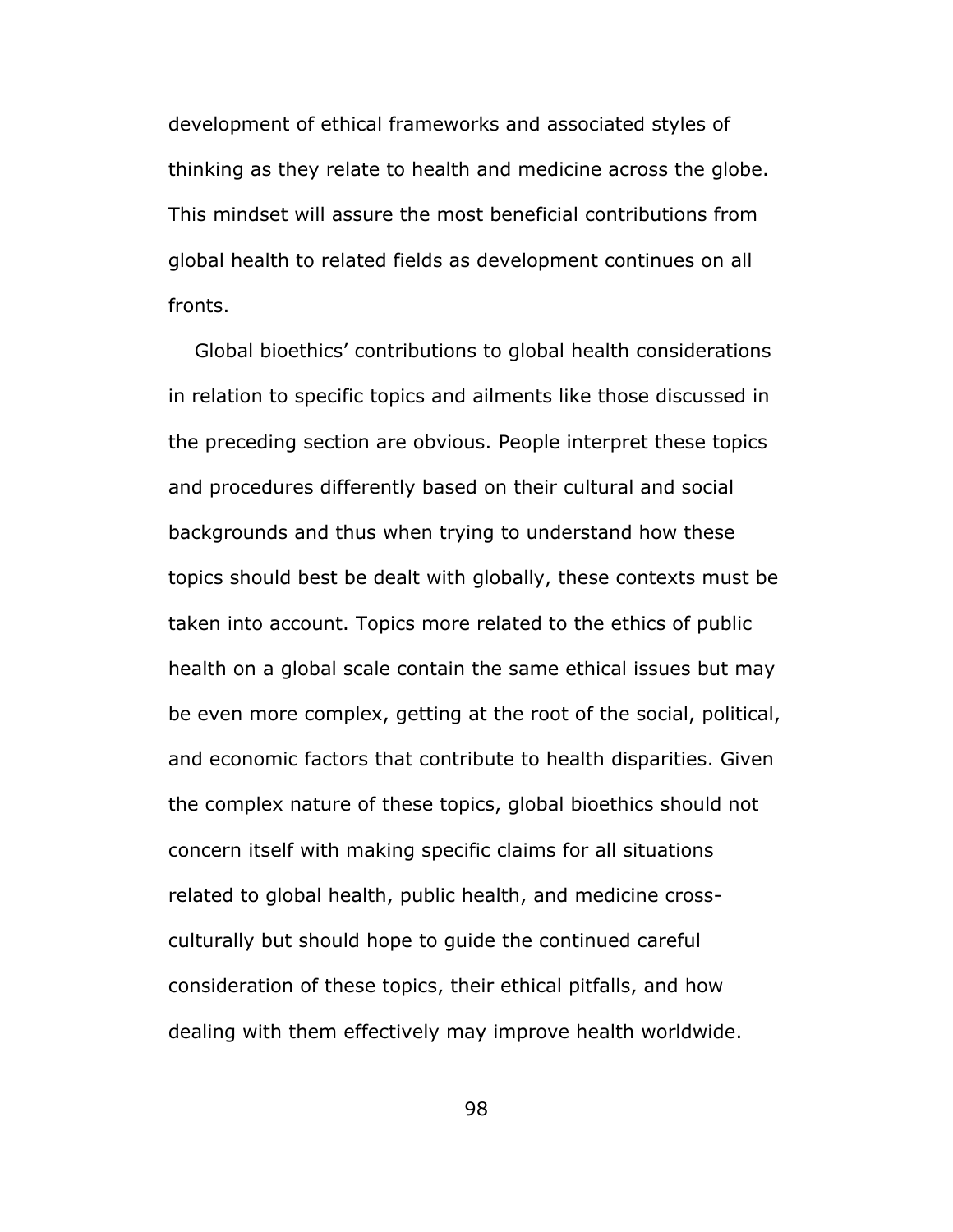development of ethical frameworks and associated styles of thinking as they relate to health and medicine across the globe. This mindset will assure the most beneficial contributions from global health to related fields as development continues on all fronts.

Global bioethics' contributions to global health considerations in relation to specific topics and ailments like those discussed in the preceding section are obvious. People interpret these topics and procedures differently based on their cultural and social backgrounds and thus when trying to understand how these topics should best be dealt with globally, these contexts must be taken into account. Topics more related to the ethics of public health on a global scale contain the same ethical issues but may be even more complex, getting at the root of the social, political, and economic factors that contribute to health disparities. Given the complex nature of these topics, global bioethics should not concern itself with making specific claims for all situations related to global health, public health, and medicine cross-culturally but should hope to guide the continued careful consideration of these topics, their ethical pitfalls, and how dealing with them effectively may improve health worldwide.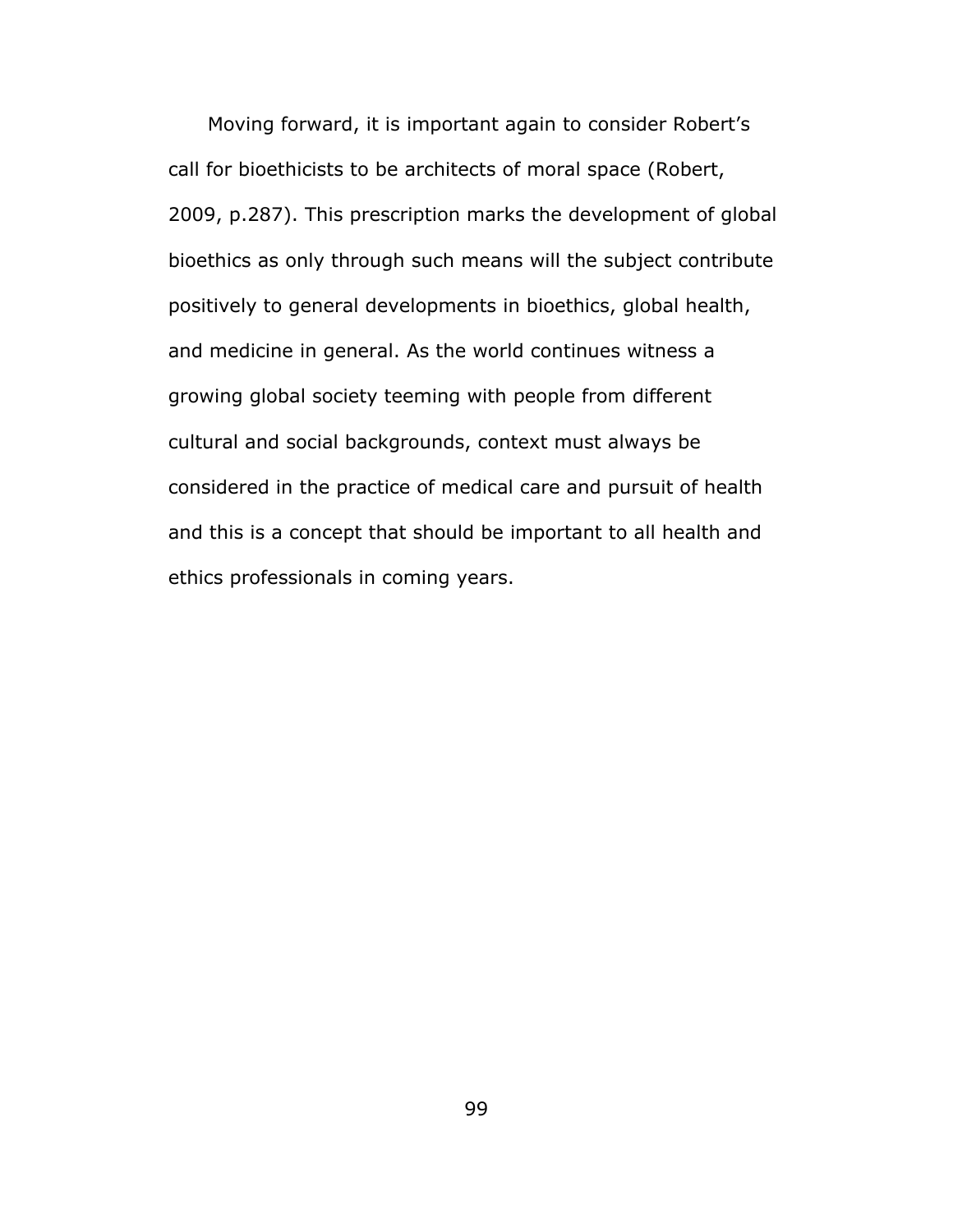Moving forward, it is important again to consider Robert's call for bioethicists to be architects of moral space (Robert, 2009, p.287). This prescription marks the development of global bioethics as only through such means will the subject contribute positively to general developments in bioethics, global health, and medicine in general. As the world continues witness a growing global society teeming with people from different cultural and social backgrounds, context must always be considered in the practice of medical care and pursuit of health and this is a concept that should be important to all health and ethics professionals in coming years.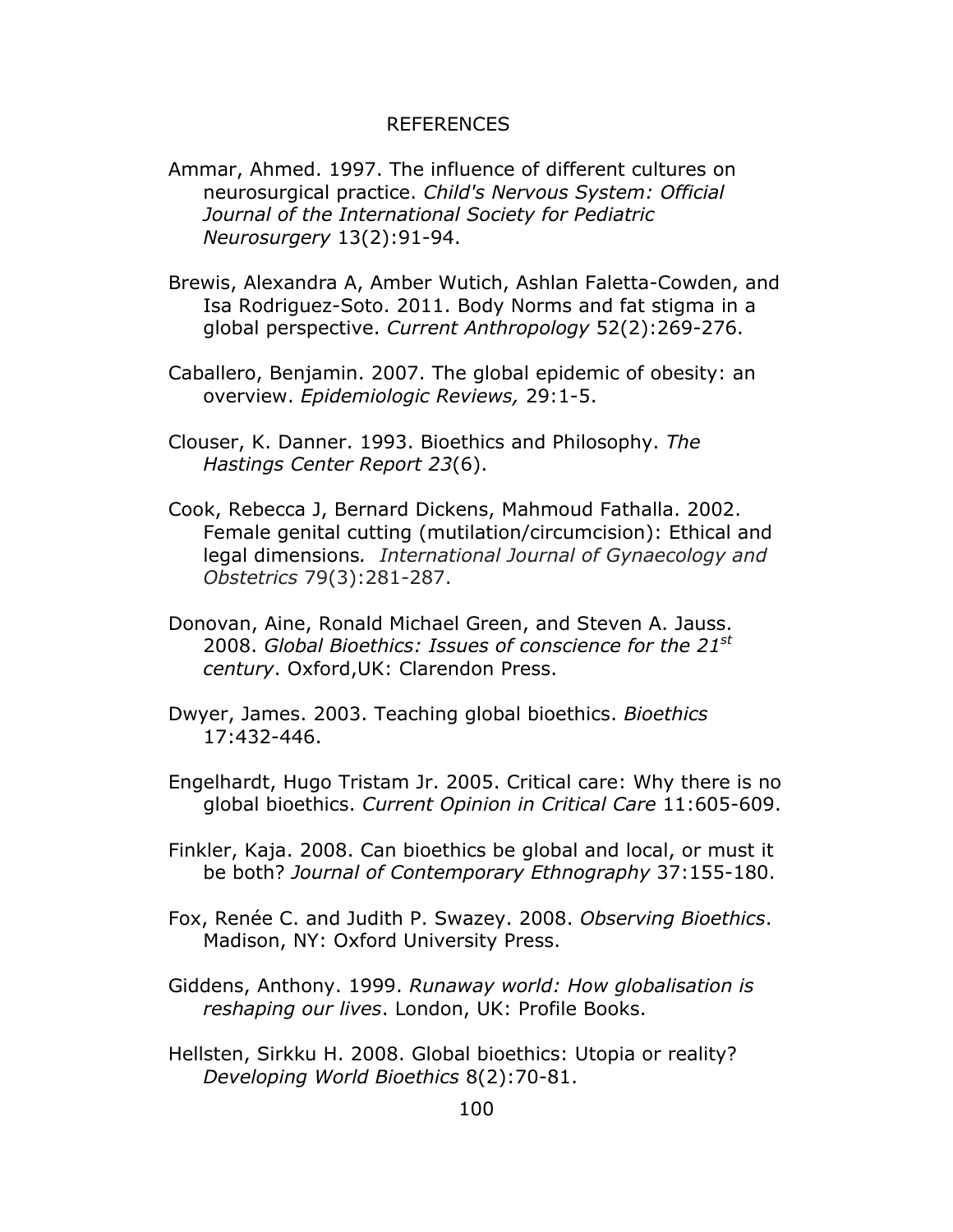# REFERENCES

Ammar, Ahmed. 1997. The influence of different cultures on neurosurgical practice. *Child's Nervous System: Official Journal of the International Society for Pediatric Neurosurgery* 13(2):91-94.

Brewis, Alexandra A, Amber Wutich, Ashlan Faletta-Cowden, and Isa Rodriguez-Soto. 2011. Body Norms and fat stigma in a global perspective. *Current Anthropology* 52(2):269-276.

Caballero, Benjamin. 2007. The global epidemic of obesity: an overview. *Epidemiologic Reviews,* 29:1-5.

Clouser, K. Danner. 1993. Bioethics and Philosophy. *The Hastings Center Report 23*(6).

Cook, Rebecca J, Bernard Dickens, Mahmoud Fathalla. 2002. Female genital cutting (mutilation/circumcision): Ethical and legal dimensions*. International Journal of Gynaecology and Obstetrics* 79(3):281-287.

Donovan, Aine, Ronald Michael Green, and Steven A. Jauss. 2008. *Global Bioethics: Issues of conscience for the 21st century*. Oxford,UK: Clarendon Press.

Dwyer, James. 2003. Teaching global bioethics. *Bioethics* 17:432-446.

Engelhardt, Hugo Tristam Jr. 2005. Critical care: Why there is no global bioethics. *Current Opinion in Critical Care* 11:605-609.

Finkler, Kaja. 2008. Can bioethics be global and local, or must it be both? *Journal of Contemporary Ethnography* 37:155-180.

Fox, Renée C. and Judith P. Swazey. 2008. *Observing Bioethics*. Madison, NY: Oxford University Press.

Giddens, Anthony. 1999. *Runaway world: How globalisation is reshaping our lives*. London, UK: Profile Books.

Hellsten, Sirkku H. 2008. Global bioethics: Utopia or reality? *Developing World Bioethics* 8(2):70-81.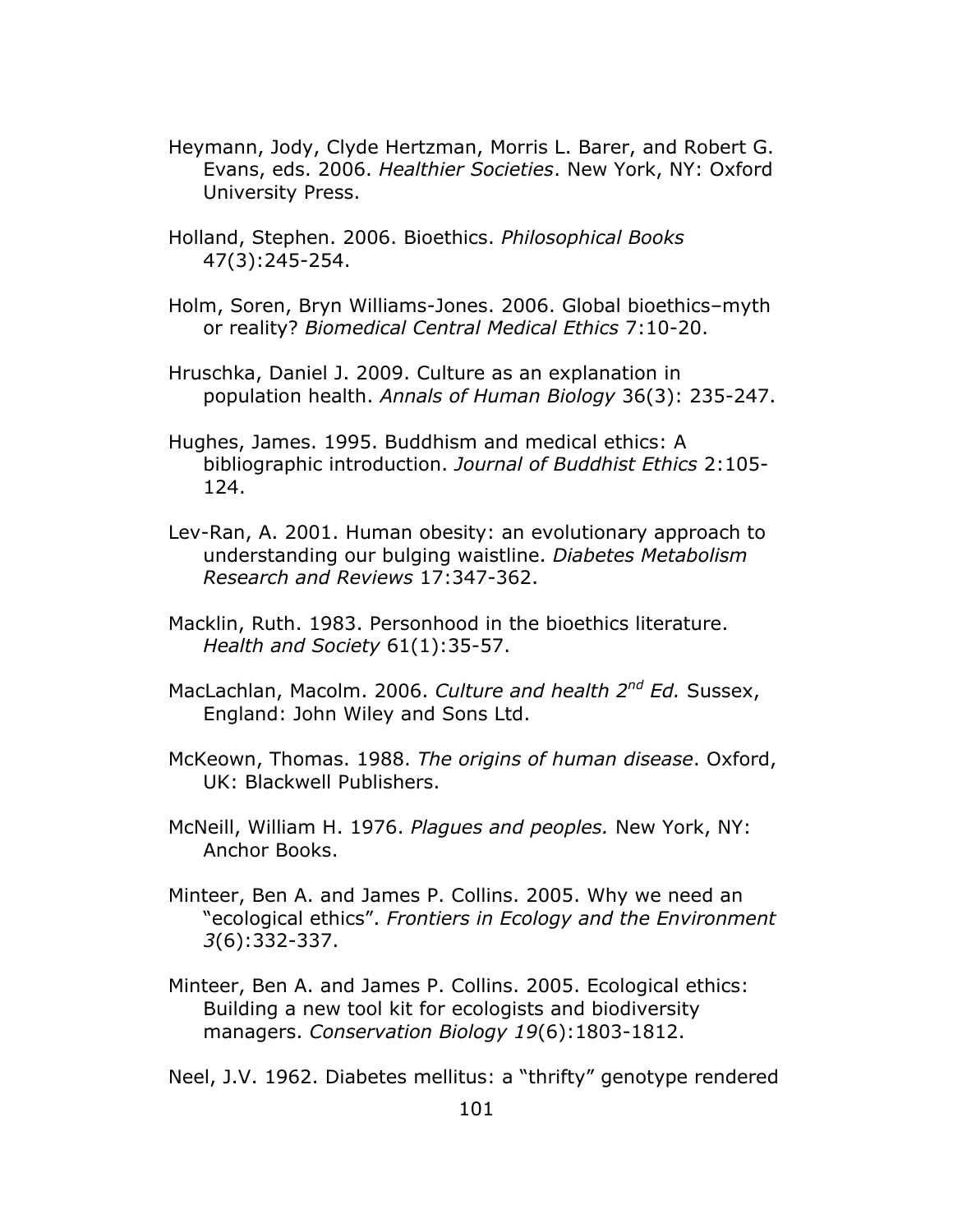Heymann, Jody, Clyde Hertzman, Morris L. Barer, and Robert G. Evans, eds. 2006. *Healthier Societies*. New York, NY: Oxford University Press.

Holland, Stephen. 2006. Bioethics. *Philosophical Books* 47(3):245-254.

Holm, Soren, Bryn Williams-Jones. 2006. Global bioethics–myth or reality? *Biomedical Central Medical Ethics* 7:10-20.

Hruschka, Daniel J. 2009. Culture as an explanation in population health. *Annals of Human Biology* 36(3): 235-247.

Hughes, James. 1995. Buddhism and medical ethics: A bibliographic introduction. *Journal of Buddhist Ethics* 2:105-124.

Lev-Ran, A. 2001. Human obesity: an evolutionary approach to understanding our bulging waistline. *Diabetes Metabolism Research and Reviews* 17:347-362.

Macklin, Ruth. 1983. Personhood in the bioethics literature. *Health and Society* 61(1):35-57.

MacLachlan, Macolm. 2006. *Culture and health 2nd Ed.* Sussex, England: John Wiley and Sons Ltd.

McKeown, Thomas. 1988. *The origins of human disease*. Oxford, UK: Blackwell Publishers.

McNeill, William H. 1976. *Plagues and peoples.* New York, NY: Anchor Books.

Minteer, Ben A. and James P. Collins. 2005. Why we need an "ecological ethics". *Frontiers in Ecology and the Environment 3*(6):332-337.

Minteer, Ben A. and James P. Collins. 2005. Ecological ethics: Building a new tool kit for ecologists and biodiversity managers. *Conservation Biology 19*(6):1803-1812.

Neel, J.V. 1962. Diabetes mellitus: a "thrifty" genotype rendered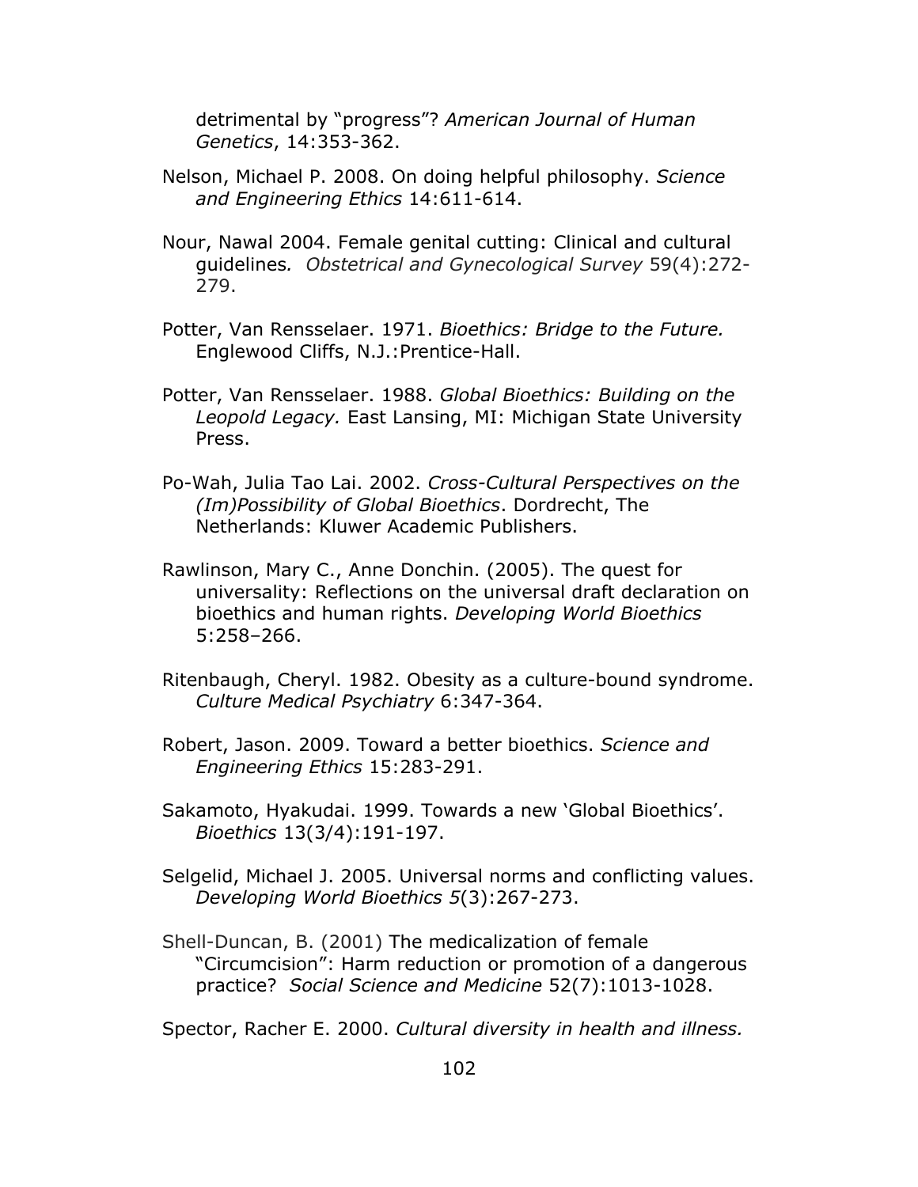detrimental by "progress"? *American Journal of Human Genetics*, 14:353-362.

Nelson, Michael P. 2008. On doing helpful philosophy. *Science and Engineering Ethics* 14:611-614.

Nour, Nawal 2004. Female genital cutting: Clinical and cultural guidelines*. Obstetrical and Gynecological Survey* 59(4):272-279.

Potter, Van Rensselaer. 1971. *Bioethics: Bridge to the Future.* Englewood Cliffs, N.J.:Prentice-Hall.

Potter, Van Rensselaer. 1988. *Global Bioethics: Building on the Leopold Legacy.* East Lansing, MI: Michigan State University Press.

Po-Wah, Julia Tao Lai. 2002. *Cross-Cultural Perspectives on the (Im)Possibility of Global Bioethics*. Dordrecht, The Netherlands: Kluwer Academic Publishers.

Rawlinson, Mary C., Anne Donchin. (2005). The quest for universality: Reflections on the universal draft declaration on bioethics and human rights. *Developing World Bioethics* 5:258–266.

Ritenbaugh, Cheryl. 1982. Obesity as a culture-bound syndrome. *Culture Medical Psychiatry* 6:347-364.

Robert, Jason. 2009. Toward a better bioethics. *Science and Engineering Ethics* 15:283-291.

Sakamoto, Hyakudai. 1999. Towards a new 'Global Bioethics'. *Bioethics* 13(3/4):191-197.

Selgelid, Michael J. 2005. Universal norms and conflicting values. *Developing World Bioethics 5*(3):267-273.

Shell-Duncan, B. (2001) The medicalization of female "Circumcision": Harm reduction or promotion of a dangerous practice? *Social Science and Medicine* 52(7):1013-1028.

Spector, Racher E. 2000. *Cultural diversity in health and illness.*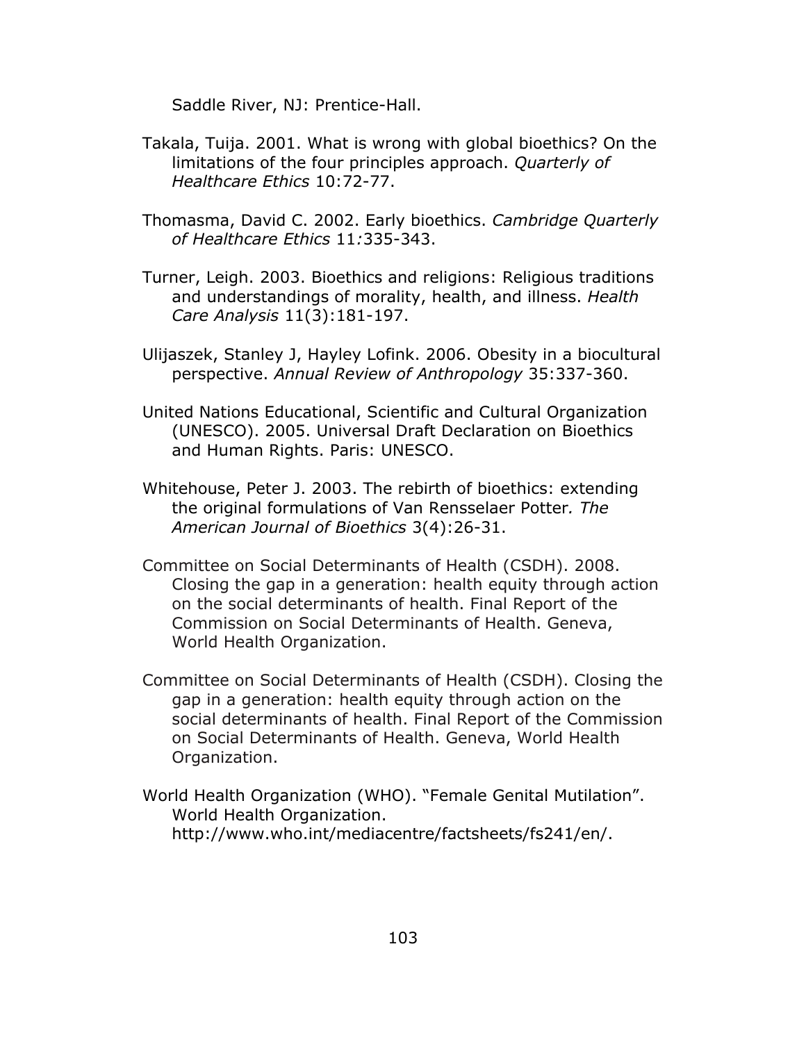Saddle River, NJ: Prentice-Hall.

Takala, Tuija. 2001. What is wrong with global bioethics? On the limitations of the four principles approach. *Quarterly of Healthcare Ethics* 10:72-77.

Thomasma, David C. 2002. Early bioethics. *Cambridge Quarterly of Healthcare Ethics* 11*:*335-343.

Turner, Leigh. 2003. Bioethics and religions: Religious traditions and understandings of morality, health, and illness. *Health Care Analysis* 11(3):181-197.

Ulijaszek, Stanley J, Hayley Lofink. 2006. Obesity in a biocultural perspective. *Annual Review of Anthropology* 35:337-360.

United Nations Educational, Scientific and Cultural Organization (UNESCO). 2005. Universal Draft Declaration on Bioethics and Human Rights. Paris: UNESCO.

Whitehouse, Peter J. 2003. The rebirth of bioethics: extending the original formulations of Van Rensselaer Potter*. The American Journal of Bioethics* 3(4):26-31.

Committee on Social Determinants of Health (CSDH). 2008. Closing the gap in a generation: health equity through action on the social determinants of health. Final Report of the Commission on Social Determinants of Health. Geneva, World Health Organization.

Committee on Social Determinants of Health (CSDH). Closing the gap in a generation: health equity through action on the social determinants of health. Final Report of the Commission on Social Determinants of Health. Geneva, World Health Organization.

World Health Organization (WHO). "Female Genital Mutilation". World Health Organization. http://www.who.int/mediacentre/factsheets/fs241/en/.